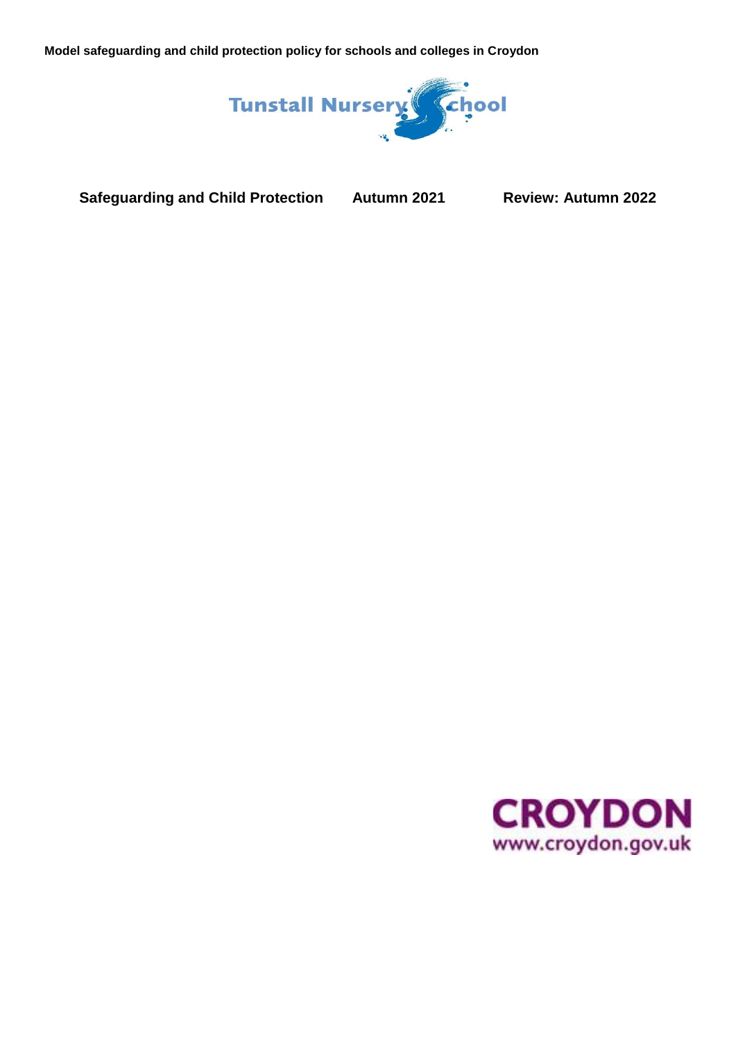**Model safeguarding and child protection policy for schools and colleges in Croydon**

Tunstall Nursery School

**Safeguarding and Child Protection Autumn 2021 Review: Autumn 2022**

CROYDON
www.croydon.gov.uk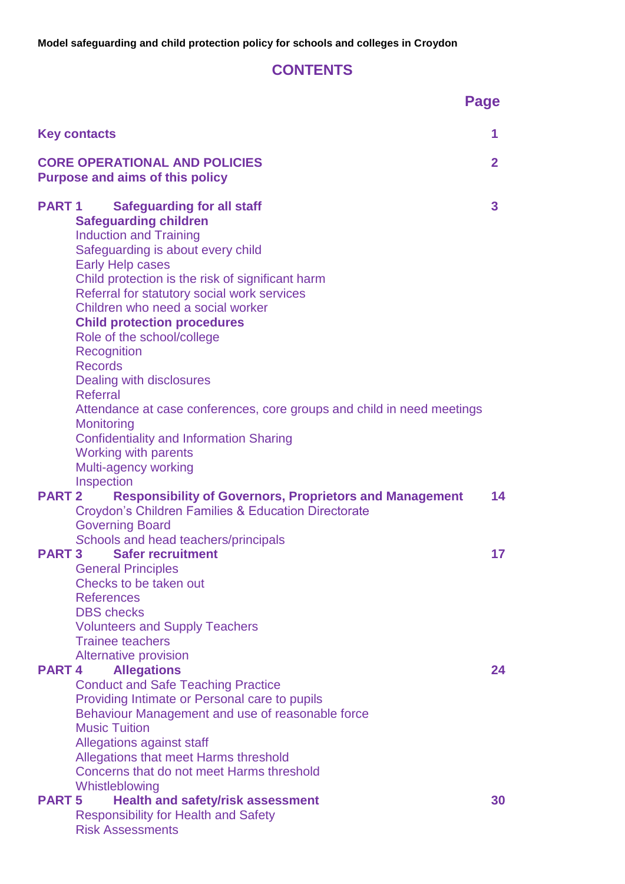**Model safeguarding and child protection policy for schools and colleges in Croydon**

# CONTENTS

| | Page |
|---|---|
| **Key contacts** | **1** |
| **CORE OPERATIONAL AND POLICIES**<br>**Purpose and aims of this policy** | **2** |
| **PART 1 Safeguarding for all staff**<br>**Safeguarding children**<br>Induction and Training<br>Safeguarding is about every child<br>Early Help cases<br>Child protection is the risk of significant harm<br>Referral for statutory social work services<br>Children who need a social worker<br>**Child protection procedures**<br>Role of the school/college<br>Recognition<br>Records<br>Dealing with disclosures<br>Referral<br>Attendance at case conferences, core groups and child in need meetings<br>Monitoring<br>Confidentiality and Information Sharing<br>Working with parents<br>Multi-agency working<br>Inspection | **3** |
| **PART 2 Responsibility of Governors, Proprietors and Management**<br>Croydon's Children Families & Education Directorate<br>Governing Board<br>Schools and head teachers/principals | **14** |
| **PART 3 Safer recruitment**<br>General Principles<br>Checks to be taken out<br>References<br>DBS checks<br>Volunteers and Supply Teachers<br>Trainee teachers<br>Alternative provision | **17** |
| **PART 4 Allegations**<br>Conduct and Safe Teaching Practice<br>Providing Intimate or Personal care to pupils<br>Behaviour Management and use of reasonable force<br>Music Tuition<br>Allegations against staff<br>Allegations that meet Harms threshold<br>Concerns that do not meet Harms threshold<br>Whistleblowing | **24** |
| **PART 5 Health and safety/risk assessment**<br>Responsibility for Health and Safety<br>Risk Assessments | **30** |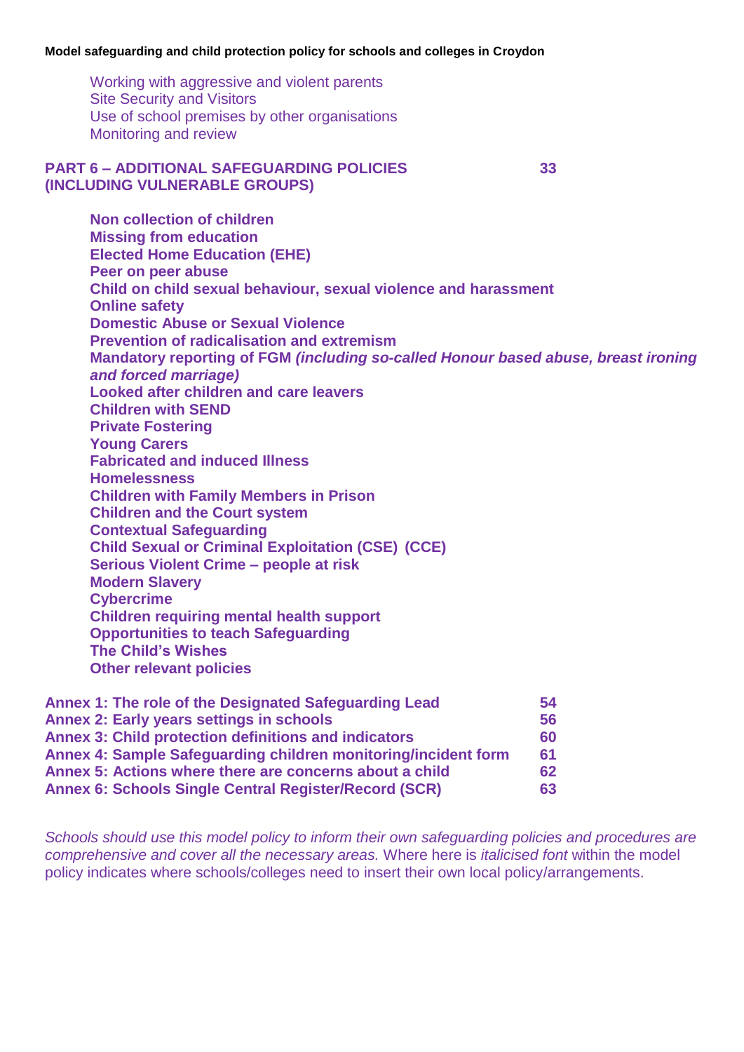Working with aggressive and violent parents
Site Security and Visitors
Use of school premises by other organisations
Monitoring and review

**PART 6 – ADDITIONAL SAFEGUARDING POLICIES (INCLUDING VULNERABLE GROUPS)** **33**

**Non collection of children**
**Missing from education**
**Elected Home Education (EHE)**
**Peer on peer abuse**
**Child on child sexual behaviour, sexual violence and harassment**
**Online safety**
**Domestic Abuse or Sexual Violence**
**Prevention of radicalisation and extremism**
**Mandatory reporting of FGM *(including so-called Honour based abuse, breast ironing and forced marriage)***
**Looked after children and care leavers**
**Children with SEND**
**Private Fostering**
**Young Carers**
**Fabricated and induced Illness**
**Homelessness**
**Children with Family Members in Prison**
**Children and the Court system**
**Contextual Safeguarding**
**Child Sexual or Criminal Exploitation (CSE) (CCE)**
**Serious Violent Crime – people at risk**
**Modern Slavery**
**Cybercrime**
**Children requiring mental health support**
**Opportunities to teach Safeguarding**
**The Child's Wishes**
**Other relevant policies**

**Annex 1: The role of the Designated Safeguarding Lead** **54**
**Annex 2: Early years settings in schools** **56**
**Annex 3: Child protection definitions and indicators** **60**
**Annex 4: Sample Safeguarding children monitoring/incident form** **61**
**Annex 5: Actions where there are concerns about a child** **62**
**Annex 6: Schools Single Central Register/Record (SCR)** **63**

*Schools should use this model policy to inform their own safeguarding policies and procedures are comprehensive and cover all the necessary areas.* Where here is *italicised font* within the model policy indicates where schools/colleges need to insert their own local policy/arrangements.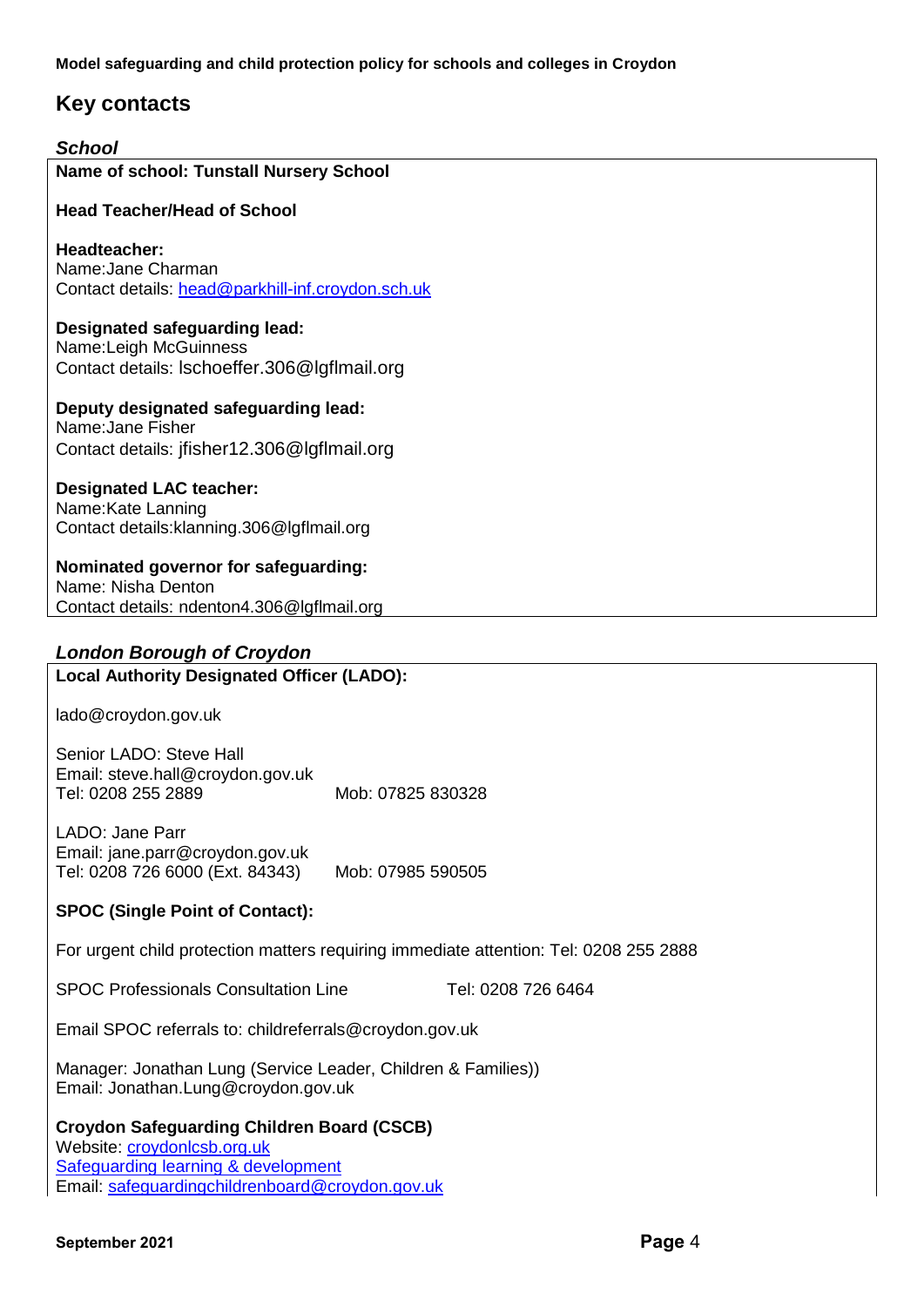## Key contacts

### *School*

**Name of school: Tunstall Nursery School**

**Head Teacher/Head of School**

**Headteacher:**
Name:Jane Charman
Contact details: head@parkhill-inf.croydon.sch.uk

**Designated safeguarding lead:**
Name:Leigh McGuinness
Contact details: lschoeffer.306@lgflmail.org

**Deputy designated safeguarding lead:**
Name:Jane Fisher
Contact details: jfisher12.306@lgflmail.org

**Designated LAC teacher:**
Name:Kate Lanning
Contact details:klanning.306@lgflmail.org

**Nominated governor for safeguarding:**
Name: Nisha Denton
Contact details: ndenton4.306@lgflmail.org

### *London Borough of Croydon*

**Local Authority Designated Officer (LADO):**

lado@croydon.gov.uk

Senior LADO: Steve Hall
Email: steve.hall@croydon.gov.uk
Tel: 0208 255 2889 Mob: 07825 830328

LADO: Jane Parr
Email: jane.parr@croydon.gov.uk
Tel: 0208 726 6000 (Ext. 84343) Mob: 07985 590505

**SPOC (Single Point of Contact):**

For urgent child protection matters requiring immediate attention: Tel: 0208 255 2888

SPOC Professionals Consultation Line Tel: 0208 726 6464

Email SPOC referrals to: childreferrals@croydon.gov.uk

Manager: Jonathan Lung (Service Leader, Children & Families))
Email: Jonathan.Lung@croydon.gov.uk

**Croydon Safeguarding Children Board (CSCB)**
Website: croydonlcsb.org.uk
Safeguarding learning & development
Email: safeguardingchildrenboard@croydon.gov.uk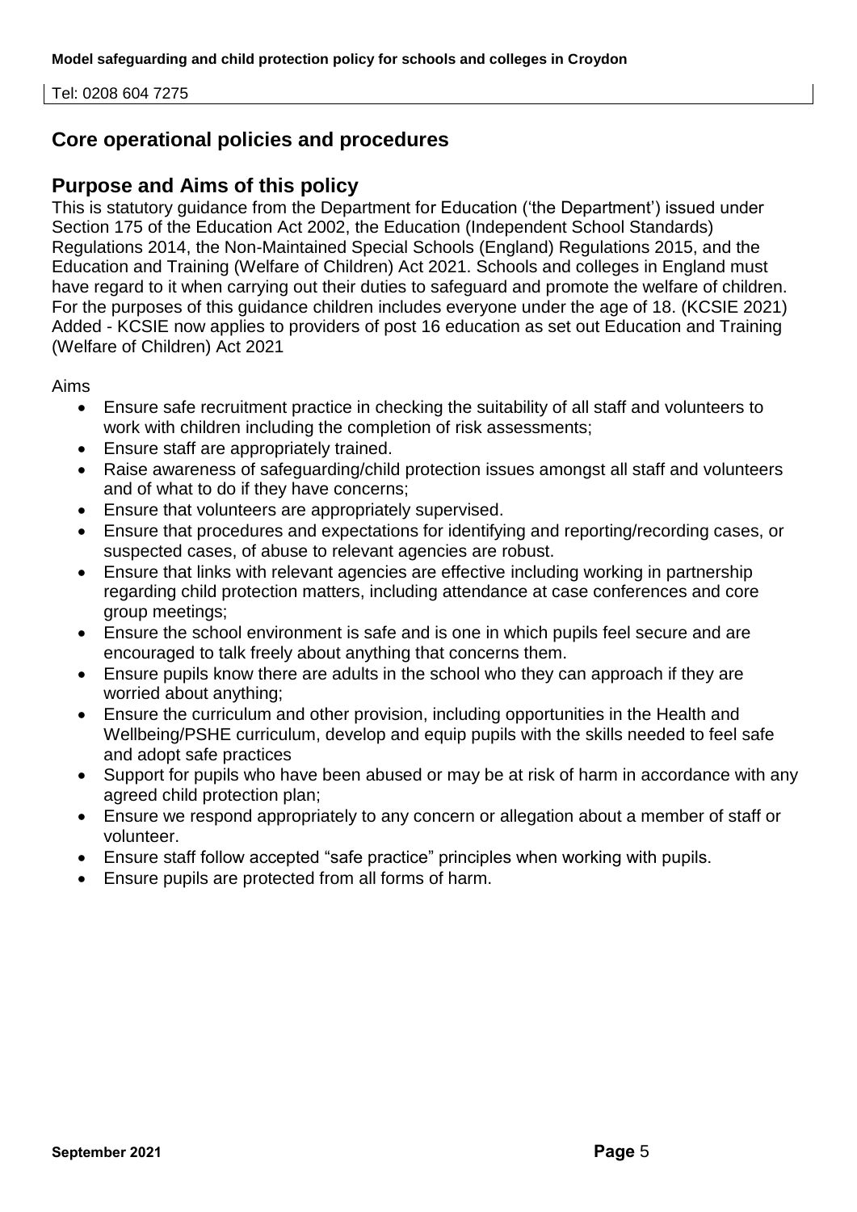Tel: 0208 604 7275

## Core operational policies and procedures

## Purpose and Aims of this policy

This is statutory guidance from the Department for Education ('the Department') issued under Section 175 of the Education Act 2002, the Education (Independent School Standards) Regulations 2014, the Non-Maintained Special Schools (England) Regulations 2015, and the Education and Training (Welfare of Children) Act 2021. Schools and colleges in England must have regard to it when carrying out their duties to safeguard and promote the welfare of children. For the purposes of this guidance children includes everyone under the age of 18. (KCSIE 2021) Added - KCSIE now applies to providers of post 16 education as set out Education and Training (Welfare of Children) Act 2021

Aims

- Ensure safe recruitment practice in checking the suitability of all staff and volunteers to work with children including the completion of risk assessments;
- Ensure staff are appropriately trained.
- Raise awareness of safeguarding/child protection issues amongst all staff and volunteers and of what to do if they have concerns;
- Ensure that volunteers are appropriately supervised.
- Ensure that procedures and expectations for identifying and reporting/recording cases, or suspected cases, of abuse to relevant agencies are robust.
- Ensure that links with relevant agencies are effective including working in partnership regarding child protection matters, including attendance at case conferences and core group meetings;
- Ensure the school environment is safe and is one in which pupils feel secure and are encouraged to talk freely about anything that concerns them.
- Ensure pupils know there are adults in the school who they can approach if they are worried about anything;
- Ensure the curriculum and other provision, including opportunities in the Health and Wellbeing/PSHE curriculum, develop and equip pupils with the skills needed to feel safe and adopt safe practices
- Support for pupils who have been abused or may be at risk of harm in accordance with any agreed child protection plan;
- Ensure we respond appropriately to any concern or allegation about a member of staff or volunteer.
- Ensure staff follow accepted "safe practice" principles when working with pupils.
- Ensure pupils are protected from all forms of harm.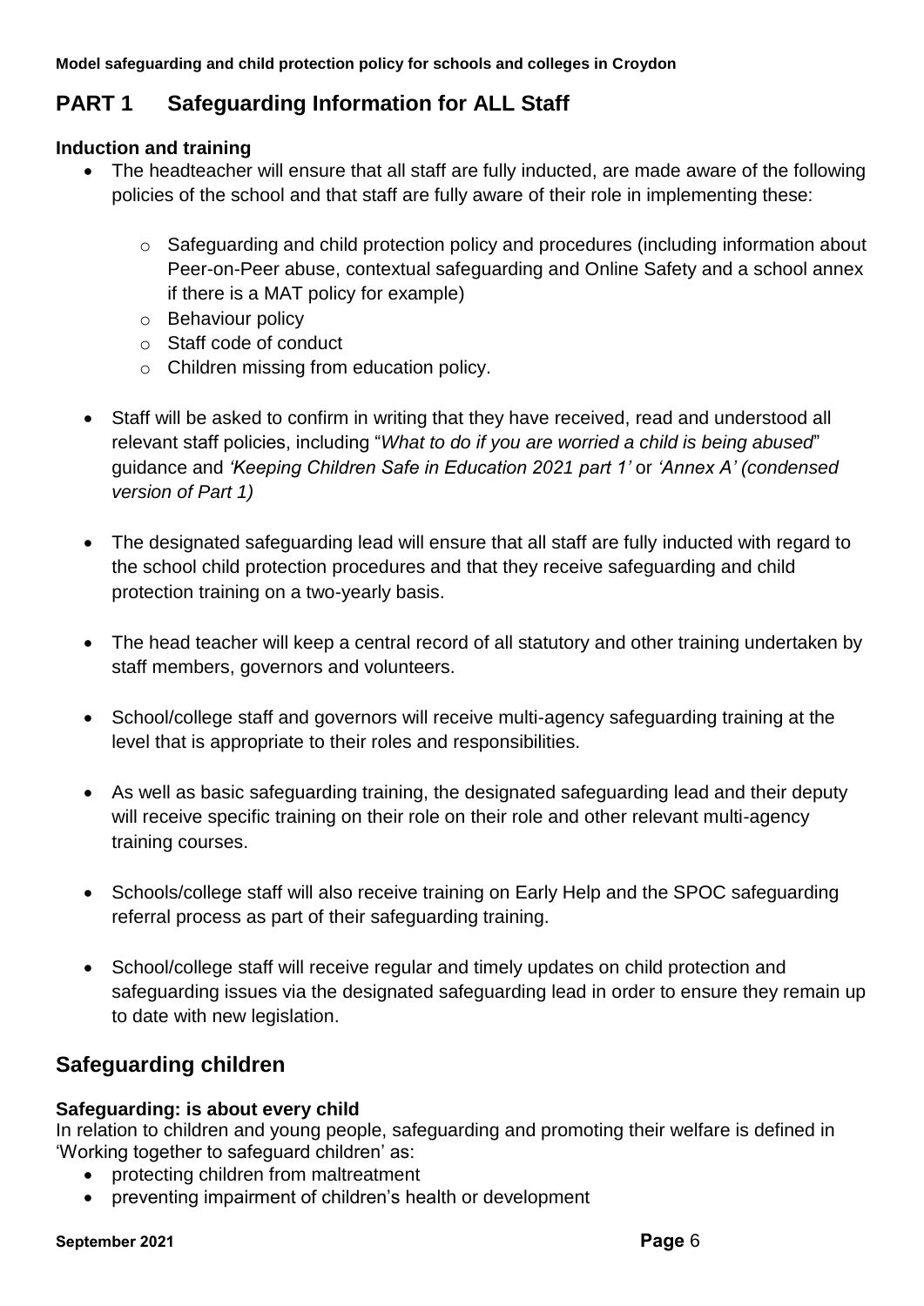# PART 1 Safeguarding Information for ALL Staff

**Induction and training**

- The headteacher will ensure that all staff are fully inducted, are made aware of the following policies of the school and that staff are fully aware of their role in implementing these:
  - Safeguarding and child protection policy and procedures (including information about Peer-on-Peer abuse, contextual safeguarding and Online Safety and a school annex if there is a MAT policy for example)
  - Behaviour policy
  - Staff code of conduct
  - Children missing from education policy.
- Staff will be asked to confirm in writing that they have received, read and understood all relevant staff policies, including "*What to do if you are worried a child is being abused*" guidance and *'Keeping Children Safe in Education 2021 part 1'* or *'Annex A' (condensed version of Part 1)*
- The designated safeguarding lead will ensure that all staff are fully inducted with regard to the school child protection procedures and that they receive safeguarding and child protection training on a two-yearly basis.
- The head teacher will keep a central record of all statutory and other training undertaken by staff members, governors and volunteers.
- School/college staff and governors will receive multi-agency safeguarding training at the level that is appropriate to their roles and responsibilities.
- As well as basic safeguarding training, the designated safeguarding lead and their deputy will receive specific training on their role on their role and other relevant multi-agency training courses.
- Schools/college staff will also receive training on Early Help and the SPOC safeguarding referral process as part of their safeguarding training.
- School/college staff will receive regular and timely updates on child protection and safeguarding issues via the designated safeguarding lead in order to ensure they remain up to date with new legislation.

## Safeguarding children

**Safeguarding: is about every child**

In relation to children and young people, safeguarding and promoting their welfare is defined in 'Working together to safeguard children' as:

- protecting children from maltreatment
- preventing impairment of children's health or development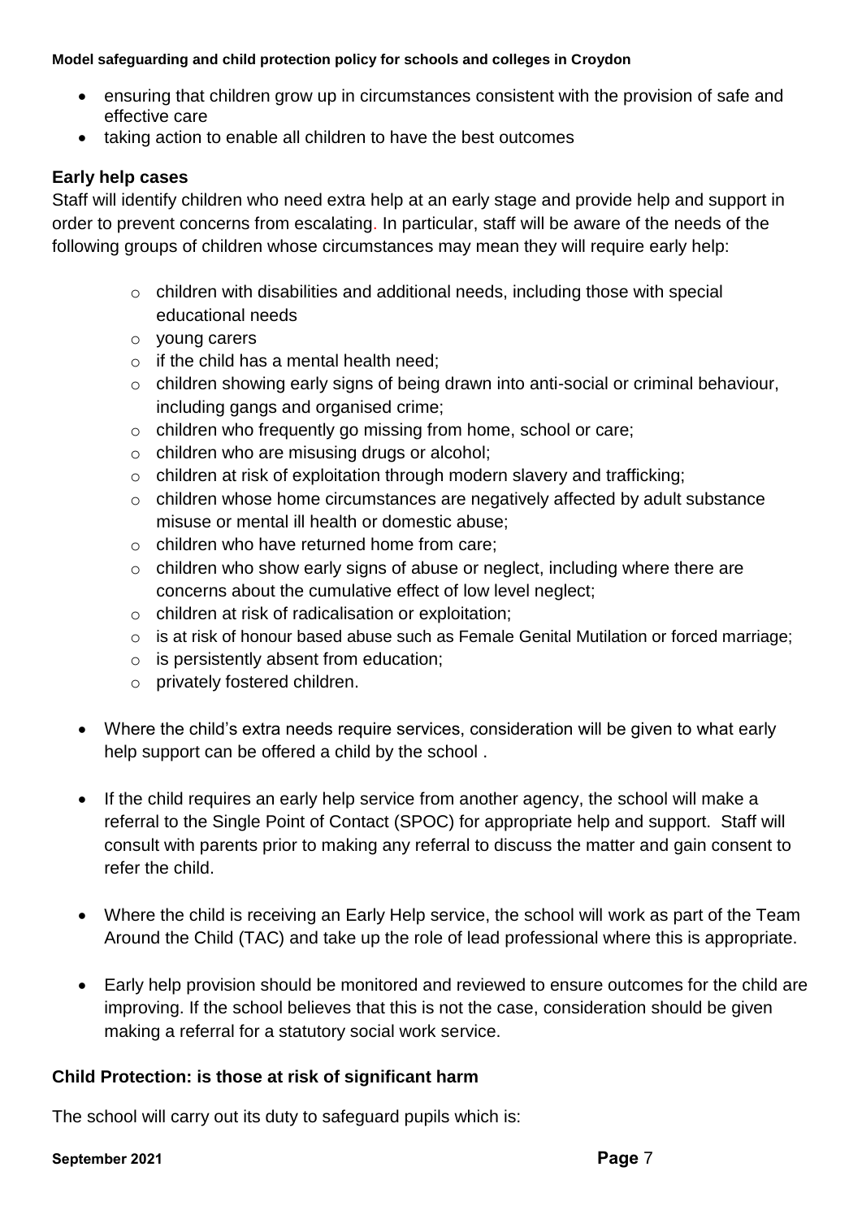- ensuring that children grow up in circumstances consistent with the provision of safe and effective care
- taking action to enable all children to have the best outcomes

**Early help cases**

Staff will identify children who need extra help at an early stage and provide help and support in order to prevent concerns from escalating. In particular, staff will be aware of the needs of the following groups of children whose circumstances may mean they will require early help:

- children with disabilities and additional needs, including those with special educational needs
- young carers
- if the child has a mental health need;
- children showing early signs of being drawn into anti-social or criminal behaviour, including gangs and organised crime;
- children who frequently go missing from home, school or care;
- children who are misusing drugs or alcohol;
- children at risk of exploitation through modern slavery and trafficking;
- children whose home circumstances are negatively affected by adult substance misuse or mental ill health or domestic abuse;
- children who have returned home from care;
- children who show early signs of abuse or neglect, including where there are concerns about the cumulative effect of low level neglect;
- children at risk of radicalisation or exploitation;
- is at risk of honour based abuse such as Female Genital Mutilation or forced marriage;
- is persistently absent from education;
- privately fostered children.

- Where the child's extra needs require services, consideration will be given to what early help support can be offered a child by the school .
- If the child requires an early help service from another agency, the school will make a referral to the Single Point of Contact (SPOC) for appropriate help and support. Staff will consult with parents prior to making any referral to discuss the matter and gain consent to refer the child.
- Where the child is receiving an Early Help service, the school will work as part of the Team Around the Child (TAC) and take up the role of lead professional where this is appropriate.
- Early help provision should be monitored and reviewed to ensure outcomes for the child are improving. If the school believes that this is not the case, consideration should be given making a referral for a statutory social work service.

**Child Protection: is those at risk of significant harm**

The school will carry out its duty to safeguard pupils which is: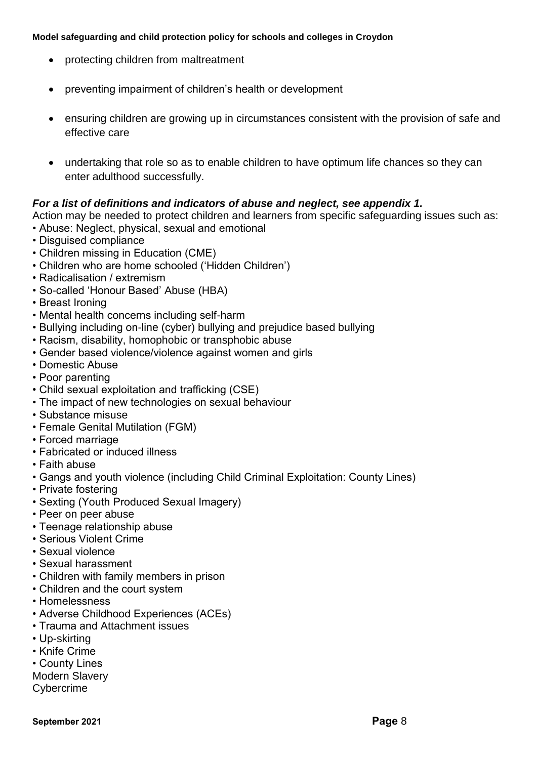- protecting children from maltreatment
- preventing impairment of children's health or development
- ensuring children are growing up in circumstances consistent with the provision of safe and effective care
- undertaking that role so as to enable children to have optimum life chances so they can enter adulthood successfully.

***For a list of definitions and indicators of abuse and neglect, see appendix 1.***

Action may be needed to protect children and learners from specific safeguarding issues such as:

- Abuse: Neglect, physical, sexual and emotional
- Disguised compliance
- Children missing in Education (CME)
- Children who are home schooled ('Hidden Children')
- Radicalisation / extremism
- So-called 'Honour Based' Abuse (HBA)
- Breast Ironing
- Mental health concerns including self-harm
- Bullying including on-line (cyber) bullying and prejudice based bullying
- Racism, disability, homophobic or transphobic abuse
- Gender based violence/violence against women and girls
- Domestic Abuse
- Poor parenting
- Child sexual exploitation and trafficking (CSE)
- The impact of new technologies on sexual behaviour
- Substance misuse
- Female Genital Mutilation (FGM)
- Forced marriage
- Fabricated or induced illness
- Faith abuse
- Gangs and youth violence (including Child Criminal Exploitation: County Lines)
- Private fostering
- Sexting (Youth Produced Sexual Imagery)
- Peer on peer abuse
- Teenage relationship abuse
- Serious Violent Crime
- Sexual violence
- Sexual harassment
- Children with family members in prison
- Children and the court system
- Homelessness
- Adverse Childhood Experiences (ACEs)
- Trauma and Attachment issues
- Up-skirting
- Knife Crime
- County Lines

Modern Slavery
Cybercrime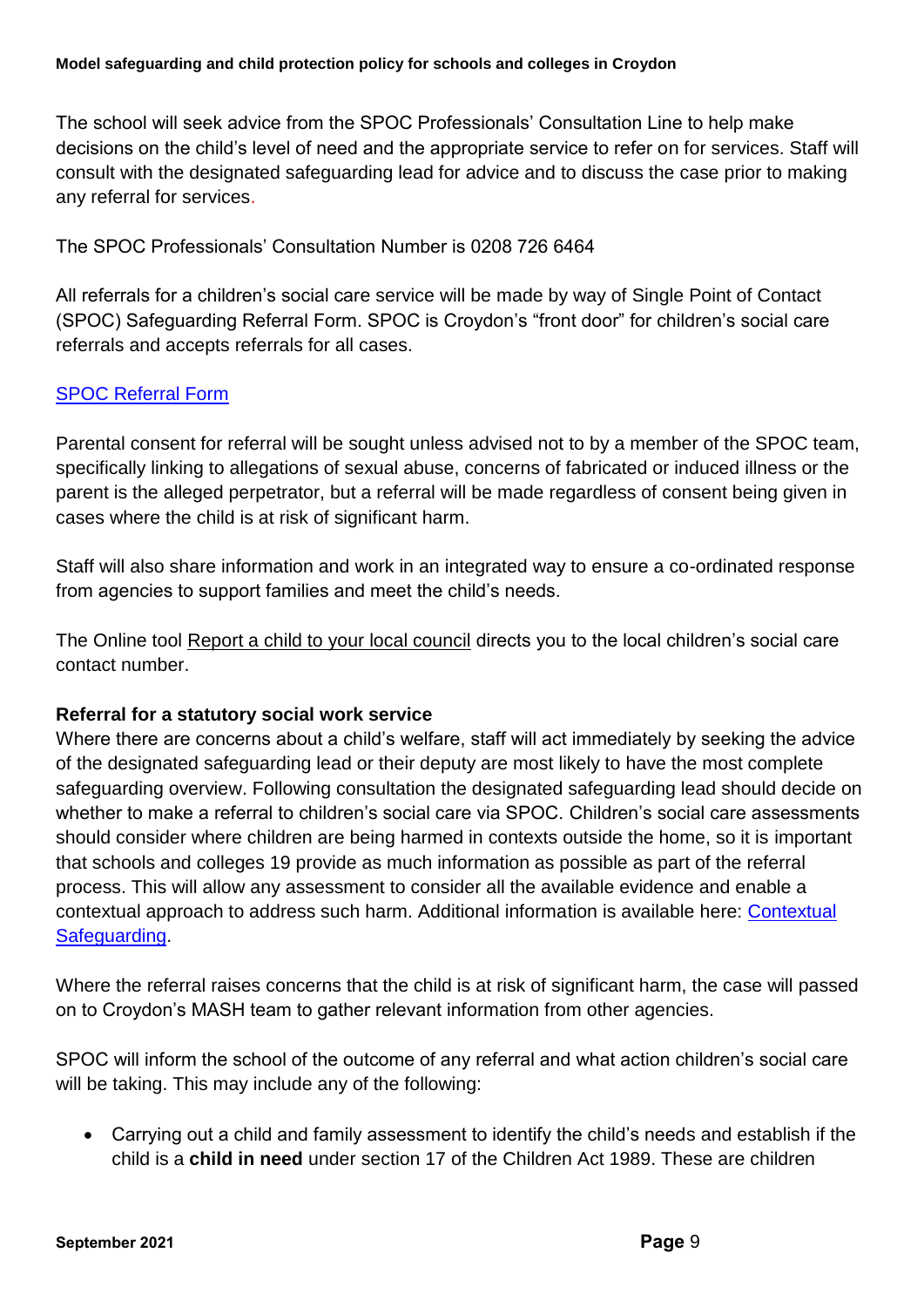The school will seek advice from the SPOC Professionals' Consultation Line to help make decisions on the child's level of need and the appropriate service to refer on for services. Staff will consult with the designated safeguarding lead for advice and to discuss the case prior to making any referral for services.

The SPOC Professionals' Consultation Number is 0208 726 6464

All referrals for a children's social care service will be made by way of Single Point of Contact (SPOC) Safeguarding Referral Form. SPOC is Croydon's "front door" for children's social care referrals and accepts referrals for all cases.

SPOC Referral Form

Parental consent for referral will be sought unless advised not to by a member of the SPOC team, specifically linking to allegations of sexual abuse, concerns of fabricated or induced illness or the parent is the alleged perpetrator, but a referral will be made regardless of consent being given in cases where the child is at risk of significant harm.

Staff will also share information and work in an integrated way to ensure a co-ordinated response from agencies to support families and meet the child's needs.

The Online tool Report a child to your local council directs you to the local children's social care contact number.

**Referral for a statutory social work service**

Where there are concerns about a child's welfare, staff will act immediately by seeking the advice of the designated safeguarding lead or their deputy are most likely to have the most complete safeguarding overview. Following consultation the designated safeguarding lead should decide on whether to make a referral to children's social care via SPOC. Children's social care assessments should consider where children are being harmed in contexts outside the home, so it is important that schools and colleges 19 provide as much information as possible as part of the referral process. This will allow any assessment to consider all the available evidence and enable a contextual approach to address such harm. Additional information is available here: Contextual Safeguarding.

Where the referral raises concerns that the child is at risk of significant harm, the case will passed on to Croydon's MASH team to gather relevant information from other agencies.

SPOC will inform the school of the outcome of any referral and what action children's social care will be taking. This may include any of the following:

- Carrying out a child and family assessment to identify the child's needs and establish if the child is a **child in need** under section 17 of the Children Act 1989. These are children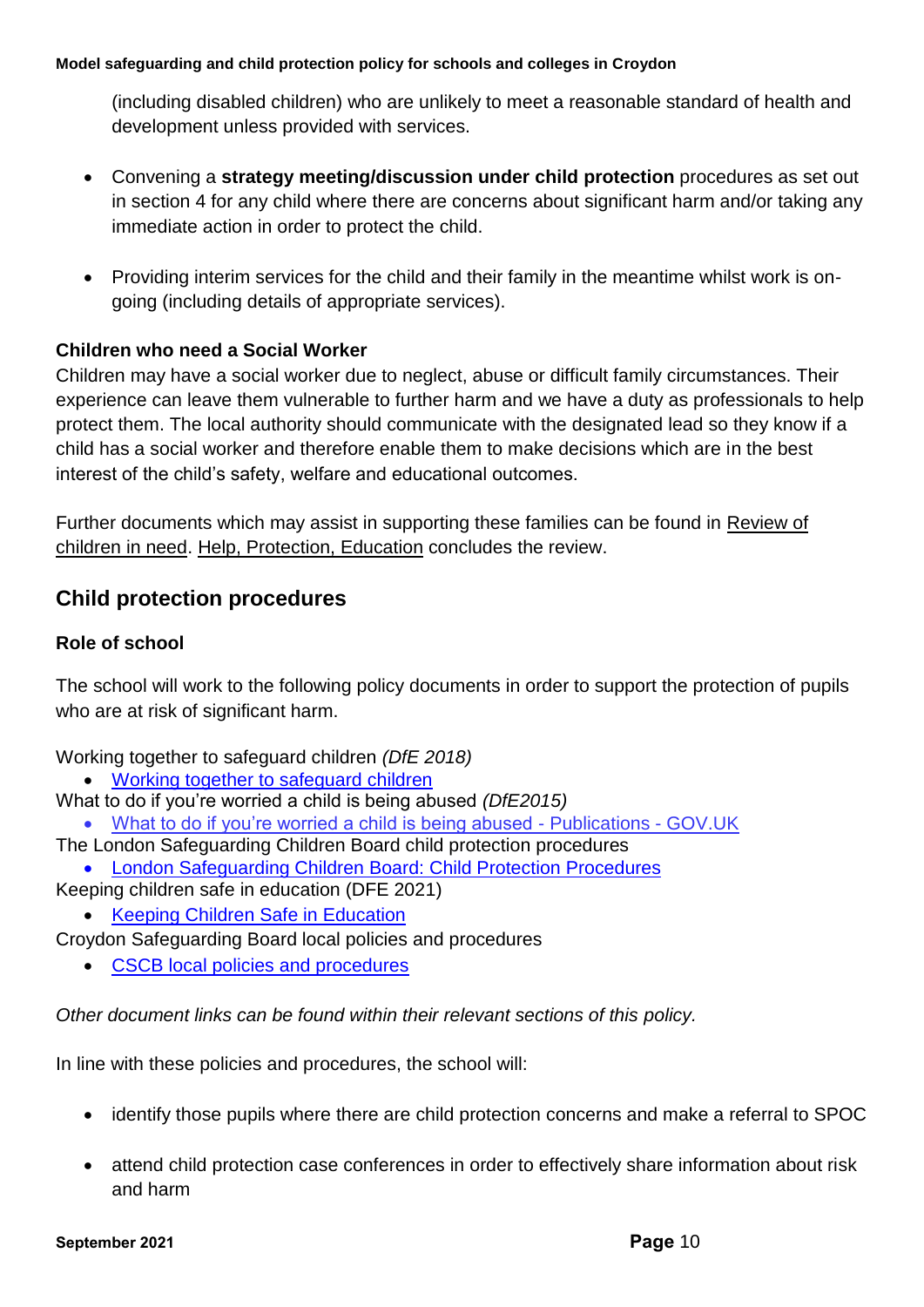(including disabled children) who are unlikely to meet a reasonable standard of health and development unless provided with services.

- Convening a **strategy meeting/discussion under child protection** procedures as set out in section 4 for any child where there are concerns about significant harm and/or taking any immediate action in order to protect the child.

- Providing interim services for the child and their family in the meantime whilst work is on-going (including details of appropriate services).

**Children who need a Social Worker**

Children may have a social worker due to neglect, abuse or difficult family circumstances. Their experience can leave them vulnerable to further harm and we have a duty as professionals to help protect them. The local authority should communicate with the designated lead so they know if a child has a social worker and therefore enable them to make decisions which are in the best interest of the child's safety, welfare and educational outcomes.

Further documents which may assist in supporting these families can be found in Review of children in need. Help, Protection, Education concludes the review.

## Child protection procedures

**Role of school**

The school will work to the following policy documents in order to support the protection of pupils who are at risk of significant harm.

Working together to safeguard children *(DfE 2018)*

- Working together to safeguard children

What to do if you're worried a child is being abused *(DfE2015)*

- What to do if you're worried a child is being abused - Publications - GOV.UK

The London Safeguarding Children Board child protection procedures

- London Safeguarding Children Board: Child Protection Procedures

Keeping children safe in education (DFE 2021)

- Keeping Children Safe in Education

Croydon Safeguarding Board local policies and procedures

- CSCB local policies and procedures

*Other document links can be found within their relevant sections of this policy.*

In line with these policies and procedures, the school will:

- identify those pupils where there are child protection concerns and make a referral to SPOC

- attend child protection case conferences in order to effectively share information about risk and harm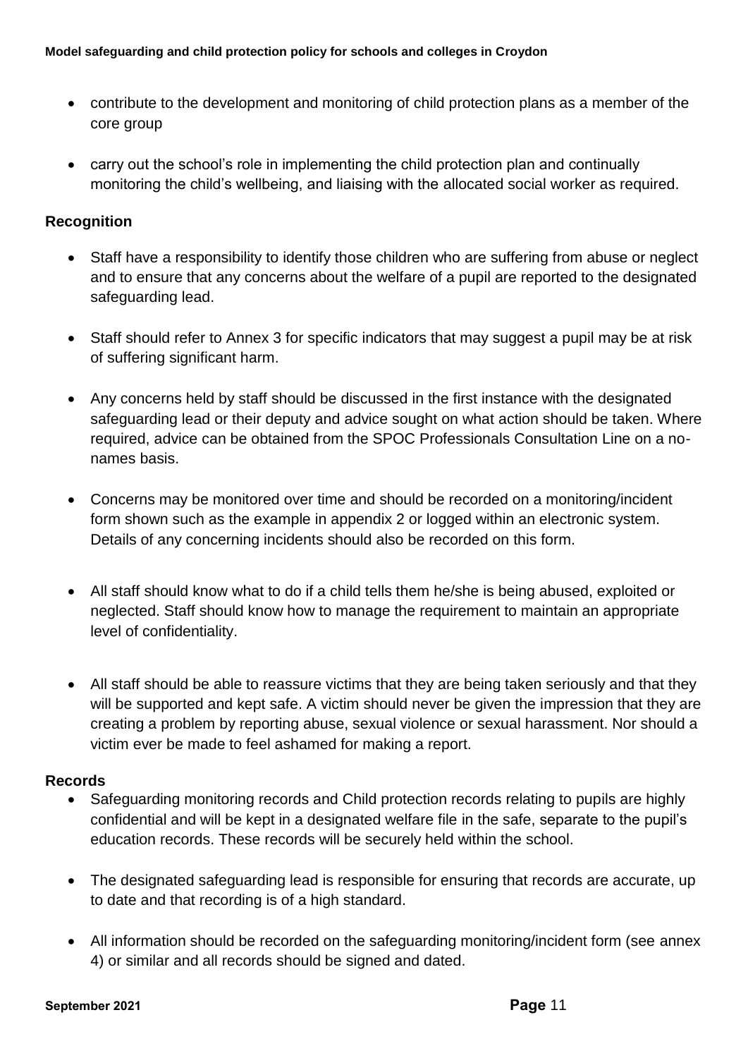- contribute to the development and monitoring of child protection plans as a member of the core group
- carry out the school's role in implementing the child protection plan and continually monitoring the child's wellbeing, and liaising with the allocated social worker as required.

### Recognition

- Staff have a responsibility to identify those children who are suffering from abuse or neglect and to ensure that any concerns about the welfare of a pupil are reported to the designated safeguarding lead.
- Staff should refer to Annex 3 for specific indicators that may suggest a pupil may be at risk of suffering significant harm.
- Any concerns held by staff should be discussed in the first instance with the designated safeguarding lead or their deputy and advice sought on what action should be taken. Where required, advice can be obtained from the SPOC Professionals Consultation Line on a no-names basis.
- Concerns may be monitored over time and should be recorded on a monitoring/incident form shown such as the example in appendix 2 or logged within an electronic system. Details of any concerning incidents should also be recorded on this form.
- All staff should know what to do if a child tells them he/she is being abused, exploited or neglected. Staff should know how to manage the requirement to maintain an appropriate level of confidentiality.
- All staff should be able to reassure victims that they are being taken seriously and that they will be supported and kept safe. A victim should never be given the impression that they are creating a problem by reporting abuse, sexual violence or sexual harassment. Nor should a victim ever be made to feel ashamed for making a report.

### Records

- Safeguarding monitoring records and Child protection records relating to pupils are highly confidential and will be kept in a designated welfare file in the safe, separate to the pupil's education records. These records will be securely held within the school.
- The designated safeguarding lead is responsible for ensuring that records are accurate, up to date and that recording is of a high standard.
- All information should be recorded on the safeguarding monitoring/incident form (see annex 4) or similar and all records should be signed and dated.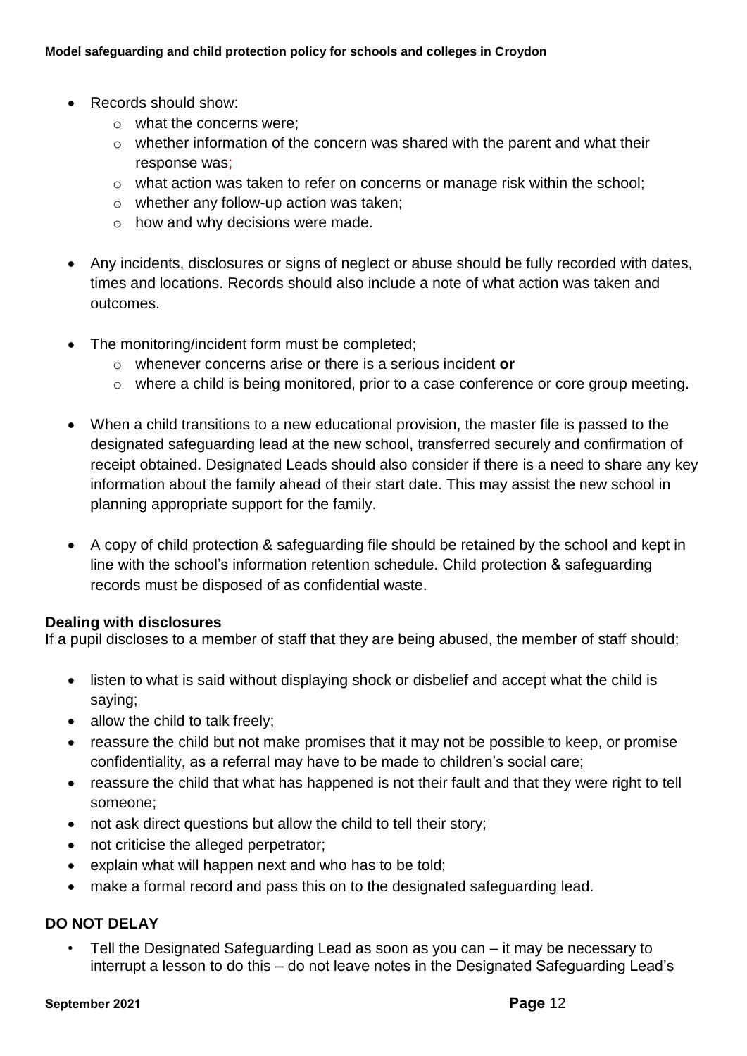- Records should show:
  - what the concerns were;
  - whether information of the concern was shared with the parent and what their response was;
  - what action was taken to refer on concerns or manage risk within the school;
  - whether any follow-up action was taken;
  - how and why decisions were made.

- Any incidents, disclosures or signs of neglect or abuse should be fully recorded with dates, times and locations. Records should also include a note of what action was taken and outcomes.

- The monitoring/incident form must be completed;
  - whenever concerns arise or there is a serious incident **or**
  - where a child is being monitored, prior to a case conference or core group meeting.

- When a child transitions to a new educational provision, the master file is passed to the designated safeguarding lead at the new school, transferred securely and confirmation of receipt obtained. Designated Leads should also consider if there is a need to share any key information about the family ahead of their start date. This may assist the new school in planning appropriate support for the family.

- A copy of child protection & safeguarding file should be retained by the school and kept in line with the school's information retention schedule. Child protection & safeguarding records must be disposed of as confidential waste.

**Dealing with disclosures**

If a pupil discloses to a member of staff that they are being abused, the member of staff should;

- listen to what is said without displaying shock or disbelief and accept what the child is saying;
- allow the child to talk freely;
- reassure the child but not make promises that it may not be possible to keep, or promise confidentiality, as a referral may have to be made to children's social care;
- reassure the child that what has happened is not their fault and that they were right to tell someone;
- not ask direct questions but allow the child to tell their story;
- not criticise the alleged perpetrator;
- explain what will happen next and who has to be told;
- make a formal record and pass this on to the designated safeguarding lead.

**DO NOT DELAY**

- Tell the Designated Safeguarding Lead as soon as you can – it may be necessary to interrupt a lesson to do this – do not leave notes in the Designated Safeguarding Lead's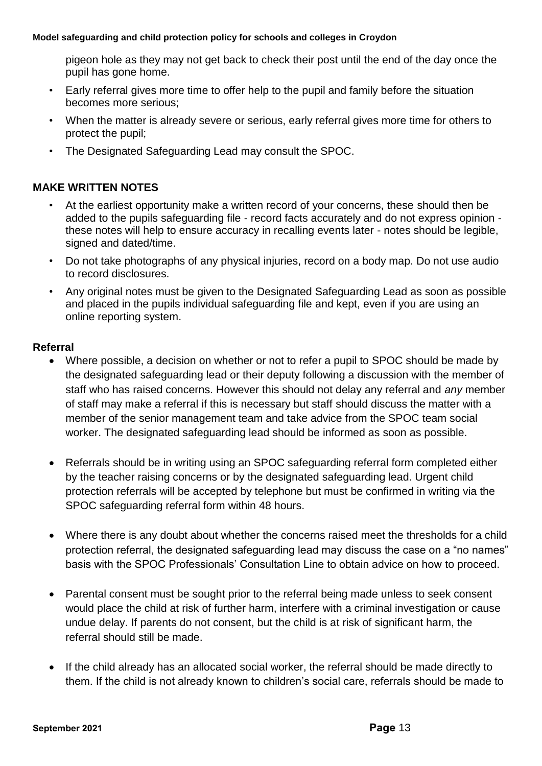pigeon hole as they may not get back to check their post until the end of the day once the pupil has gone home.

- Early referral gives more time to offer help to the pupil and family before the situation becomes more serious;
- When the matter is already severe or serious, early referral gives more time for others to protect the pupil;
- The Designated Safeguarding Lead may consult the SPOC.

## MAKE WRITTEN NOTES

- At the earliest opportunity make a written record of your concerns, these should then be added to the pupils safeguarding file - record facts accurately and do not express opinion - these notes will help to ensure accuracy in recalling events later - notes should be legible, signed and dated/time.
- Do not take photographs of any physical injuries, record on a body map. Do not use audio to record disclosures.
- Any original notes must be given to the Designated Safeguarding Lead as soon as possible and placed in the pupils individual safeguarding file and kept, even if you are using an online reporting system.

### Referral

- Where possible, a decision on whether or not to refer a pupil to SPOC should be made by the designated safeguarding lead or their deputy following a discussion with the member of staff who has raised concerns. However this should not delay any referral and *any* member of staff may make a referral if this is necessary but staff should discuss the matter with a member of the senior management team and take advice from the SPOC team social worker. The designated safeguarding lead should be informed as soon as possible.

- Referrals should be in writing using an SPOC safeguarding referral form completed either by the teacher raising concerns or by the designated safeguarding lead. Urgent child protection referrals will be accepted by telephone but must be confirmed in writing via the SPOC safeguarding referral form within 48 hours.

- Where there is any doubt about whether the concerns raised meet the thresholds for a child protection referral, the designated safeguarding lead may discuss the case on a "no names" basis with the SPOC Professionals' Consultation Line to obtain advice on how to proceed.

- Parental consent must be sought prior to the referral being made unless to seek consent would place the child at risk of further harm, interfere with a criminal investigation or cause undue delay. If parents do not consent, but the child is at risk of significant harm, the referral should still be made.

- If the child already has an allocated social worker, the referral should be made directly to them. If the child is not already known to children's social care, referrals should be made to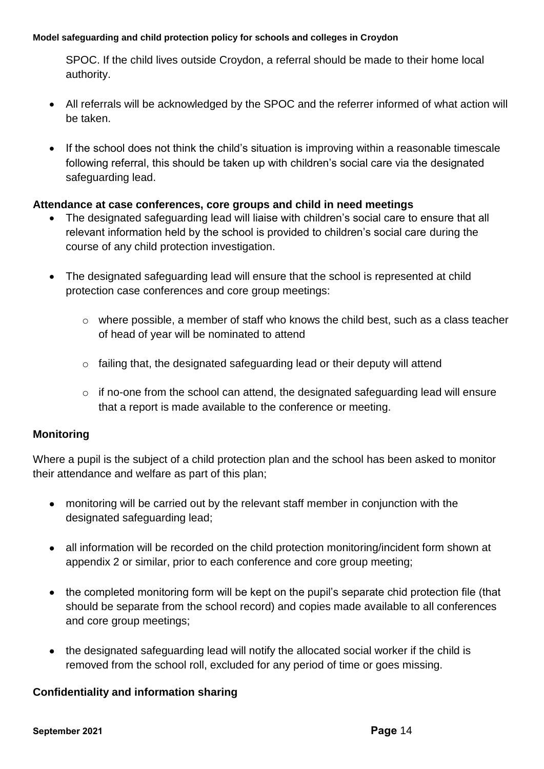SPOC. If the child lives outside Croydon, a referral should be made to their home local authority.

- All referrals will be acknowledged by the SPOC and the referrer informed of what action will be taken.
- If the school does not think the child's situation is improving within a reasonable timescale following referral, this should be taken up with children's social care via the designated safeguarding lead.

**Attendance at case conferences, core groups and child in need meetings**

- The designated safeguarding lead will liaise with children's social care to ensure that all relevant information held by the school is provided to children's social care during the course of any child protection investigation.
- The designated safeguarding lead will ensure that the school is represented at child protection case conferences and core group meetings:
  - where possible, a member of staff who knows the child best, such as a class teacher of head of year will be nominated to attend
  - failing that, the designated safeguarding lead or their deputy will attend
  - if no-one from the school can attend, the designated safeguarding lead will ensure that a report is made available to the conference or meeting.

**Monitoring**

Where a pupil is the subject of a child protection plan and the school has been asked to monitor their attendance and welfare as part of this plan;

- monitoring will be carried out by the relevant staff member in conjunction with the designated safeguarding lead;
- all information will be recorded on the child protection monitoring/incident form shown at appendix 2 or similar, prior to each conference and core group meeting;
- the completed monitoring form will be kept on the pupil's separate chid protection file (that should be separate from the school record) and copies made available to all conferences and core group meetings;
- the designated safeguarding lead will notify the allocated social worker if the child is removed from the school roll, excluded for any period of time or goes missing.

**Confidentiality and information sharing**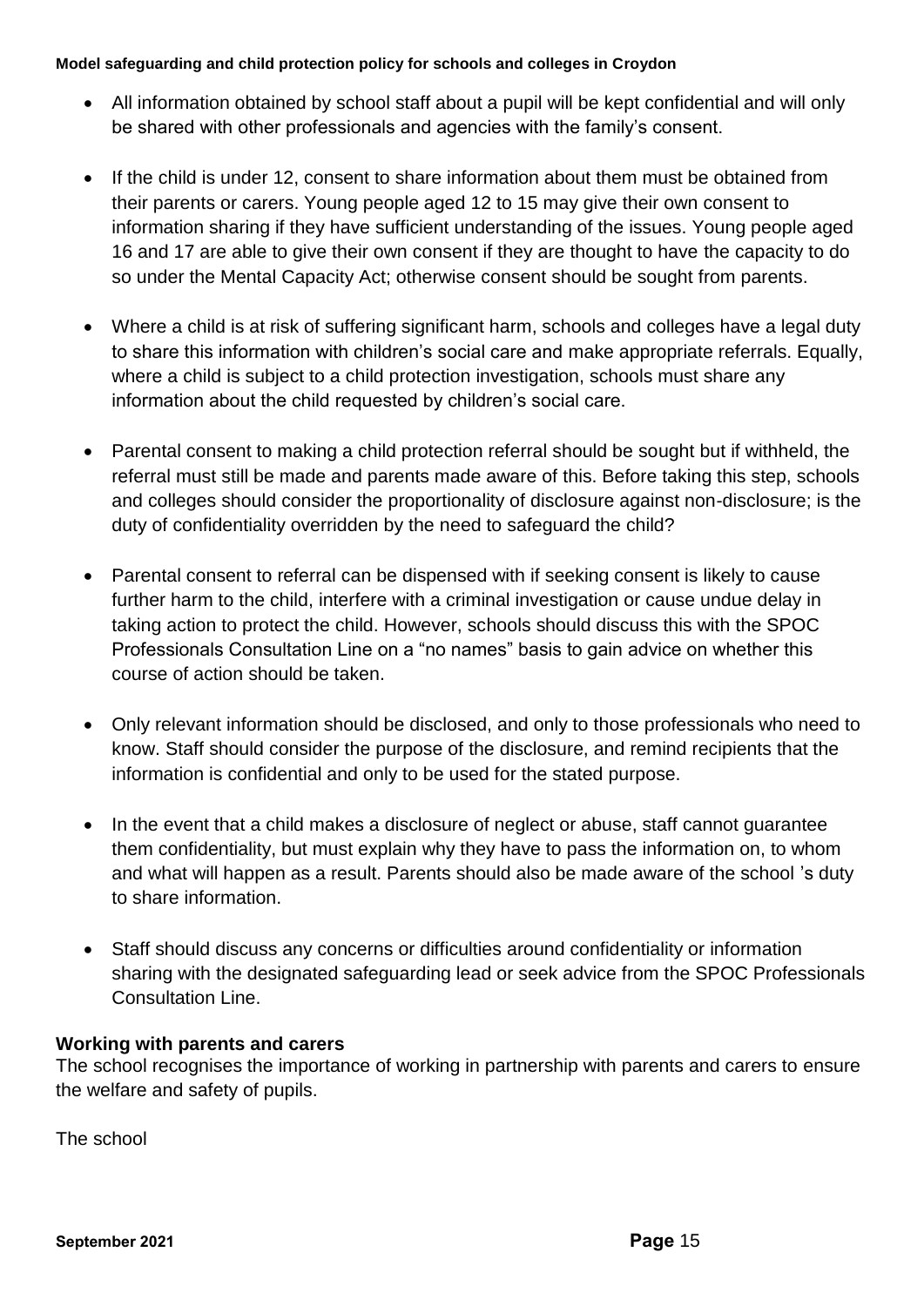- All information obtained by school staff about a pupil will be kept confidential and will only be shared with other professionals and agencies with the family's consent.
- If the child is under 12, consent to share information about them must be obtained from their parents or carers. Young people aged 12 to 15 may give their own consent to information sharing if they have sufficient understanding of the issues. Young people aged 16 and 17 are able to give their own consent if they are thought to have the capacity to do so under the Mental Capacity Act; otherwise consent should be sought from parents.
- Where a child is at risk of suffering significant harm, schools and colleges have a legal duty to share this information with children's social care and make appropriate referrals. Equally, where a child is subject to a child protection investigation, schools must share any information about the child requested by children's social care.
- Parental consent to making a child protection referral should be sought but if withheld, the referral must still be made and parents made aware of this. Before taking this step, schools and colleges should consider the proportionality of disclosure against non-disclosure; is the duty of confidentiality overridden by the need to safeguard the child?
- Parental consent to referral can be dispensed with if seeking consent is likely to cause further harm to the child, interfere with a criminal investigation or cause undue delay in taking action to protect the child. However, schools should discuss this with the SPOC Professionals Consultation Line on a "no names" basis to gain advice on whether this course of action should be taken.
- Only relevant information should be disclosed, and only to those professionals who need to know. Staff should consider the purpose of the disclosure, and remind recipients that the information is confidential and only to be used for the stated purpose.
- In the event that a child makes a disclosure of neglect or abuse, staff cannot guarantee them confidentiality, but must explain why they have to pass the information on, to whom and what will happen as a result. Parents should also be made aware of the school 's duty to share information.
- Staff should discuss any concerns or difficulties around confidentiality or information sharing with the designated safeguarding lead or seek advice from the SPOC Professionals Consultation Line.

**Working with parents and carers**

The school recognises the importance of working in partnership with parents and carers to ensure the welfare and safety of pupils.

The school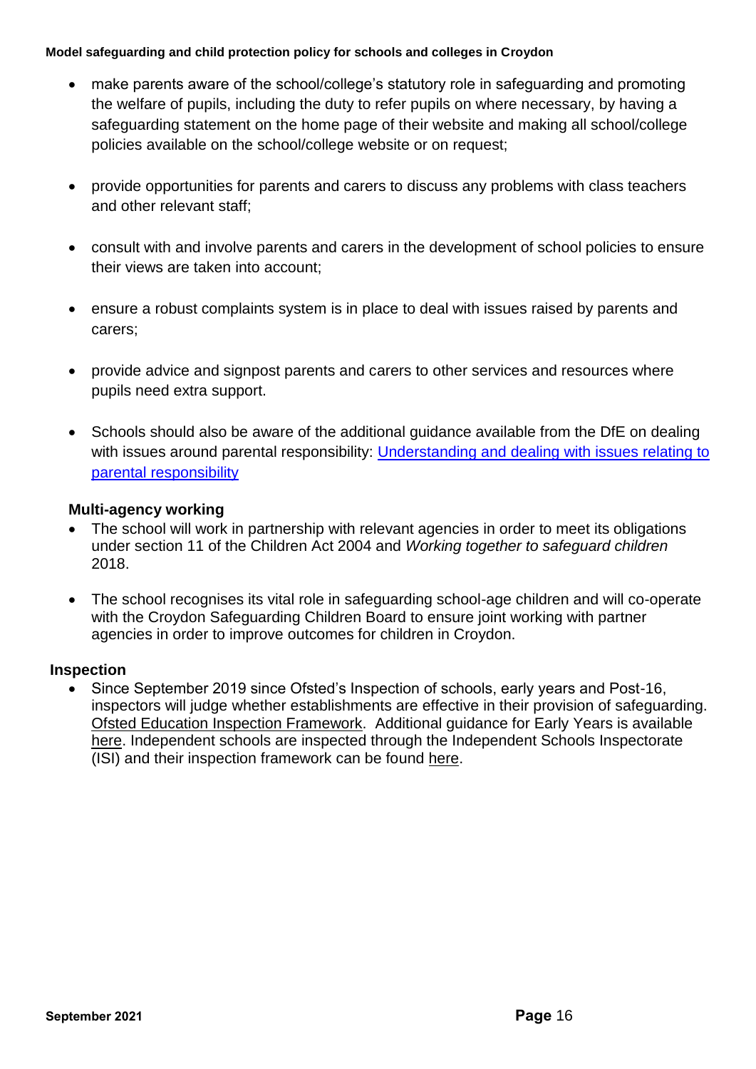- make parents aware of the school/college's statutory role in safeguarding and promoting the welfare of pupils, including the duty to refer pupils on where necessary, by having a safeguarding statement on the home page of their website and making all school/college policies available on the school/college website or on request;

- provide opportunities for parents and carers to discuss any problems with class teachers and other relevant staff;

- consult with and involve parents and carers in the development of school policies to ensure their views are taken into account;

- ensure a robust complaints system is in place to deal with issues raised by parents and carers;

- provide advice and signpost parents and carers to other services and resources where pupils need extra support.

- Schools should also be aware of the additional guidance available from the DfE on dealing with issues around parental responsibility: [Understanding and dealing with issues relating to parental responsibility]()

### Multi-agency working

- The school will work in partnership with relevant agencies in order to meet its obligations under section 11 of the Children Act 2004 and *Working together to safeguard children* 2018.

- The school recognises its vital role in safeguarding school-age children and will co-operate with the Croydon Safeguarding Children Board to ensure joint working with partner agencies in order to improve outcomes for children in Croydon.

### Inspection

- Since September 2019 since Ofsted's Inspection of schools, early years and Post-16, inspectors will judge whether establishments are effective in their provision of safeguarding. [Ofsted Education Inspection Framework](). Additional guidance for Early Years is available [here](). Independent schools are inspected through the Independent Schools Inspectorate (ISI) and their inspection framework can be found [here]().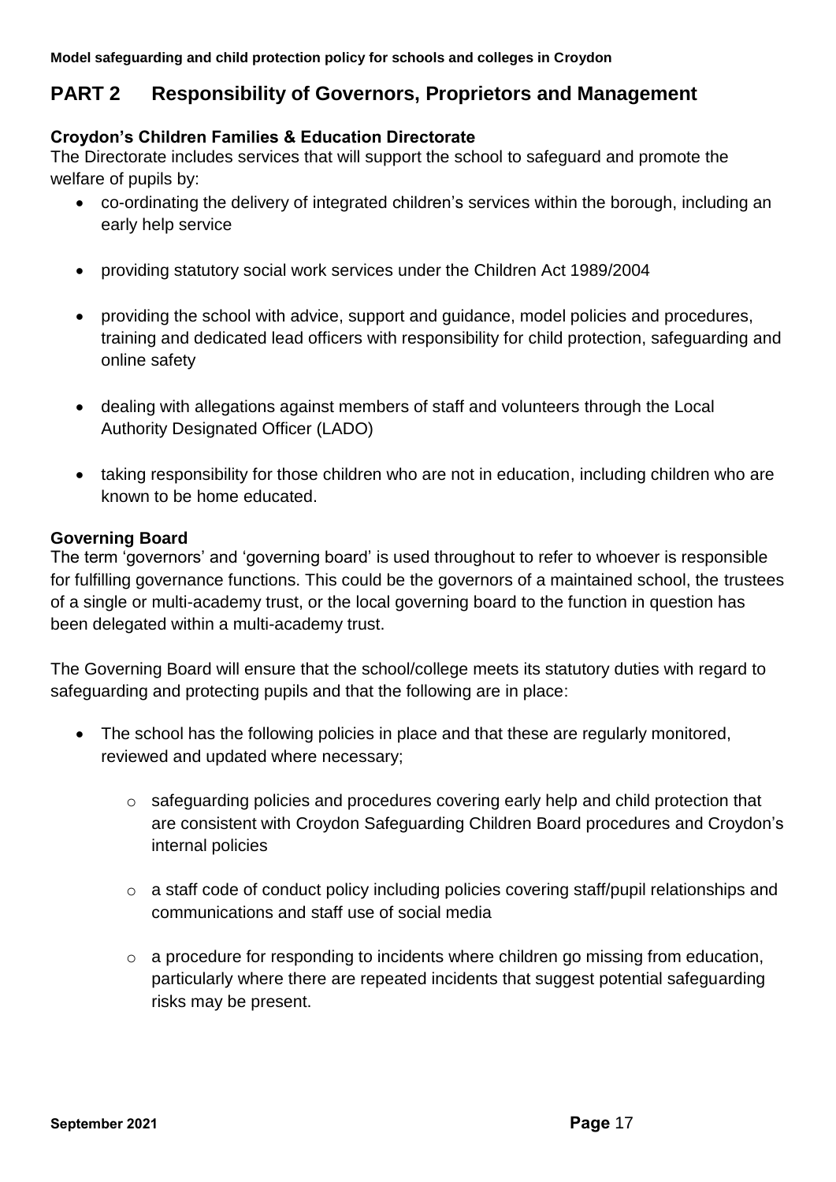# PART 2 Responsibility of Governors, Proprietors and Management

**Croydon's Children Families & Education Directorate**

The Directorate includes services that will support the school to safeguard and promote the welfare of pupils by:

- co-ordinating the delivery of integrated children's services within the borough, including an early help service
- providing statutory social work services under the Children Act 1989/2004
- providing the school with advice, support and guidance, model policies and procedures, training and dedicated lead officers with responsibility for child protection, safeguarding and online safety
- dealing with allegations against members of staff and volunteers through the Local Authority Designated Officer (LADO)
- taking responsibility for those children who are not in education, including children who are known to be home educated.

**Governing Board**

The term 'governors' and 'governing board' is used throughout to refer to whoever is responsible for fulfilling governance functions. This could be the governors of a maintained school, the trustees of a single or multi-academy trust, or the local governing board to the function in question has been delegated within a multi-academy trust.

The Governing Board will ensure that the school/college meets its statutory duties with regard to safeguarding and protecting pupils and that the following are in place:

- The school has the following policies in place and that these are regularly monitored, reviewed and updated where necessary;
  - safeguarding policies and procedures covering early help and child protection that are consistent with Croydon Safeguarding Children Board procedures and Croydon's internal policies
  - a staff code of conduct policy including policies covering staff/pupil relationships and communications and staff use of social media
  - a procedure for responding to incidents where children go missing from education, particularly where there are repeated incidents that suggest potential safeguarding risks may be present.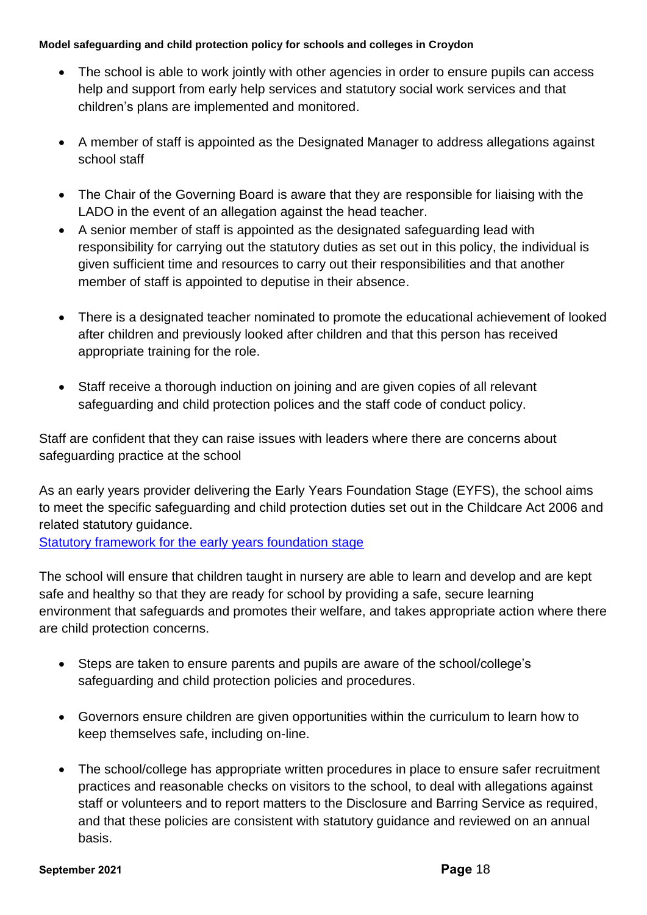- The school is able to work jointly with other agencies in order to ensure pupils can access help and support from early help services and statutory social work services and that children's plans are implemented and monitored.

- A member of staff is appointed as the Designated Manager to address allegations against school staff

- The Chair of the Governing Board is aware that they are responsible for liaising with the LADO in the event of an allegation against the head teacher.
- A senior member of staff is appointed as the designated safeguarding lead with responsibility for carrying out the statutory duties as set out in this policy, the individual is given sufficient time and resources to carry out their responsibilities and that another member of staff is appointed to deputise in their absence.

- There is a designated teacher nominated to promote the educational achievement of looked after children and previously looked after children and that this person has received appropriate training for the role.

- Staff receive a thorough induction on joining and are given copies of all relevant safeguarding and child protection polices and the staff code of conduct policy.

Staff are confident that they can raise issues with leaders where there are concerns about safeguarding practice at the school

As an early years provider delivering the Early Years Foundation Stage (EYFS), the school aims to meet the specific safeguarding and child protection duties set out in the Childcare Act 2006 and related statutory guidance.
[Statutory framework for the early years foundation stage]

The school will ensure that children taught in nursery are able to learn and develop and are kept safe and healthy so that they are ready for school by providing a safe, secure learning environment that safeguards and promotes their welfare, and takes appropriate action where there are child protection concerns.

- Steps are taken to ensure parents and pupils are aware of the school/college's safeguarding and child protection policies and procedures.

- Governors ensure children are given opportunities within the curriculum to learn how to keep themselves safe, including on-line.

- The school/college has appropriate written procedures in place to ensure safer recruitment practices and reasonable checks on visitors to the school, to deal with allegations against staff or volunteers and to report matters to the Disclosure and Barring Service as required, and that these policies are consistent with statutory guidance and reviewed on an annual basis.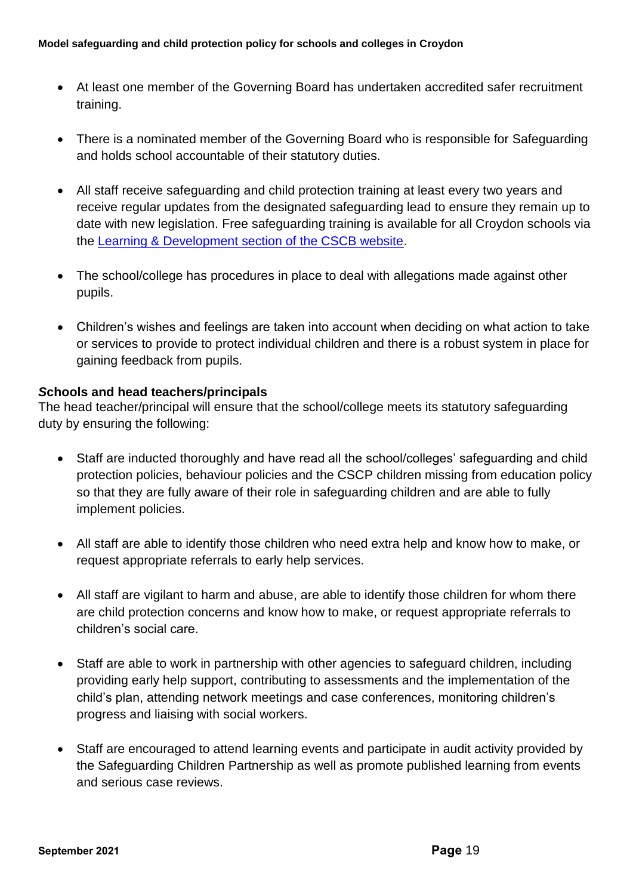- At least one member of the Governing Board has undertaken accredited safer recruitment training.
- There is a nominated member of the Governing Board who is responsible for Safeguarding and holds school accountable of their statutory duties.
- All staff receive safeguarding and child protection training at least every two years and receive regular updates from the designated safeguarding lead to ensure they remain up to date with new legislation. Free safeguarding training is available for all Croydon schools via the Learning & Development section of the CSCB website.
- The school/college has procedures in place to deal with allegations made against other pupils.
- Children's wishes and feelings are taken into account when deciding on what action to take or services to provide to protect individual children and there is a robust system in place for gaining feedback from pupils.

**Schools and head teachers/principals**

The head teacher/principal will ensure that the school/college meets its statutory safeguarding duty by ensuring the following:

- Staff are inducted thoroughly and have read all the school/colleges' safeguarding and child protection policies, behaviour policies and the CSCP children missing from education policy so that they are fully aware of their role in safeguarding children and are able to fully implement policies.
- All staff are able to identify those children who need extra help and know how to make, or request appropriate referrals to early help services.
- All staff are vigilant to harm and abuse, are able to identify those children for whom there are child protection concerns and know how to make, or request appropriate referrals to children's social care.
- Staff are able to work in partnership with other agencies to safeguard children, including providing early help support, contributing to assessments and the implementation of the child's plan, attending network meetings and case conferences, monitoring children's progress and liaising with social workers.
- Staff are encouraged to attend learning events and participate in audit activity provided by the Safeguarding Children Partnership as well as promote published learning from events and serious case reviews.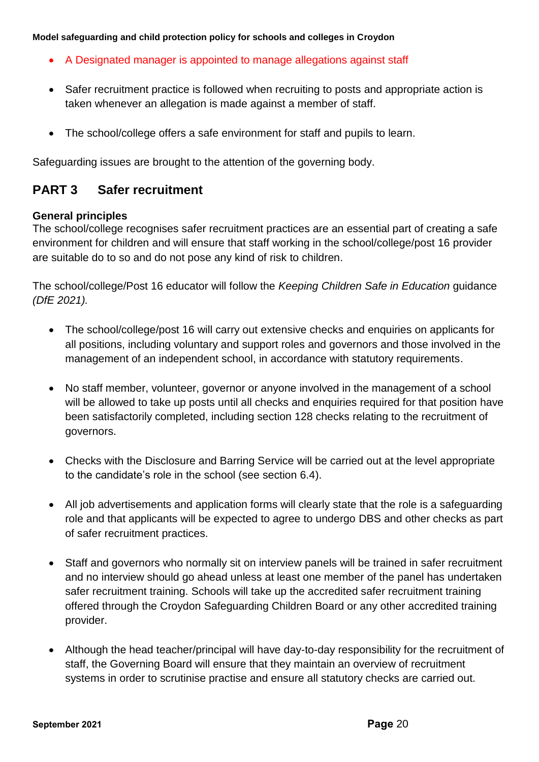- A Designated manager is appointed to manage allegations against staff

- Safer recruitment practice is followed when recruiting to posts and appropriate action is taken whenever an allegation is made against a member of staff.

- The school/college offers a safe environment for staff and pupils to learn.

Safeguarding issues are brought to the attention of the governing body.

## PART 3 Safer recruitment

**General principles**

The school/college recognises safer recruitment practices are an essential part of creating a safe environment for children and will ensure that staff working in the school/college/post 16 provider are suitable do to so and do not pose any kind of risk to children.

The school/college/Post 16 educator will follow the *Keeping Children Safe in Education* guidance *(DfE 2021).*

- The school/college/post 16 will carry out extensive checks and enquiries on applicants for all positions, including voluntary and support roles and governors and those involved in the management of an independent school, in accordance with statutory requirements.

- No staff member, volunteer, governor or anyone involved in the management of a school will be allowed to take up posts until all checks and enquiries required for that position have been satisfactorily completed, including section 128 checks relating to the recruitment of governors.

- Checks with the Disclosure and Barring Service will be carried out at the level appropriate to the candidate's role in the school (see section 6.4).

- All job advertisements and application forms will clearly state that the role is a safeguarding role and that applicants will be expected to agree to undergo DBS and other checks as part of safer recruitment practices.

- Staff and governors who normally sit on interview panels will be trained in safer recruitment and no interview should go ahead unless at least one member of the panel has undertaken safer recruitment training. Schools will take up the accredited safer recruitment training offered through the Croydon Safeguarding Children Board or any other accredited training provider.

- Although the head teacher/principal will have day-to-day responsibility for the recruitment of staff, the Governing Board will ensure that they maintain an overview of recruitment systems in order to scrutinise practise and ensure all statutory checks are carried out.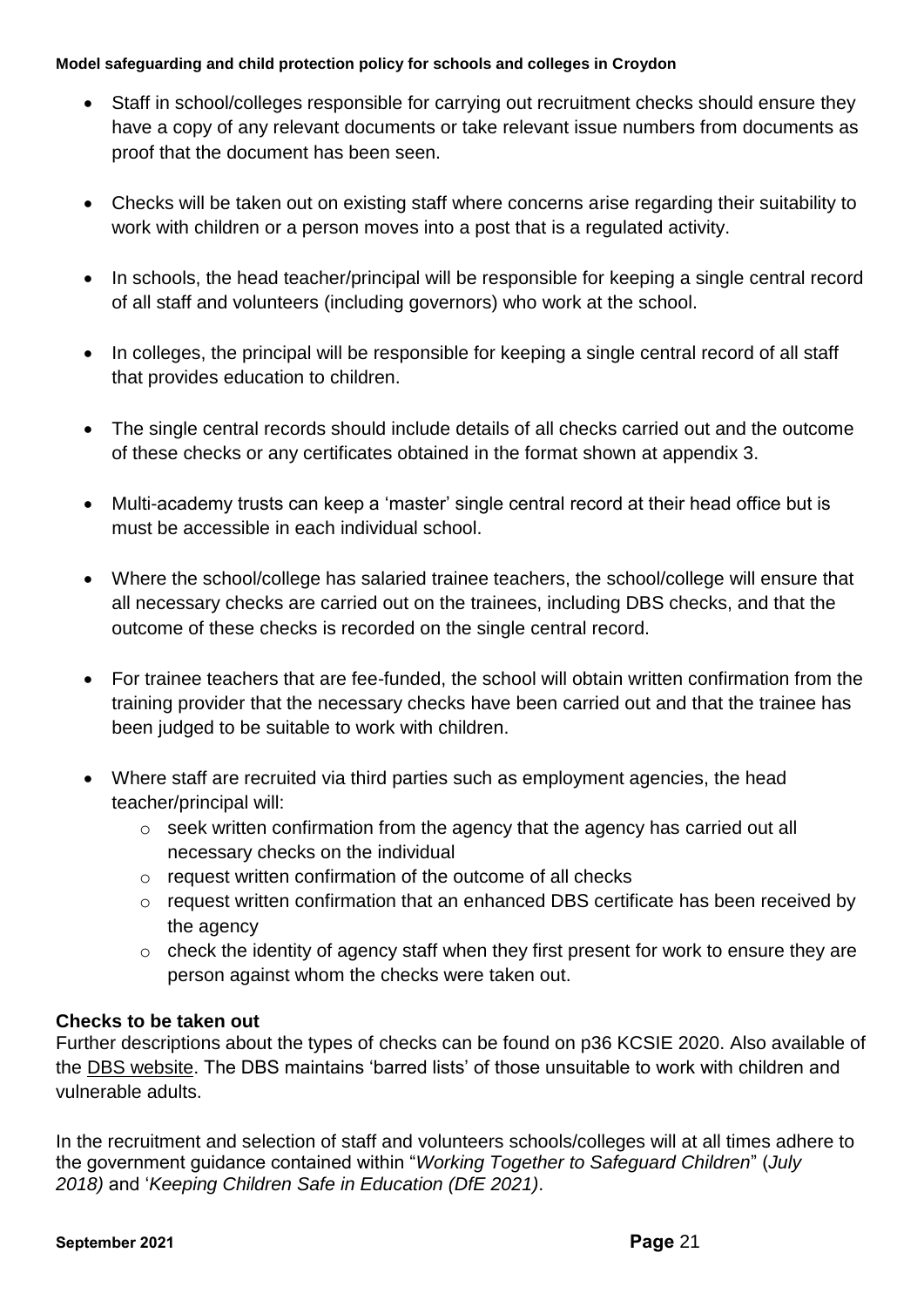- Staff in school/colleges responsible for carrying out recruitment checks should ensure they have a copy of any relevant documents or take relevant issue numbers from documents as proof that the document has been seen.

- Checks will be taken out on existing staff where concerns arise regarding their suitability to work with children or a person moves into a post that is a regulated activity.

- In schools, the head teacher/principal will be responsible for keeping a single central record of all staff and volunteers (including governors) who work at the school.

- In colleges, the principal will be responsible for keeping a single central record of all staff that provides education to children.

- The single central records should include details of all checks carried out and the outcome of these checks or any certificates obtained in the format shown at appendix 3.

- Multi-academy trusts can keep a 'master' single central record at their head office but is must be accessible in each individual school.

- Where the school/college has salaried trainee teachers, the school/college will ensure that all necessary checks are carried out on the trainees, including DBS checks, and that the outcome of these checks is recorded on the single central record.

- For trainee teachers that are fee-funded, the school will obtain written confirmation from the training provider that the necessary checks have been carried out and that the trainee has been judged to be suitable to work with children.

- Where staff are recruited via third parties such as employment agencies, the head teacher/principal will:
  - seek written confirmation from the agency that the agency has carried out all necessary checks on the individual
  - request written confirmation of the outcome of all checks
  - request written confirmation that an enhanced DBS certificate has been received by the agency
  - check the identity of agency staff when they first present for work to ensure they are person against whom the checks were taken out.

**Checks to be taken out**

Further descriptions about the types of checks can be found on p36 KCSIE 2020. Also available of the DBS website. The DBS maintains 'barred lists' of those unsuitable to work with children and vulnerable adults.

In the recruitment and selection of staff and volunteers schools/colleges will at all times adhere to the government guidance contained within "*Working Together to Safeguard Children*" (*July 2018)* and '*Keeping Children Safe in Education (DfE 2021)*.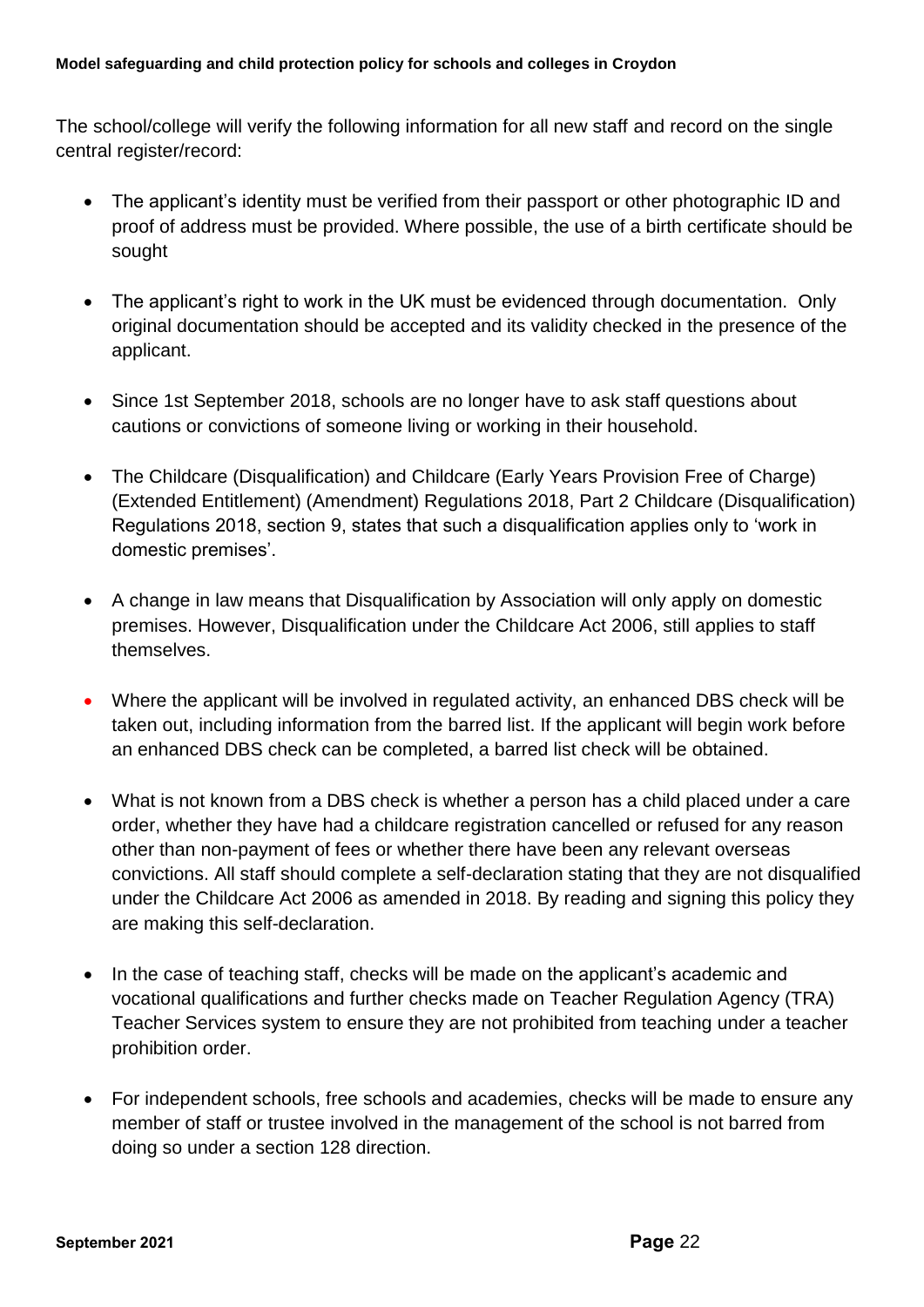The school/college will verify the following information for all new staff and record on the single central register/record:

- The applicant's identity must be verified from their passport or other photographic ID and proof of address must be provided. Where possible, the use of a birth certificate should be sought
- The applicant's right to work in the UK must be evidenced through documentation. Only original documentation should be accepted and its validity checked in the presence of the applicant.
- Since 1st September 2018, schools are no longer have to ask staff questions about cautions or convictions of someone living or working in their household.
- The Childcare (Disqualification) and Childcare (Early Years Provision Free of Charge) (Extended Entitlement) (Amendment) Regulations 2018, Part 2 Childcare (Disqualification) Regulations 2018, section 9, states that such a disqualification applies only to 'work in domestic premises'.
- A change in law means that Disqualification by Association will only apply on domestic premises. However, Disqualification under the Childcare Act 2006, still applies to staff themselves.
- Where the applicant will be involved in regulated activity, an enhanced DBS check will be taken out, including information from the barred list. If the applicant will begin work before an enhanced DBS check can be completed, a barred list check will be obtained.
- What is not known from a DBS check is whether a person has a child placed under a care order, whether they have had a childcare registration cancelled or refused for any reason other than non-payment of fees or whether there have been any relevant overseas convictions. All staff should complete a self-declaration stating that they are not disqualified under the Childcare Act 2006 as amended in 2018. By reading and signing this policy they are making this self-declaration.
- In the case of teaching staff, checks will be made on the applicant's academic and vocational qualifications and further checks made on Teacher Regulation Agency (TRA) Teacher Services system to ensure they are not prohibited from teaching under a teacher prohibition order.
- For independent schools, free schools and academies, checks will be made to ensure any member of staff or trustee involved in the management of the school is not barred from doing so under a section 128 direction.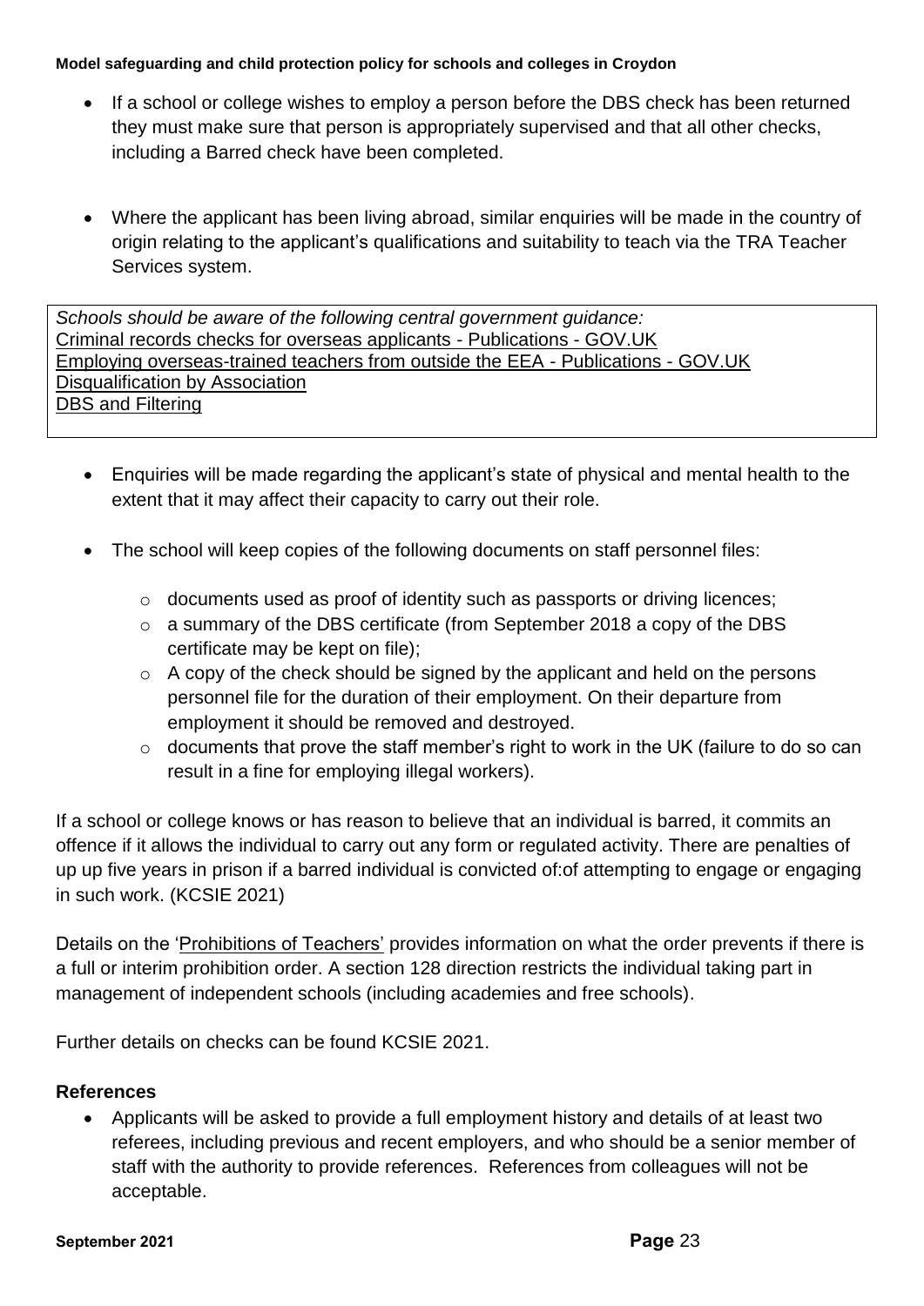- If a school or college wishes to employ a person before the DBS check has been returned they must make sure that person is appropriately supervised and that all other checks, including a Barred check have been completed.

- Where the applicant has been living abroad, similar enquiries will be made in the country of origin relating to the applicant's qualifications and suitability to teach via the TRA Teacher Services system.

*Schools should be aware of the following central government guidance:*
Criminal records checks for overseas applicants - Publications - GOV.UK
Employing overseas-trained teachers from outside the EEA - Publications - GOV.UK
Disqualification by Association
DBS and Filtering

- Enquiries will be made regarding the applicant's state of physical and mental health to the extent that it may affect their capacity to carry out their role.

- The school will keep copies of the following documents on staff personnel files:
  - documents used as proof of identity such as passports or driving licences;
  - a summary of the DBS certificate (from September 2018 a copy of the DBS certificate may be kept on file);
  - A copy of the check should be signed by the applicant and held on the persons personnel file for the duration of their employment. On their departure from employment it should be removed and destroyed.
  - documents that prove the staff member's right to work in the UK (failure to do so can result in a fine for employing illegal workers).

If a school or college knows or has reason to believe that an individual is barred, it commits an offence if it allows the individual to carry out any form or regulated activity. There are penalties of up up five years in prison if a barred individual is convicted of:of attempting to engage or engaging in such work. (KCSIE 2021)

Details on the 'Prohibitions of Teachers' provides information on what the order prevents if there is a full or interim prohibition order. A section 128 direction restricts the individual taking part in management of independent schools (including academies and free schools).

Further details on checks can be found KCSIE 2021.

**References**

- Applicants will be asked to provide a full employment history and details of at least two referees, including previous and recent employers, and who should be a senior member of staff with the authority to provide references. References from colleagues will not be acceptable.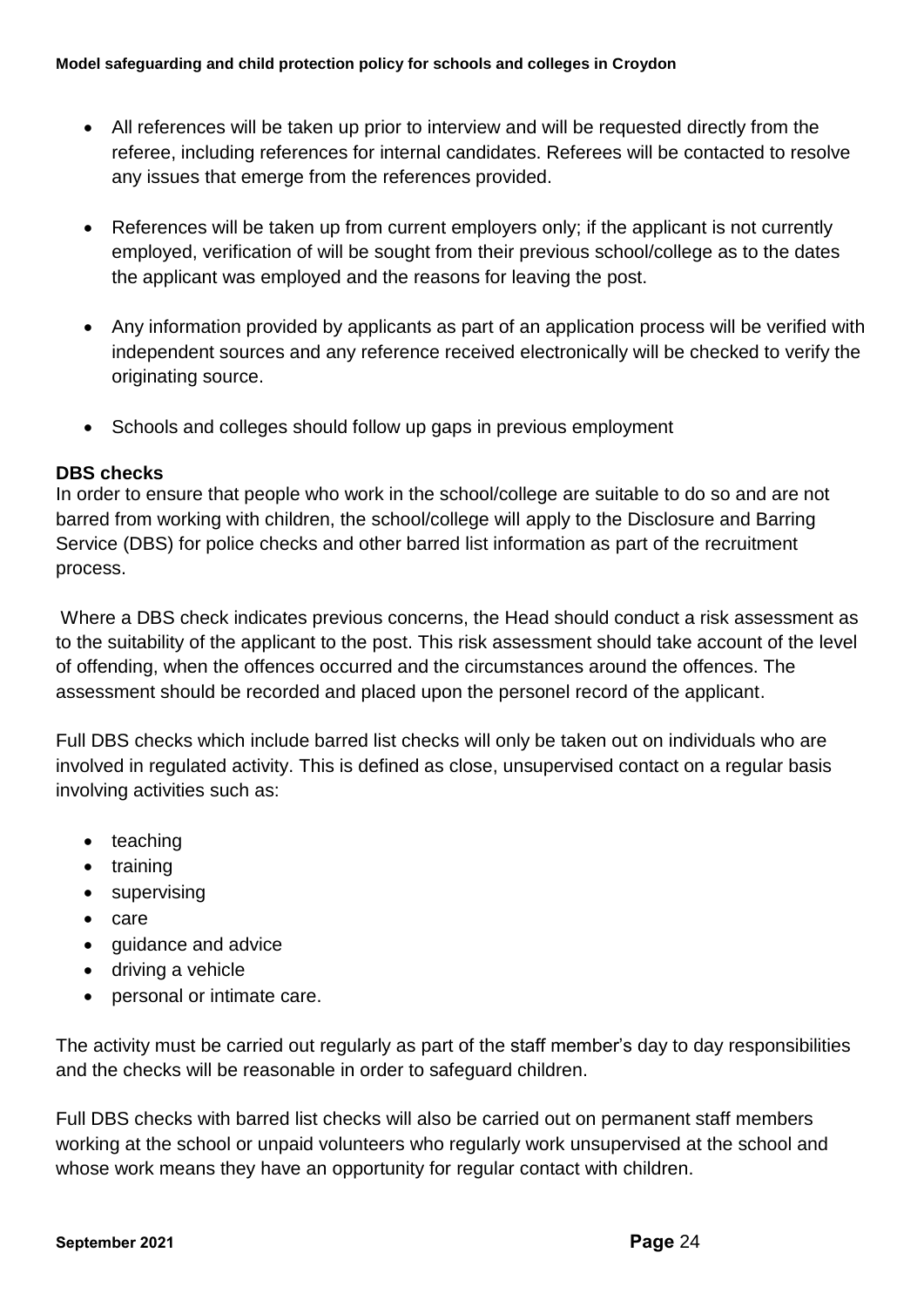- All references will be taken up prior to interview and will be requested directly from the referee, including references for internal candidates. Referees will be contacted to resolve any issues that emerge from the references provided.

- References will be taken up from current employers only; if the applicant is not currently employed, verification of will be sought from their previous school/college as to the dates the applicant was employed and the reasons for leaving the post.

- Any information provided by applicants as part of an application process will be verified with independent sources and any reference received electronically will be checked to verify the originating source.

- Schools and colleges should follow up gaps in previous employment

**DBS checks**
In order to ensure that people who work in the school/college are suitable to do so and are not barred from working with children, the school/college will apply to the Disclosure and Barring Service (DBS) for police checks and other barred list information as part of the recruitment process.

Where a DBS check indicates previous concerns, the Head should conduct a risk assessment as to the suitability of the applicant to the post. This risk assessment should take account of the level of offending, when the offences occurred and the circumstances around the offences. The assessment should be recorded and placed upon the personel record of the applicant.

Full DBS checks which include barred list checks will only be taken out on individuals who are involved in regulated activity. This is defined as close, unsupervised contact on a regular basis involving activities such as:

- teaching
- training
- supervising
- care
- guidance and advice
- driving a vehicle
- personal or intimate care.

The activity must be carried out regularly as part of the staff member's day to day responsibilities and the checks will be reasonable in order to safeguard children.

Full DBS checks with barred list checks will also be carried out on permanent staff members working at the school or unpaid volunteers who regularly work unsupervised at the school and whose work means they have an opportunity for regular contact with children.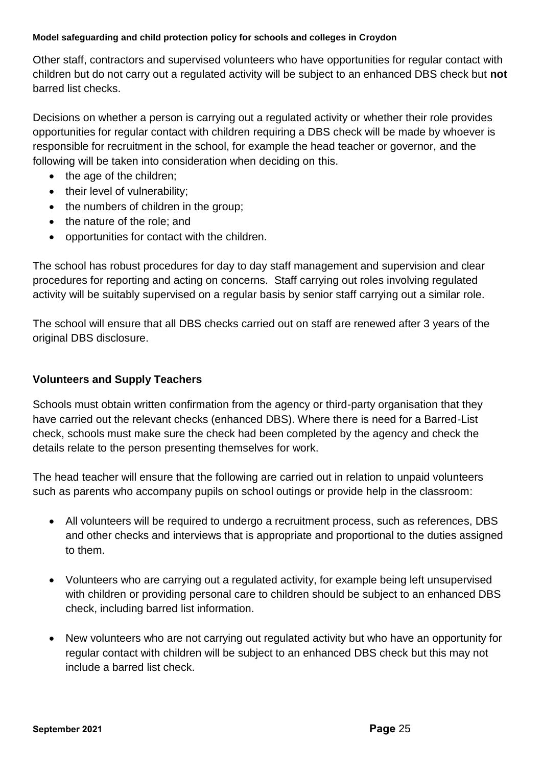Other staff, contractors and supervised volunteers who have opportunities for regular contact with children but do not carry out a regulated activity will be subject to an enhanced DBS check but **not** barred list checks.

Decisions on whether a person is carrying out a regulated activity or whether their role provides opportunities for regular contact with children requiring a DBS check will be made by whoever is responsible for recruitment in the school, for example the head teacher or governor, and the following will be taken into consideration when deciding on this.

- the age of the children;
- their level of vulnerability;
- the numbers of children in the group;
- the nature of the role; and
- opportunities for contact with the children.

The school has robust procedures for day to day staff management and supervision and clear procedures for reporting and acting on concerns. Staff carrying out roles involving regulated activity will be suitably supervised on a regular basis by senior staff carrying out a similar role.

The school will ensure that all DBS checks carried out on staff are renewed after 3 years of the original DBS disclosure.

### Volunteers and Supply Teachers

Schools must obtain written confirmation from the agency or third-party organisation that they have carried out the relevant checks (enhanced DBS). Where there is need for a Barred-List check, schools must make sure the check had been completed by the agency and check the details relate to the person presenting themselves for work.

The head teacher will ensure that the following are carried out in relation to unpaid volunteers such as parents who accompany pupils on school outings or provide help in the classroom:

- All volunteers will be required to undergo a recruitment process, such as references, DBS and other checks and interviews that is appropriate and proportional to the duties assigned to them.

- Volunteers who are carrying out a regulated activity, for example being left unsupervised with children or providing personal care to children should be subject to an enhanced DBS check, including barred list information.

- New volunteers who are not carrying out regulated activity but who have an opportunity for regular contact with children will be subject to an enhanced DBS check but this may not include a barred list check.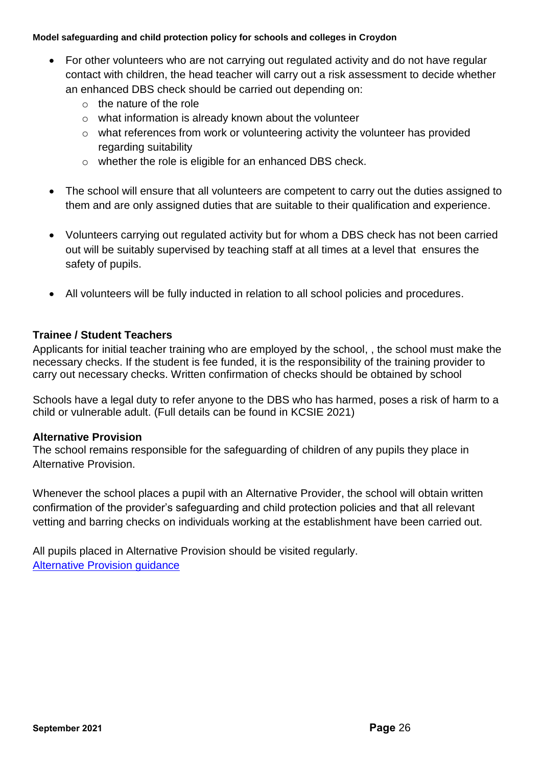- For other volunteers who are not carrying out regulated activity and do not have regular contact with children, the head teacher will carry out a risk assessment to decide whether an enhanced DBS check should be carried out depending on:
    - the nature of the role
    - what information is already known about the volunteer
    - what references from work or volunteering activity the volunteer has provided regarding suitability
    - whether the role is eligible for an enhanced DBS check.

- The school will ensure that all volunteers are competent to carry out the duties assigned to them and are only assigned duties that are suitable to their qualification and experience.

- Volunteers carrying out regulated activity but for whom a DBS check has not been carried out will be suitably supervised by teaching staff at all times at a level that ensures the safety of pupils.

- All volunteers will be fully inducted in relation to all school policies and procedures.

**Trainee / Student Teachers**

Applicants for initial teacher training who are employed by the school, , the school must make the necessary checks. If the student is fee funded, it is the responsibility of the training provider to carry out necessary checks. Written confirmation of checks should be obtained by school

Schools have a legal duty to refer anyone to the DBS who has harmed, poses a risk of harm to a child or vulnerable adult. (Full details can be found in KCSIE 2021)

**Alternative Provision**

The school remains responsible for the safeguarding of children of any pupils they place in Alternative Provision.

Whenever the school places a pupil with an Alternative Provider, the school will obtain written confirmation of the provider's safeguarding and child protection policies and that all relevant vetting and barring checks on individuals working at the establishment have been carried out.

All pupils placed in Alternative Provision should be visited regularly.
[Alternative Provision guidance]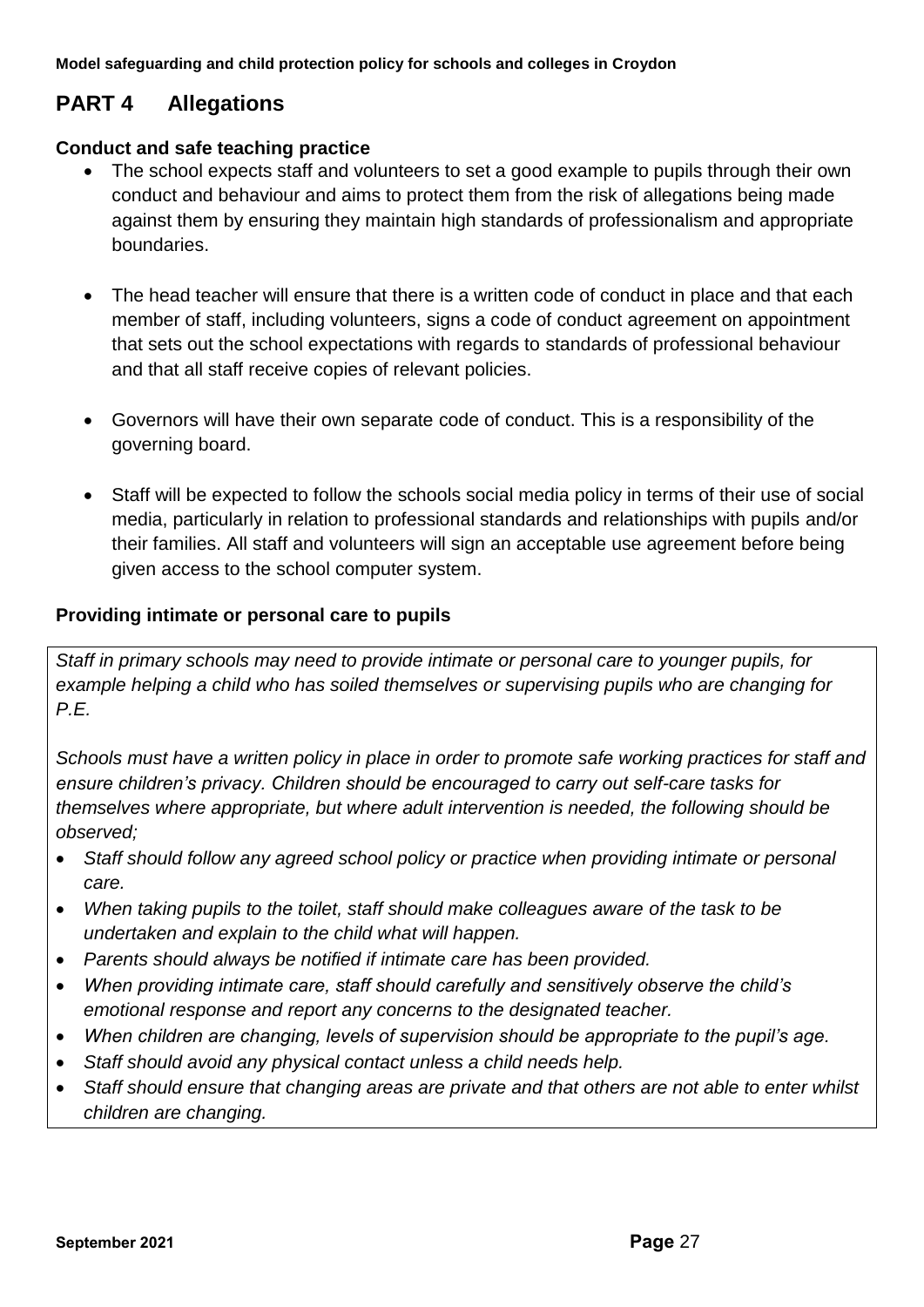## PART 4 Allegations

### Conduct and safe teaching practice

- The school expects staff and volunteers to set a good example to pupils through their own conduct and behaviour and aims to protect them from the risk of allegations being made against them by ensuring they maintain high standards of professionalism and appropriate boundaries.
- The head teacher will ensure that there is a written code of conduct in place and that each member of staff, including volunteers, signs a code of conduct agreement on appointment that sets out the school expectations with regards to standards of professional behaviour and that all staff receive copies of relevant policies.
- Governors will have their own separate code of conduct. This is a responsibility of the governing board.
- Staff will be expected to follow the schools social media policy in terms of their use of social media, particularly in relation to professional standards and relationships with pupils and/or their families. All staff and volunteers will sign an acceptable use agreement before being given access to the school computer system.

### Providing intimate or personal care to pupils

*Staff in primary schools may need to provide intimate or personal care to younger pupils, for example helping a child who has soiled themselves or supervising pupils who are changing for P.E.*

*Schools must have a written policy in place in order to promote safe working practices for staff and ensure children's privacy. Children should be encouraged to carry out self-care tasks for themselves where appropriate, but where adult intervention is needed, the following should be observed;*

- *Staff should follow any agreed school policy or practice when providing intimate or personal care.*
- *When taking pupils to the toilet, staff should make colleagues aware of the task to be undertaken and explain to the child what will happen.*
- *Parents should always be notified if intimate care has been provided.*
- *When providing intimate care, staff should carefully and sensitively observe the child's emotional response and report any concerns to the designated teacher.*
- *When children are changing, levels of supervision should be appropriate to the pupil's age.*
- *Staff should avoid any physical contact unless a child needs help.*
- *Staff should ensure that changing areas are private and that others are not able to enter whilst children are changing.*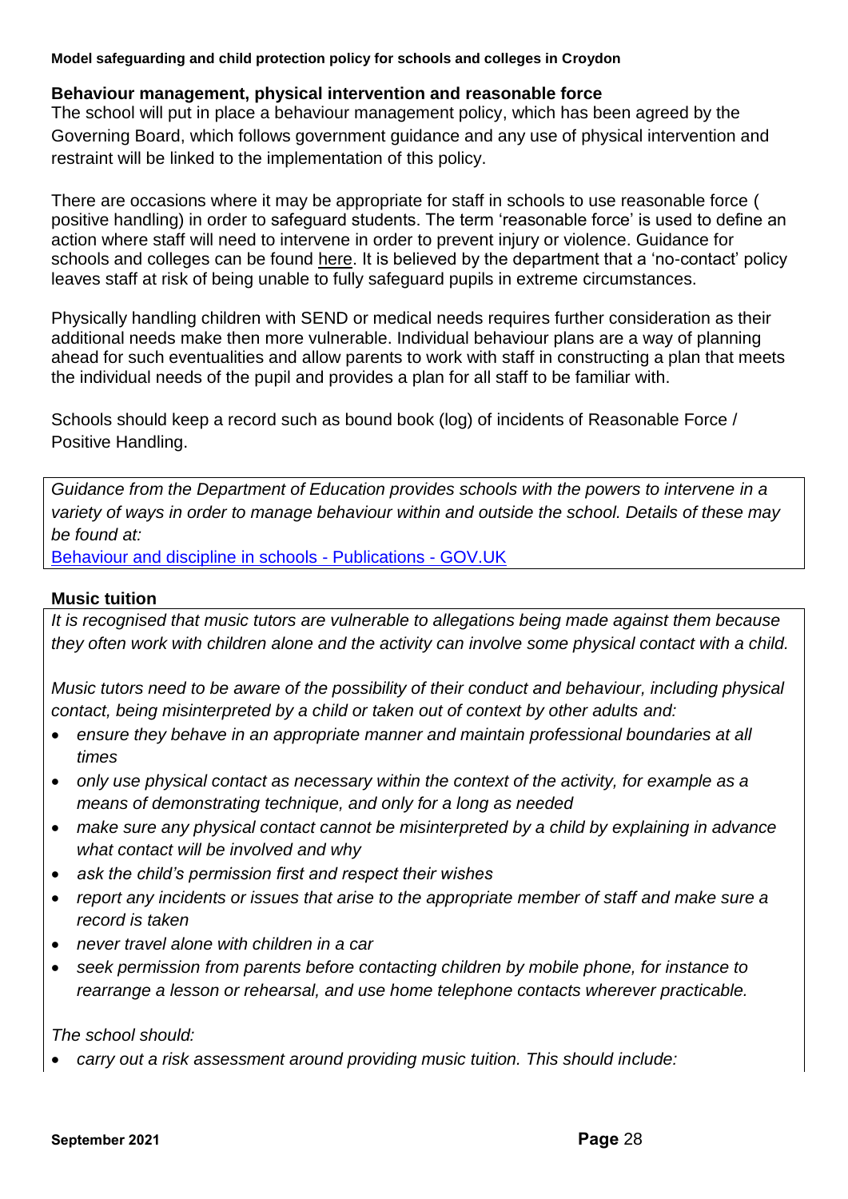## Behaviour management, physical intervention and reasonable force

The school will put in place a behaviour management policy, which has been agreed by the Governing Board, which follows government guidance and any use of physical intervention and restraint will be linked to the implementation of this policy.

There are occasions where it may be appropriate for staff in schools to use reasonable force ( positive handling) in order to safeguard students. The term 'reasonable force' is used to define an action where staff will need to intervene in order to prevent injury or violence. Guidance for schools and colleges can be found here. It is believed by the department that a 'no-contact' policy leaves staff at risk of being unable to fully safeguard pupils in extreme circumstances.

Physically handling children with SEND or medical needs requires further consideration as their additional needs make then more vulnerable. Individual behaviour plans are a way of planning ahead for such eventualities and allow parents to work with staff in constructing a plan that meets the individual needs of the pupil and provides a plan for all staff to be familiar with.

Schools should keep a record such as bound book (log) of incidents of Reasonable Force / Positive Handling.

*Guidance from the Department of Education provides schools with the powers to intervene in a variety of ways in order to manage behaviour within and outside the school. Details of these may be found at:*
Behaviour and discipline in schools - Publications - GOV.UK

## Music tuition

*It is recognised that music tutors are vulnerable to allegations being made against them because they often work with children alone and the activity can involve some physical contact with a child.*

*Music tutors need to be aware of the possibility of their conduct and behaviour, including physical contact, being misinterpreted by a child or taken out of context by other adults and:*

- *ensure they behave in an appropriate manner and maintain professional boundaries at all times*
- *only use physical contact as necessary within the context of the activity, for example as a means of demonstrating technique, and only for a long as needed*
- *make sure any physical contact cannot be misinterpreted by a child by explaining in advance what contact will be involved and why*
- *ask the child's permission first and respect their wishes*
- *report any incidents or issues that arise to the appropriate member of staff and make sure a record is taken*
- *never travel alone with children in a car*
- *seek permission from parents before contacting children by mobile phone, for instance to rearrange a lesson or rehearsal, and use home telephone contacts wherever practicable.*

*The school should:*

- *carry out a risk assessment around providing music tuition. This should include:*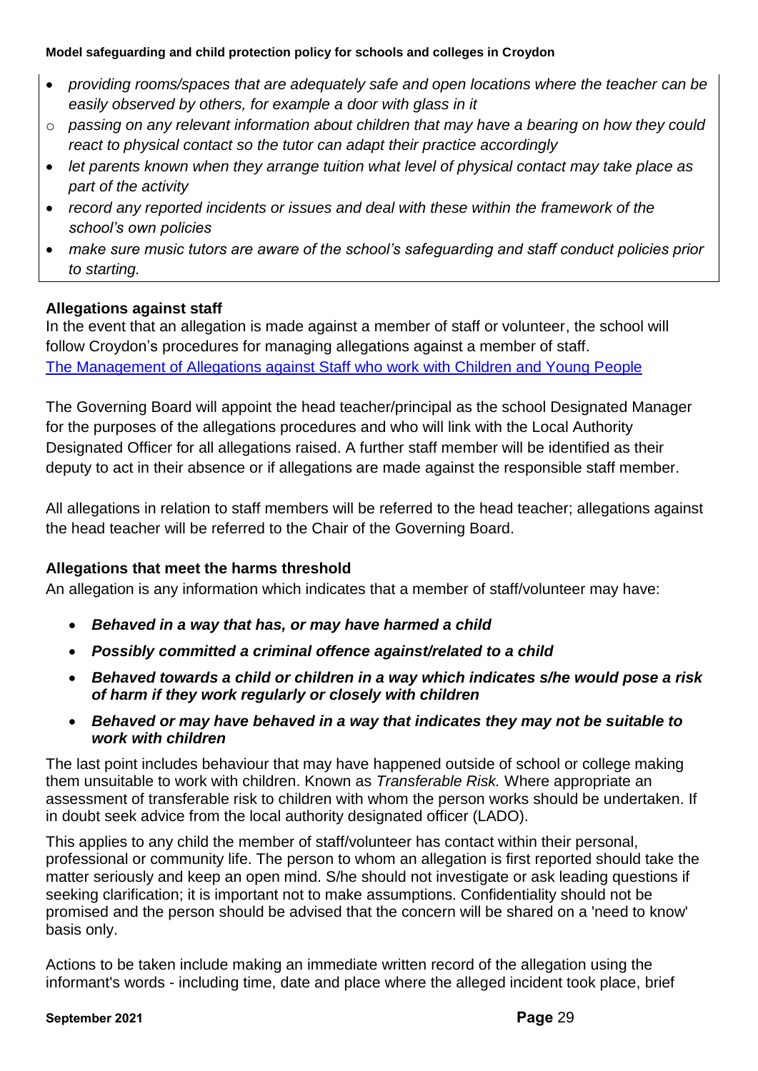- *providing rooms/spaces that are adequately safe and open locations where the teacher can be easily observed by others, for example a door with glass in it*
  - *passing on any relevant information about children that may have a bearing on how they could react to physical contact so the tutor can adapt their practice accordingly*
- *let parents known when they arrange tuition what level of physical contact may take place as part of the activity*
- *record any reported incidents or issues and deal with these within the framework of the school's own policies*
- *make sure music tutors are aware of the school's safeguarding and staff conduct policies prior to starting.*

**Allegations against staff**

In the event that an allegation is made against a member of staff or volunteer, the school will follow Croydon's procedures for managing allegations against a member of staff. [The Management of Allegations against Staff who work with Children and Young People]

The Governing Board will appoint the head teacher/principal as the school Designated Manager for the purposes of the allegations procedures and who will link with the Local Authority Designated Officer for all allegations raised. A further staff member will be identified as their deputy to act in their absence or if allegations are made against the responsible staff member.

All allegations in relation to staff members will be referred to the head teacher; allegations against the head teacher will be referred to the Chair of the Governing Board.

**Allegations that meet the harms threshold**

An allegation is any information which indicates that a member of staff/volunteer may have:

- ***Behaved in a way that has, or may have harmed a child***
- ***Possibly committed a criminal offence against/related to a child***
- ***Behaved towards a child or children in a way which indicates s/he would pose a risk of harm if they work regularly or closely with children***
- ***Behaved or may have behaved in a way that indicates they may not be suitable to work with children***

The last point includes behaviour that may have happened outside of school or college making them unsuitable to work with children. Known as *Transferable Risk.* Where appropriate an assessment of transferable risk to children with whom the person works should be undertaken. If in doubt seek advice from the local authority designated officer (LADO).

This applies to any child the member of staff/volunteer has contact within their personal, professional or community life. The person to whom an allegation is first reported should take the matter seriously and keep an open mind. S/he should not investigate or ask leading questions if seeking clarification; it is important not to make assumptions. Confidentiality should not be promised and the person should be advised that the concern will be shared on a 'need to know' basis only.

Actions to be taken include making an immediate written record of the allegation using the informant's words - including time, date and place where the alleged incident took place, brief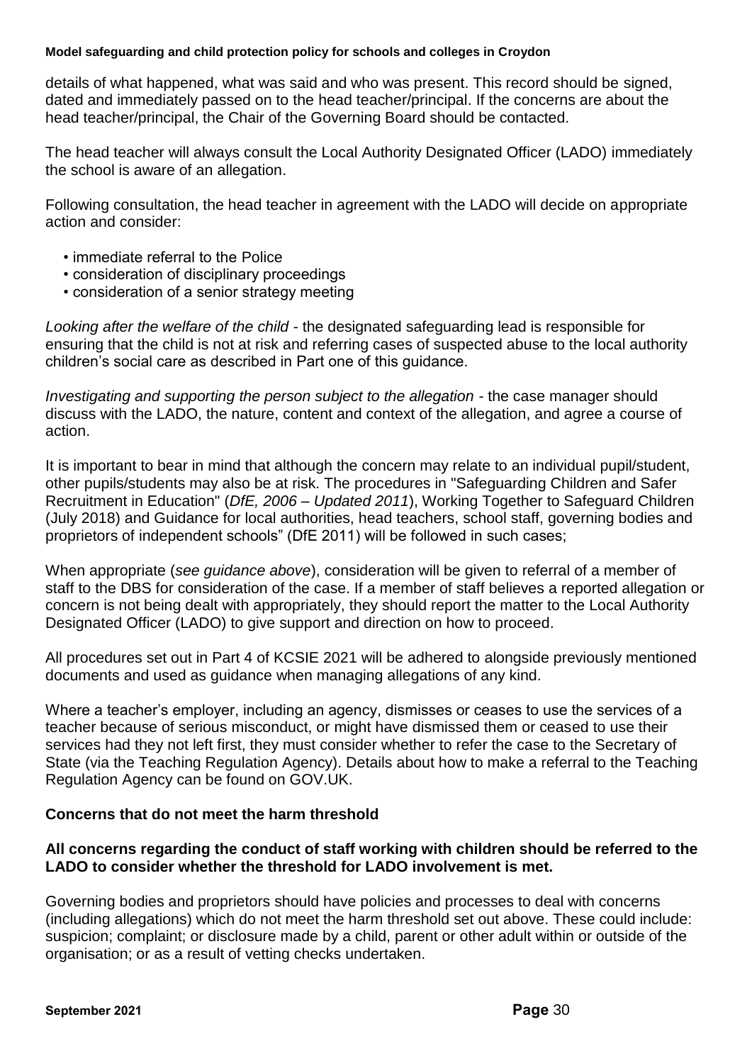details of what happened, what was said and who was present. This record should be signed, dated and immediately passed on to the head teacher/principal. If the concerns are about the head teacher/principal, the Chair of the Governing Board should be contacted.

The head teacher will always consult the Local Authority Designated Officer (LADO) immediately the school is aware of an allegation.

Following consultation, the head teacher in agreement with the LADO will decide on appropriate action and consider:

- immediate referral to the Police
- consideration of disciplinary proceedings
- consideration of a senior strategy meeting

*Looking after the welfare of the child* - the designated safeguarding lead is responsible for ensuring that the child is not at risk and referring cases of suspected abuse to the local authority children's social care as described in Part one of this guidance.

*Investigating and supporting the person subject to the allegation* - the case manager should discuss with the LADO, the nature, content and context of the allegation, and agree a course of action.

It is important to bear in mind that although the concern may relate to an individual pupil/student, other pupils/students may also be at risk. The procedures in "Safeguarding Children and Safer Recruitment in Education" (*DfE, 2006 – Updated 2011*), Working Together to Safeguard Children (July 2018) and Guidance for local authorities, head teachers, school staff, governing bodies and proprietors of independent schools" (DfE 2011) will be followed in such cases;

When appropriate (*see guidance above*), consideration will be given to referral of a member of staff to the DBS for consideration of the case. If a member of staff believes a reported allegation or concern is not being dealt with appropriately, they should report the matter to the Local Authority Designated Officer (LADO) to give support and direction on how to proceed.

All procedures set out in Part 4 of KCSIE 2021 will be adhered to alongside previously mentioned documents and used as guidance when managing allegations of any kind.

Where a teacher's employer, including an agency, dismisses or ceases to use the services of a teacher because of serious misconduct, or might have dismissed them or ceased to use their services had they not left first, they must consider whether to refer the case to the Secretary of State (via the Teaching Regulation Agency). Details about how to make a referral to the Teaching Regulation Agency can be found on GOV.UK.

**Concerns that do not meet the harm threshold**

**All concerns regarding the conduct of staff working with children should be referred to the LADO to consider whether the threshold for LADO involvement is met.**

Governing bodies and proprietors should have policies and processes to deal with concerns (including allegations) which do not meet the harm threshold set out above. These could include: suspicion; complaint; or disclosure made by a child, parent or other adult within or outside of the organisation; or as a result of vetting checks undertaken.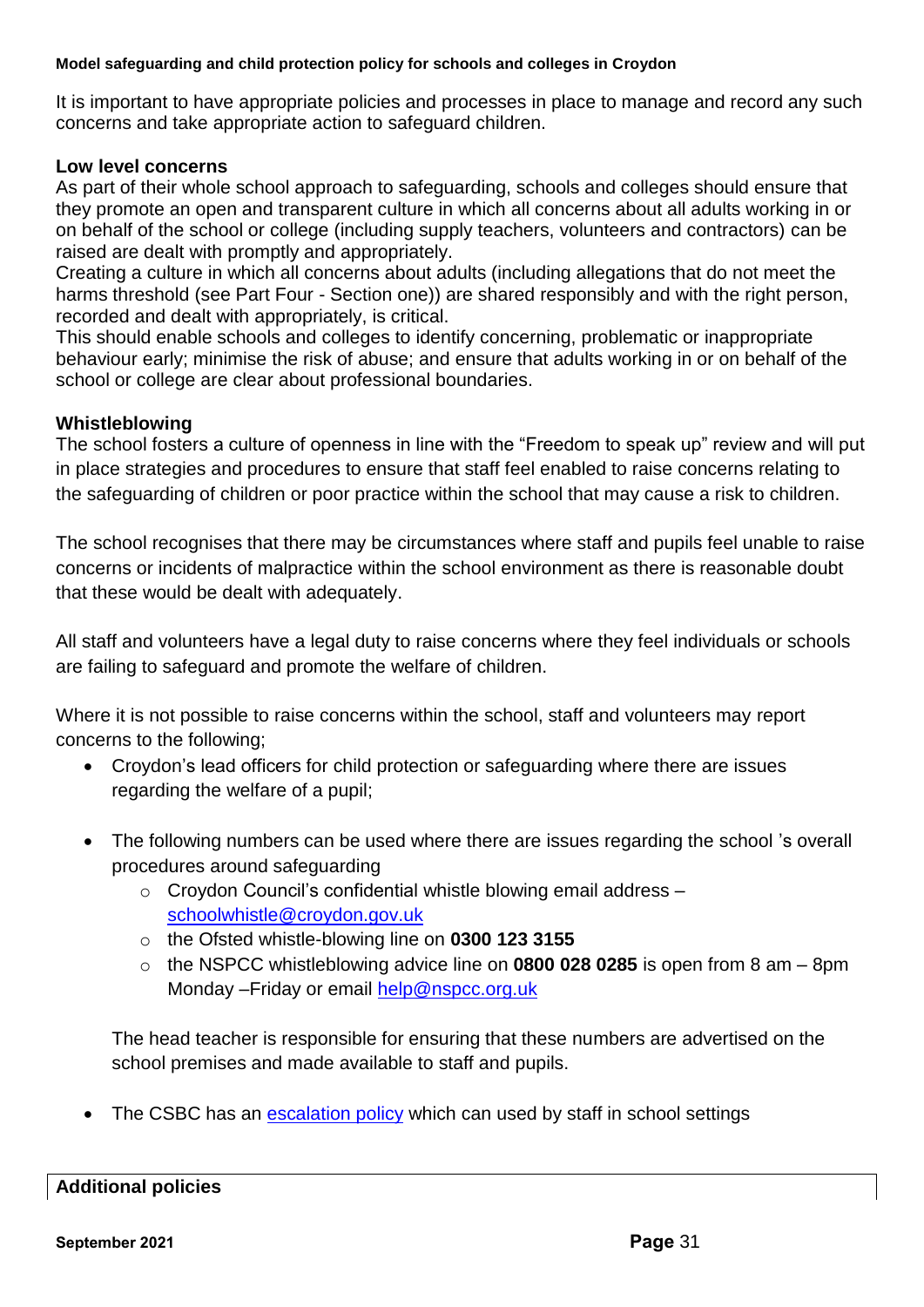It is important to have appropriate policies and processes in place to manage and record any such concerns and take appropriate action to safeguard children.

**Low level concerns**

As part of their whole school approach to safeguarding, schools and colleges should ensure that they promote an open and transparent culture in which all concerns about all adults working in or on behalf of the school or college (including supply teachers, volunteers and contractors) can be raised are dealt with promptly and appropriately.

Creating a culture in which all concerns about adults (including allegations that do not meet the harms threshold (see Part Four - Section one)) are shared responsibly and with the right person, recorded and dealt with appropriately, is critical.

This should enable schools and colleges to identify concerning, problematic or inappropriate behaviour early; minimise the risk of abuse; and ensure that adults working in or on behalf of the school or college are clear about professional boundaries.

**Whistleblowing**

The school fosters a culture of openness in line with the "Freedom to speak up" review and will put in place strategies and procedures to ensure that staff feel enabled to raise concerns relating to the safeguarding of children or poor practice within the school that may cause a risk to children.

The school recognises that there may be circumstances where staff and pupils feel unable to raise concerns or incidents of malpractice within the school environment as there is reasonable doubt that these would be dealt with adequately.

All staff and volunteers have a legal duty to raise concerns where they feel individuals or schools are failing to safeguard and promote the welfare of children.

Where it is not possible to raise concerns within the school, staff and volunteers may report concerns to the following;

- Croydon's lead officers for child protection or safeguarding where there are issues regarding the welfare of a pupil;

- The following numbers can be used where there are issues regarding the school 's overall procedures around safeguarding
  - Croydon Council's confidential whistle blowing email address – [schoolwhistle@croydon.gov.uk](mailto:schoolwhistle@croydon.gov.uk)
  - the Ofsted whistle-blowing line on **0300 123 3155**
  - the NSPCC whistleblowing advice line on **0800 028 0285** is open from 8 am – 8pm Monday –Friday or email [help@nspcc.org.uk](mailto:help@nspcc.org.uk)

  The head teacher is responsible for ensuring that these numbers are advertised on the school premises and made available to staff and pupils.

- The CSBC has an [escalation policy](#) which can used by staff in school settings

**Additional policies**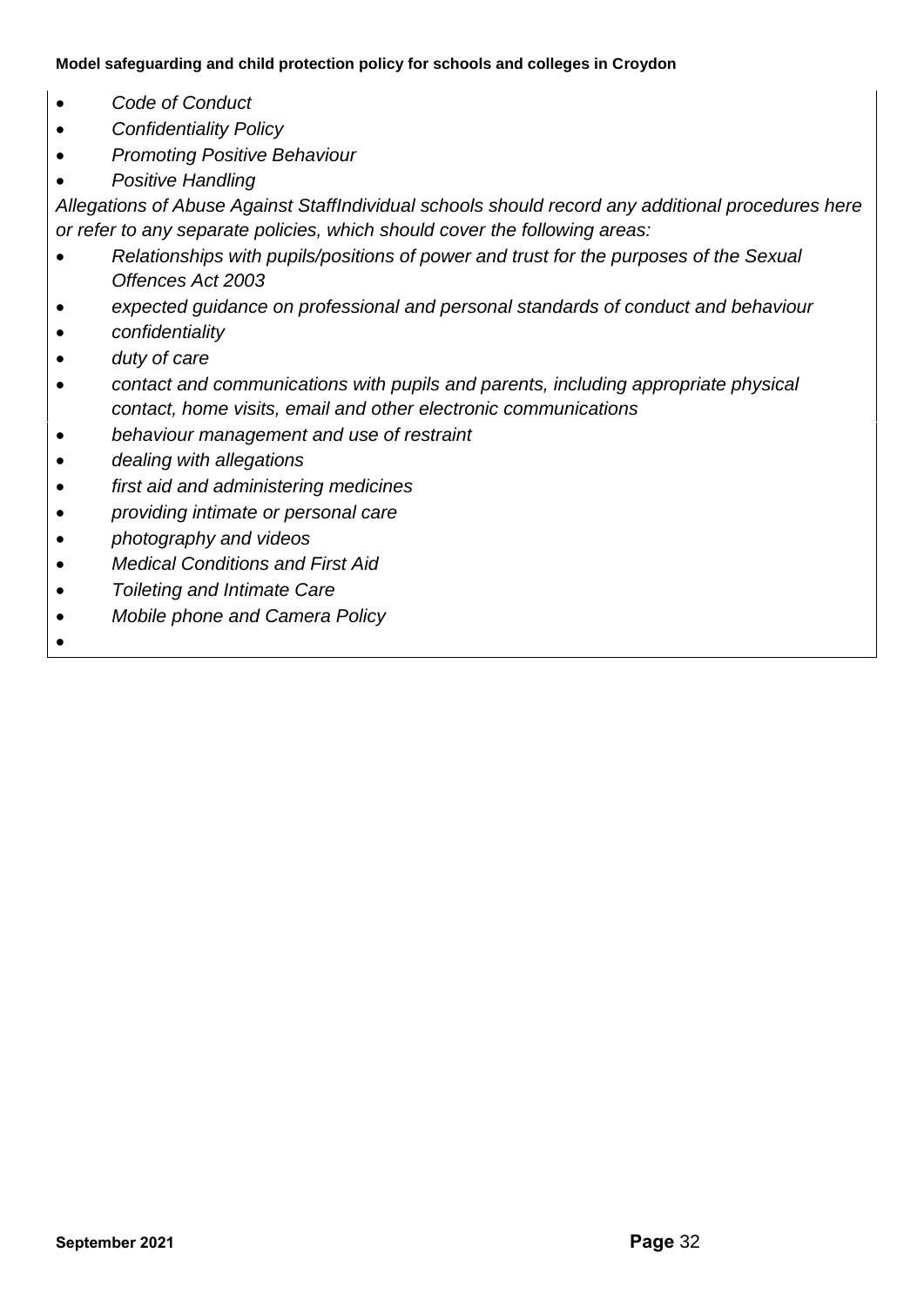- *Code of Conduct*
- *Confidentiality Policy*
- *Promoting Positive Behaviour*
- *Positive Handling*

*Allegations of Abuse Against StaffIndividual schools should record any additional procedures here or refer to any separate policies, which should cover the following areas:*

- *Relationships with pupils/positions of power and trust for the purposes of the Sexual Offences Act 2003*
- *expected guidance on professional and personal standards of conduct and behaviour*
- *confidentiality*
- *duty of care*
- *contact and communications with pupils and parents, including appropriate physical contact, home visits, email and other electronic communications*
- *behaviour management and use of restraint*
- *dealing with allegations*
- *first aid and administering medicines*
- *providing intimate or personal care*
- *photography and videos*
- *Medical Conditions and First Aid*
- *Toileting and Intimate Care*
- *Mobile phone and Camera Policy*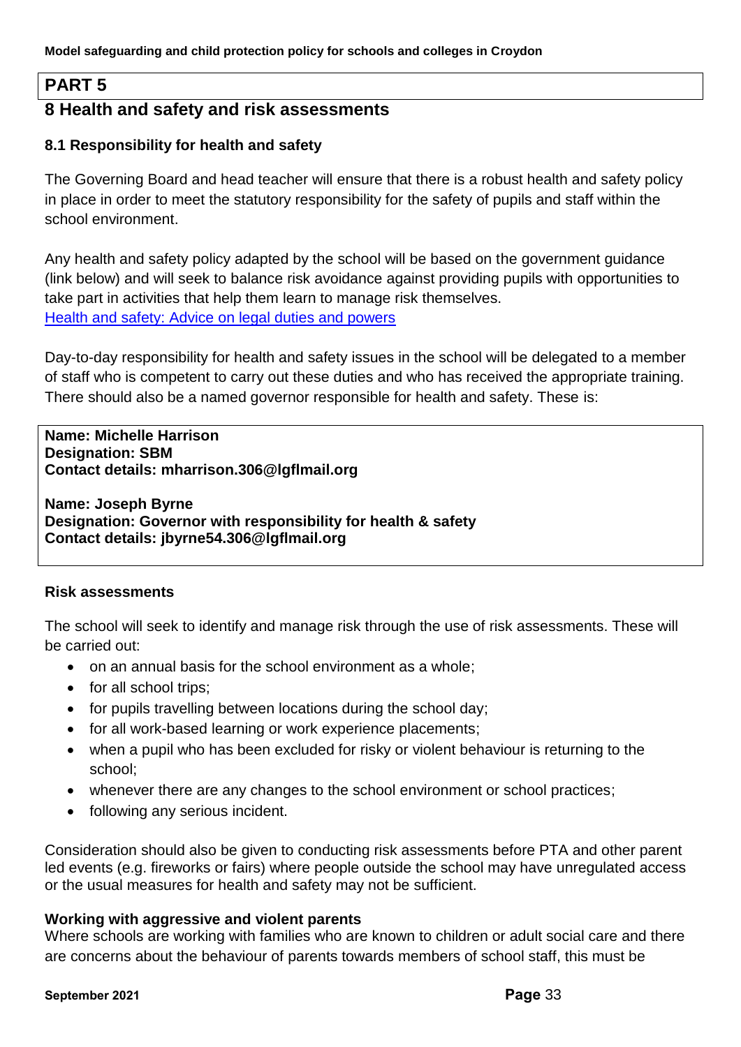# PART 5

## 8 Health and safety and risk assessments

### 8.1 Responsibility for health and safety

The Governing Board and head teacher will ensure that there is a robust health and safety policy in place in order to meet the statutory responsibility for the safety of pupils and staff within the school environment.

Any health and safety policy adapted by the school will be based on the government guidance (link below) and will seek to balance risk avoidance against providing pupils with opportunities to take part in activities that help them learn to manage risk themselves.
Health and safety: Advice on legal duties and powers

Day-to-day responsibility for health and safety issues in the school will be delegated to a member of staff who is competent to carry out these duties and who has received the appropriate training. There should also be a named governor responsible for health and safety. These is:

**Name: Michelle Harrison**
**Designation: SBM**
**Contact details: mharrison.306@lgflmail.org**

**Name: Joseph Byrne**
**Designation: Governor with responsibility for health & safety**
**Contact details: jbyrne54.306@lgflmail.org**

### Risk assessments

The school will seek to identify and manage risk through the use of risk assessments. These will be carried out:

- on an annual basis for the school environment as a whole;
- for all school trips;
- for pupils travelling between locations during the school day;
- for all work-based learning or work experience placements;
- when a pupil who has been excluded for risky or violent behaviour is returning to the school;
- whenever there are any changes to the school environment or school practices;
- following any serious incident.

Consideration should also be given to conducting risk assessments before PTA and other parent led events (e.g. fireworks or fairs) where people outside the school may have unregulated access or the usual measures for health and safety may not be sufficient.

### Working with aggressive and violent parents

Where schools are working with families who are known to children or adult social care and there are concerns about the behaviour of parents towards members of school staff, this must be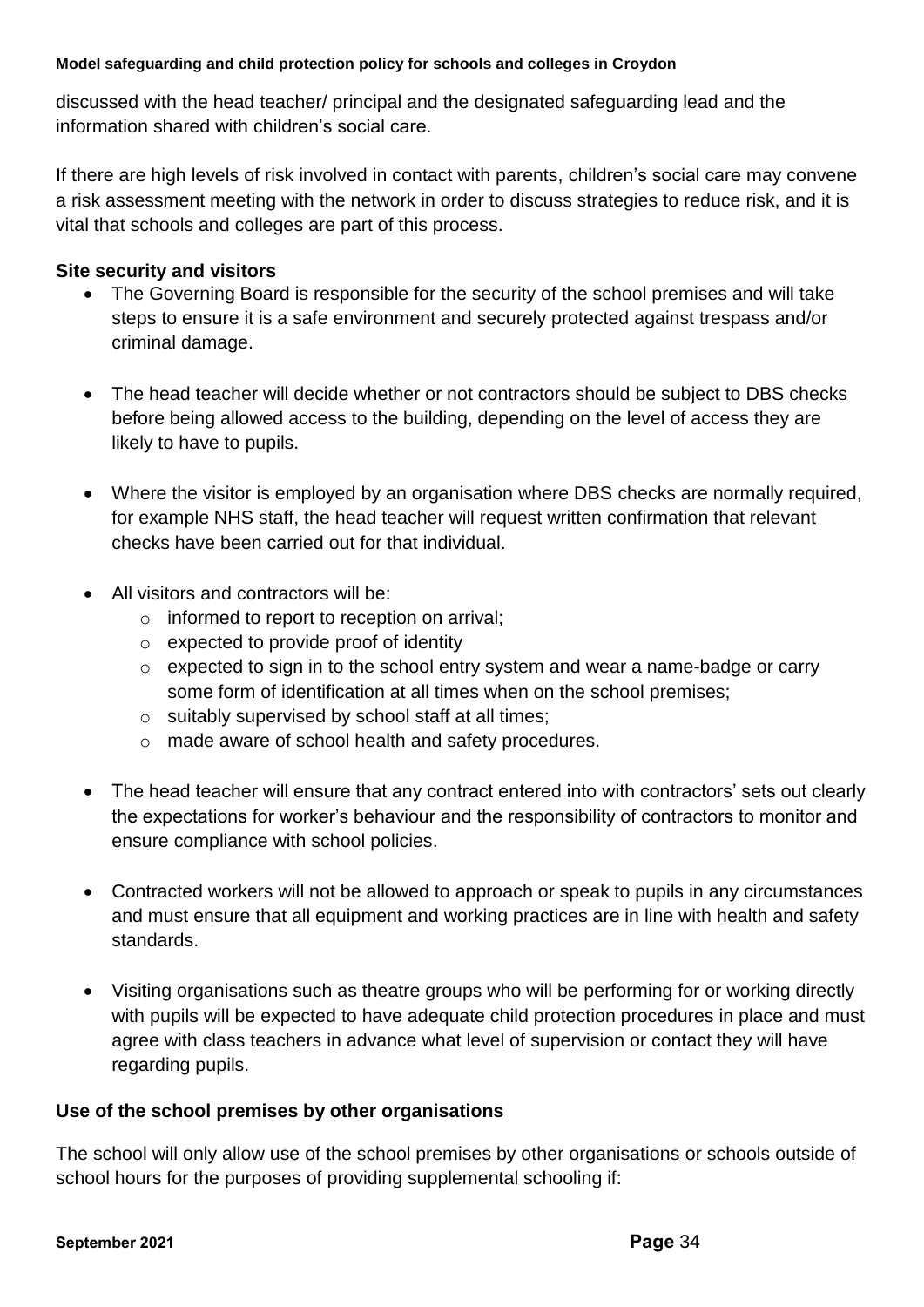discussed with the head teacher/ principal and the designated safeguarding lead and the information shared with children's social care.

If there are high levels of risk involved in contact with parents, children's social care may convene a risk assessment meeting with the network in order to discuss strategies to reduce risk, and it is vital that schools and colleges are part of this process.

**Site security and visitors**

- The Governing Board is responsible for the security of the school premises and will take steps to ensure it is a safe environment and securely protected against trespass and/or criminal damage.
- The head teacher will decide whether or not contractors should be subject to DBS checks before being allowed access to the building, depending on the level of access they are likely to have to pupils.
- Where the visitor is employed by an organisation where DBS checks are normally required, for example NHS staff, the head teacher will request written confirmation that relevant checks have been carried out for that individual.
- All visitors and contractors will be:
  - informed to report to reception on arrival;
  - expected to provide proof of identity
  - expected to sign in to the school entry system and wear a name-badge or carry some form of identification at all times when on the school premises;
  - suitably supervised by school staff at all times;
  - made aware of school health and safety procedures.
- The head teacher will ensure that any contract entered into with contractors' sets out clearly the expectations for worker's behaviour and the responsibility of contractors to monitor and ensure compliance with school policies.
- Contracted workers will not be allowed to approach or speak to pupils in any circumstances and must ensure that all equipment and working practices are in line with health and safety standards.
- Visiting organisations such as theatre groups who will be performing for or working directly with pupils will be expected to have adequate child protection procedures in place and must agree with class teachers in advance what level of supervision or contact they will have regarding pupils.

**Use of the school premises by other organisations**

The school will only allow use of the school premises by other organisations or schools outside of school hours for the purposes of providing supplemental schooling if: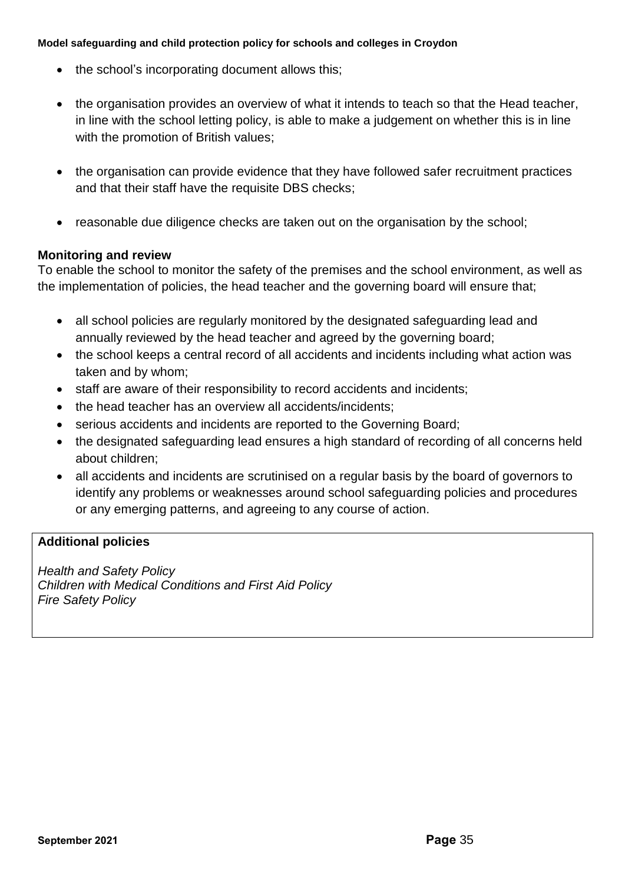- the school's incorporating document allows this;
- the organisation provides an overview of what it intends to teach so that the Head teacher, in line with the school letting policy, is able to make a judgement on whether this is in line with the promotion of British values;
- the organisation can provide evidence that they have followed safer recruitment practices and that their staff have the requisite DBS checks;
- reasonable due diligence checks are taken out on the organisation by the school;

**Monitoring and review**

To enable the school to monitor the safety of the premises and the school environment, as well as the implementation of policies, the head teacher and the governing board will ensure that;

- all school policies are regularly monitored by the designated safeguarding lead and annually reviewed by the head teacher and agreed by the governing board;
- the school keeps a central record of all accidents and incidents including what action was taken and by whom;
- staff are aware of their responsibility to record accidents and incidents;
- the head teacher has an overview all accidents/incidents;
- serious accidents and incidents are reported to the Governing Board;
- the designated safeguarding lead ensures a high standard of recording of all concerns held about children;
- all accidents and incidents are scrutinised on a regular basis by the board of governors to identify any problems or weaknesses around school safeguarding policies and procedures or any emerging patterns, and agreeing to any course of action.

**Additional policies**

*Health and Safety Policy*
*Children with Medical Conditions and First Aid Policy*
*Fire Safety Policy*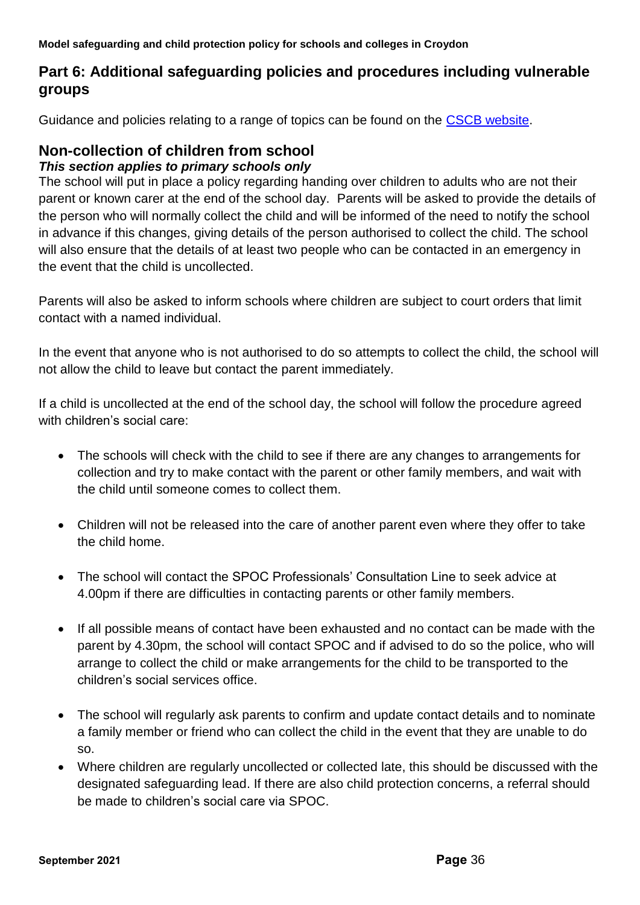## Part 6: Additional safeguarding policies and procedures including vulnerable groups

Guidance and policies relating to a range of topics can be found on the [CSCB website](CSCB website).

### Non-collection of children from school

***This section applies to primary schools only***

The school will put in place a policy regarding handing over children to adults who are not their parent or known carer at the end of the school day. Parents will be asked to provide the details of the person who will normally collect the child and will be informed of the need to notify the school in advance if this changes, giving details of the person authorised to collect the child. The school will also ensure that the details of at least two people who can be contacted in an emergency in the event that the child is uncollected.

Parents will also be asked to inform schools where children are subject to court orders that limit contact with a named individual.

In the event that anyone who is not authorised to do so attempts to collect the child, the school will not allow the child to leave but contact the parent immediately.

If a child is uncollected at the end of the school day, the school will follow the procedure agreed with children's social care:

- The schools will check with the child to see if there are any changes to arrangements for collection and try to make contact with the parent or other family members, and wait with the child until someone comes to collect them.
- Children will not be released into the care of another parent even where they offer to take the child home.
- The school will contact the SPOC Professionals' Consultation Line to seek advice at 4.00pm if there are difficulties in contacting parents or other family members.
- If all possible means of contact have been exhausted and no contact can be made with the parent by 4.30pm, the school will contact SPOC and if advised to do so the police, who will arrange to collect the child or make arrangements for the child to be transported to the children's social services office.
- The school will regularly ask parents to confirm and update contact details and to nominate a family member or friend who can collect the child in the event that they are unable to do so.
- Where children are regularly uncollected or collected late, this should be discussed with the designated safeguarding lead. If there are also child protection concerns, a referral should be made to children's social care via SPOC.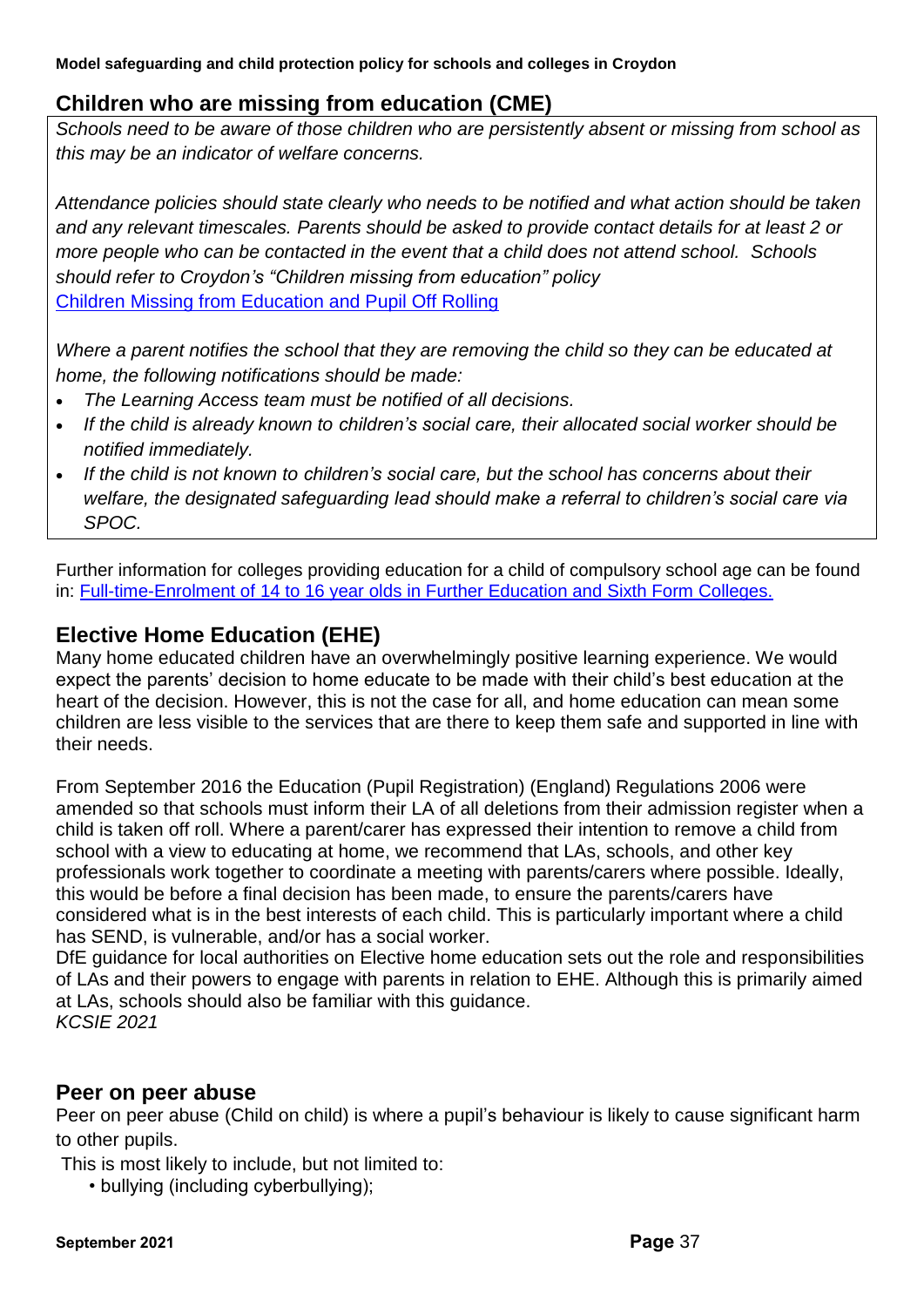## Children who are missing from education (CME)

*Schools need to be aware of those children who are persistently absent or missing from school as this may be an indicator of welfare concerns.*

*Attendance policies should state clearly who needs to be notified and what action should be taken and any relevant timescales. Parents should be asked to provide contact details for at least 2 or more people who can be contacted in the event that a child does not attend school. Schools should refer to Croydon's "Children missing from education" policy*
[Children Missing from Education and Pupil Off Rolling]()

*Where a parent notifies the school that they are removing the child so they can be educated at home, the following notifications should be made:*

- *The Learning Access team must be notified of all decisions.*
- *If the child is already known to children's social care, their allocated social worker should be notified immediately.*
- *If the child is not known to children's social care, but the school has concerns about their welfare, the designated safeguarding lead should make a referral to children's social care via SPOC.*

Further information for colleges providing education for a child of compulsory school age can be found in: [Full-time-Enrolment of 14 to 16 year olds in Further Education and Sixth Form Colleges.]()

## Elective Home Education (EHE)

Many home educated children have an overwhelmingly positive learning experience. We would expect the parents' decision to home educate to be made with their child's best education at the heart of the decision. However, this is not the case for all, and home education can mean some children are less visible to the services that are there to keep them safe and supported in line with their needs.

From September 2016 the Education (Pupil Registration) (England) Regulations 2006 were amended so that schools must inform their LA of all deletions from their admission register when a child is taken off roll. Where a parent/carer has expressed their intention to remove a child from school with a view to educating at home, we recommend that LAs, schools, and other key professionals work together to coordinate a meeting with parents/carers where possible. Ideally, this would be before a final decision has been made, to ensure the parents/carers have considered what is in the best interests of each child. This is particularly important where a child has SEND, is vulnerable, and/or has a social worker.
DfE guidance for local authorities on Elective home education sets out the role and responsibilities of LAs and their powers to engage with parents in relation to EHE. Although this is primarily aimed at LAs, schools should also be familiar with this guidance.
*KCSIE 2021*

## Peer on peer abuse

Peer on peer abuse (Child on child) is where a pupil's behaviour is likely to cause significant harm to other pupils.

This is most likely to include, but not limited to:

- bullying (including cyberbullying);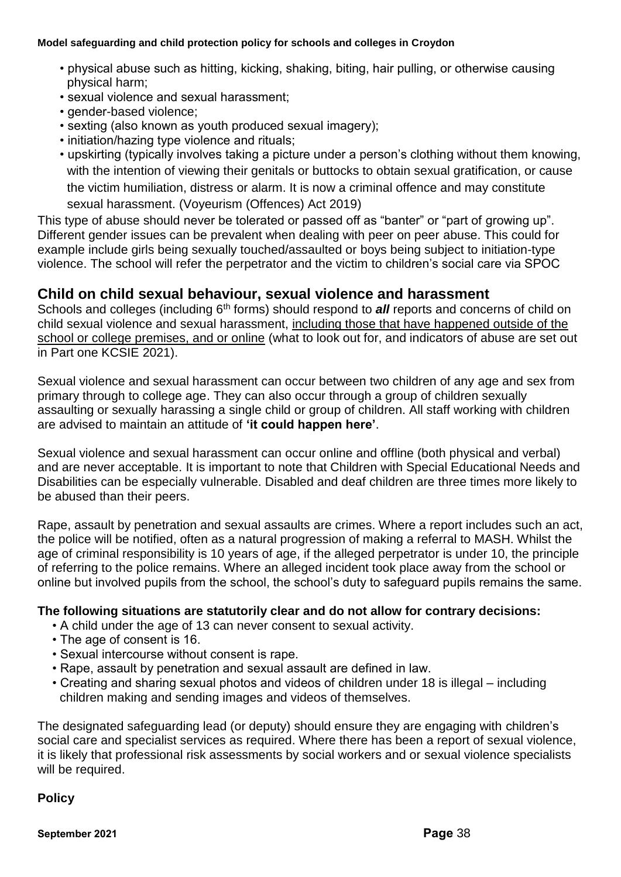- physical abuse such as hitting, kicking, shaking, biting, hair pulling, or otherwise causing physical harm;
- sexual violence and sexual harassment;
- gender-based violence;
- sexting (also known as youth produced sexual imagery);
- initiation/hazing type violence and rituals;
- upskirting (typically involves taking a picture under a person's clothing without them knowing, with the intention of viewing their genitals or buttocks to obtain sexual gratification, or cause the victim humiliation, distress or alarm. It is now a criminal offence and may constitute sexual harassment. (Voyeurism (Offences) Act 2019)

This type of abuse should never be tolerated or passed off as "banter" or "part of growing up". Different gender issues can be prevalent when dealing with peer on peer abuse. This could for example include girls being sexually touched/assaulted or boys being subject to initiation-type violence. The school will refer the perpetrator and the victim to children's social care via SPOC

## Child on child sexual behaviour, sexual violence and harassment

Schools and colleges (including 6th forms) should respond to ***all*** reports and concerns of child on child sexual violence and sexual harassment, including those that have happened outside of the school or college premises, and or online (what to look out for, and indicators of abuse are set out in Part one KCSIE 2021).

Sexual violence and sexual harassment can occur between two children of any age and sex from primary through to college age. They can also occur through a group of children sexually assaulting or sexually harassing a single child or group of children. All staff working with children are advised to maintain an attitude of **'it could happen here'**.

Sexual violence and sexual harassment can occur online and offline (both physical and verbal) and are never acceptable. It is important to note that Children with Special Educational Needs and Disabilities can be especially vulnerable. Disabled and deaf children are three times more likely to be abused than their peers.

Rape, assault by penetration and sexual assaults are crimes. Where a report includes such an act, the police will be notified, often as a natural progression of making a referral to MASH. Whilst the age of criminal responsibility is 10 years of age, if the alleged perpetrator is under 10, the principle of referring to the police remains. Where an alleged incident took place away from the school or online but involved pupils from the school, the school's duty to safeguard pupils remains the same.

**The following situations are statutorily clear and do not allow for contrary decisions:**

- A child under the age of 13 can never consent to sexual activity.
- The age of consent is 16.
- Sexual intercourse without consent is rape.
- Rape, assault by penetration and sexual assault are defined in law.
- Creating and sharing sexual photos and videos of children under 18 is illegal – including children making and sending images and videos of themselves.

The designated safeguarding lead (or deputy) should ensure they are engaging with children's social care and specialist services as required. Where there has been a report of sexual violence, it is likely that professional risk assessments by social workers and or sexual violence specialists will be required.

**Policy**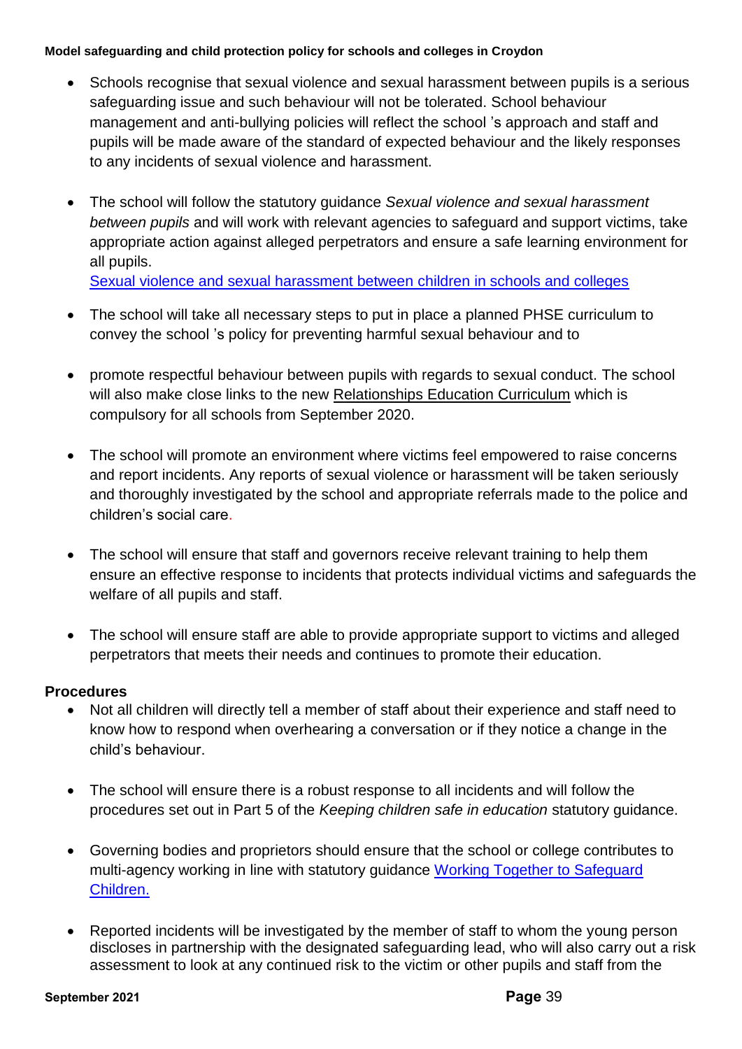- Schools recognise that sexual violence and sexual harassment between pupils is a serious safeguarding issue and such behaviour will not be tolerated. School behaviour management and anti-bullying policies will reflect the school 's approach and staff and pupils will be made aware of the standard of expected behaviour and the likely responses to any incidents of sexual violence and harassment.

- The school will follow the statutory guidance *Sexual violence and sexual harassment between pupils* and will work with relevant agencies to safeguard and support victims, take appropriate action against alleged perpetrators and ensure a safe learning environment for all pupils.
  Sexual violence and sexual harassment between children in schools and colleges

- The school will take all necessary steps to put in place a planned PHSE curriculum to convey the school 's policy for preventing harmful sexual behaviour and to

- promote respectful behaviour between pupils with regards to sexual conduct. The school will also make close links to the new Relationships Education Curriculum which is compulsory for all schools from September 2020.

- The school will promote an environment where victims feel empowered to raise concerns and report incidents. Any reports of sexual violence or harassment will be taken seriously and thoroughly investigated by the school and appropriate referrals made to the police and children's social care.

- The school will ensure that staff and governors receive relevant training to help them ensure an effective response to incidents that protects individual victims and safeguards the welfare of all pupils and staff.

- The school will ensure staff are able to provide appropriate support to victims and alleged perpetrators that meets their needs and continues to promote their education.

**Procedures**

- Not all children will directly tell a member of staff about their experience and staff need to know how to respond when overhearing a conversation or if they notice a change in the child's behaviour.

- The school will ensure there is a robust response to all incidents and will follow the procedures set out in Part 5 of the *Keeping children safe in education* statutory guidance.

- Governing bodies and proprietors should ensure that the school or college contributes to multi-agency working in line with statutory guidance Working Together to Safeguard Children.

- Reported incidents will be investigated by the member of staff to whom the young person discloses in partnership with the designated safeguarding lead, who will also carry out a risk assessment to look at any continued risk to the victim or other pupils and staff from the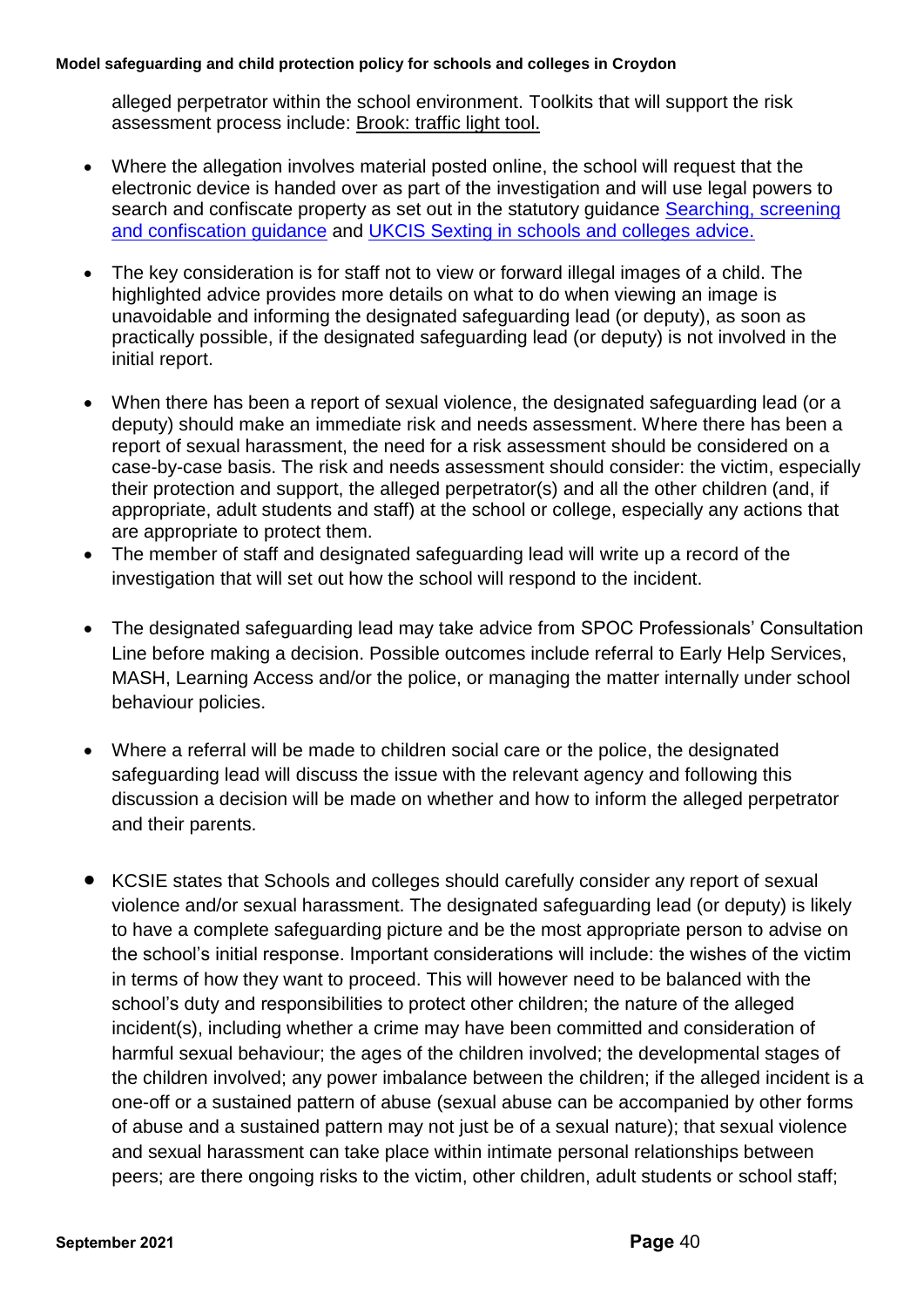alleged perpetrator within the school environment. Toolkits that will support the risk assessment process include: Brook: traffic light tool.

- Where the allegation involves material posted online, the school will request that the electronic device is handed over as part of the investigation and will use legal powers to search and confiscate property as set out in the statutory guidance [Searching, screening and confiscation guidance]() and [UKCIS Sexting in schools and colleges advice.]()

- The key consideration is for staff not to view or forward illegal images of a child. The highlighted advice provides more details on what to do when viewing an image is unavoidable and informing the designated safeguarding lead (or deputy), as soon as practically possible, if the designated safeguarding lead (or deputy) is not involved in the initial report.

- When there has been a report of sexual violence, the designated safeguarding lead (or a deputy) should make an immediate risk and needs assessment. Where there has been a report of sexual harassment, the need for a risk assessment should be considered on a case-by-case basis. The risk and needs assessment should consider: the victim, especially their protection and support, the alleged perpetrator(s) and all the other children (and, if appropriate, adult students and staff) at the school or college, especially any actions that are appropriate to protect them.
- The member of staff and designated safeguarding lead will write up a record of the investigation that will set out how the school will respond to the incident.

- The designated safeguarding lead may take advice from SPOC Professionals' Consultation Line before making a decision. Possible outcomes include referral to Early Help Services, MASH, Learning Access and/or the police, or managing the matter internally under school behaviour policies.

- Where a referral will be made to children social care or the police, the designated safeguarding lead will discuss the issue with the relevant agency and following this discussion a decision will be made on whether and how to inform the alleged perpetrator and their parents.

- KCSIE states that Schools and colleges should carefully consider any report of sexual violence and/or sexual harassment. The designated safeguarding lead (or deputy) is likely to have a complete safeguarding picture and be the most appropriate person to advise on the school's initial response. Important considerations will include: the wishes of the victim in terms of how they want to proceed. This will however need to be balanced with the school's duty and responsibilities to protect other children; the nature of the alleged incident(s), including whether a crime may have been committed and consideration of harmful sexual behaviour; the ages of the children involved; the developmental stages of the children involved; any power imbalance between the children; if the alleged incident is a one-off or a sustained pattern of abuse (sexual abuse can be accompanied by other forms of abuse and a sustained pattern may not just be of a sexual nature); that sexual violence and sexual harassment can take place within intimate personal relationships between peers; are there ongoing risks to the victim, other children, adult students or school staff;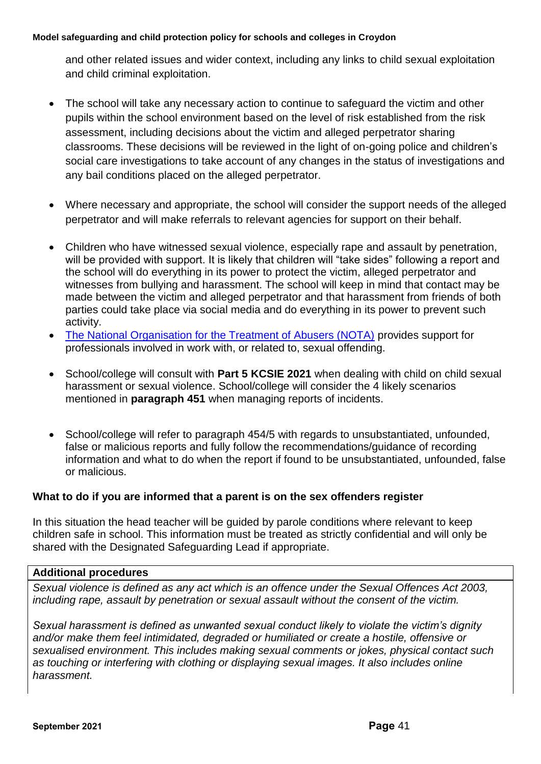and other related issues and wider context, including any links to child sexual exploitation and child criminal exploitation.

- The school will take any necessary action to continue to safeguard the victim and other pupils within the school environment based on the level of risk established from the risk assessment, including decisions about the victim and alleged perpetrator sharing classrooms. These decisions will be reviewed in the light of on-going police and children's social care investigations to take account of any changes in the status of investigations and any bail conditions placed on the alleged perpetrator.

- Where necessary and appropriate, the school will consider the support needs of the alleged perpetrator and will make referrals to relevant agencies for support on their behalf.

- Children who have witnessed sexual violence, especially rape and assault by penetration, will be provided with support. It is likely that children will "take sides" following a report and the school will do everything in its power to protect the victim, alleged perpetrator and witnesses from bullying and harassment. The school will keep in mind that contact may be made between the victim and alleged perpetrator and that harassment from friends of both parties could take place via social media and do everything in its power to prevent such activity.
- [The National Organisation for the Treatment of Abusers (NOTA)](#) provides support for professionals involved in work with, or related to, sexual offending.

- School/college will consult with **Part 5 KCSIE 2021** when dealing with child on child sexual harassment or sexual violence. School/college will consider the 4 likely scenarios mentioned in **paragraph 451** when managing reports of incidents.

- School/college will refer to paragraph 454/5 with regards to unsubstantiated, unfounded, false or malicious reports and fully follow the recommendations/guidance of recording information and what to do when the report if found to be unsubstantiated, unfounded, false or malicious.

### What to do if you are informed that a parent is on the sex offenders register

In this situation the head teacher will be guided by parole conditions where relevant to keep children safe in school. This information must be treated as strictly confidential and will only be shared with the Designated Safeguarding Lead if appropriate.

| **Additional procedures** |
| --- |
| *Sexual violence is defined as any act which is an offence under the Sexual Offences Act 2003, including rape, assault by penetration or sexual assault without the consent of the victim.*<br><br>*Sexual harassment is defined as unwanted sexual conduct likely to violate the victim's dignity and/or make them feel intimidated, degraded or humiliated or create a hostile, offensive or sexualised environment. This includes making sexual comments or jokes, physical contact such as touching or interfering with clothing or displaying sexual images. It also includes online harassment.* |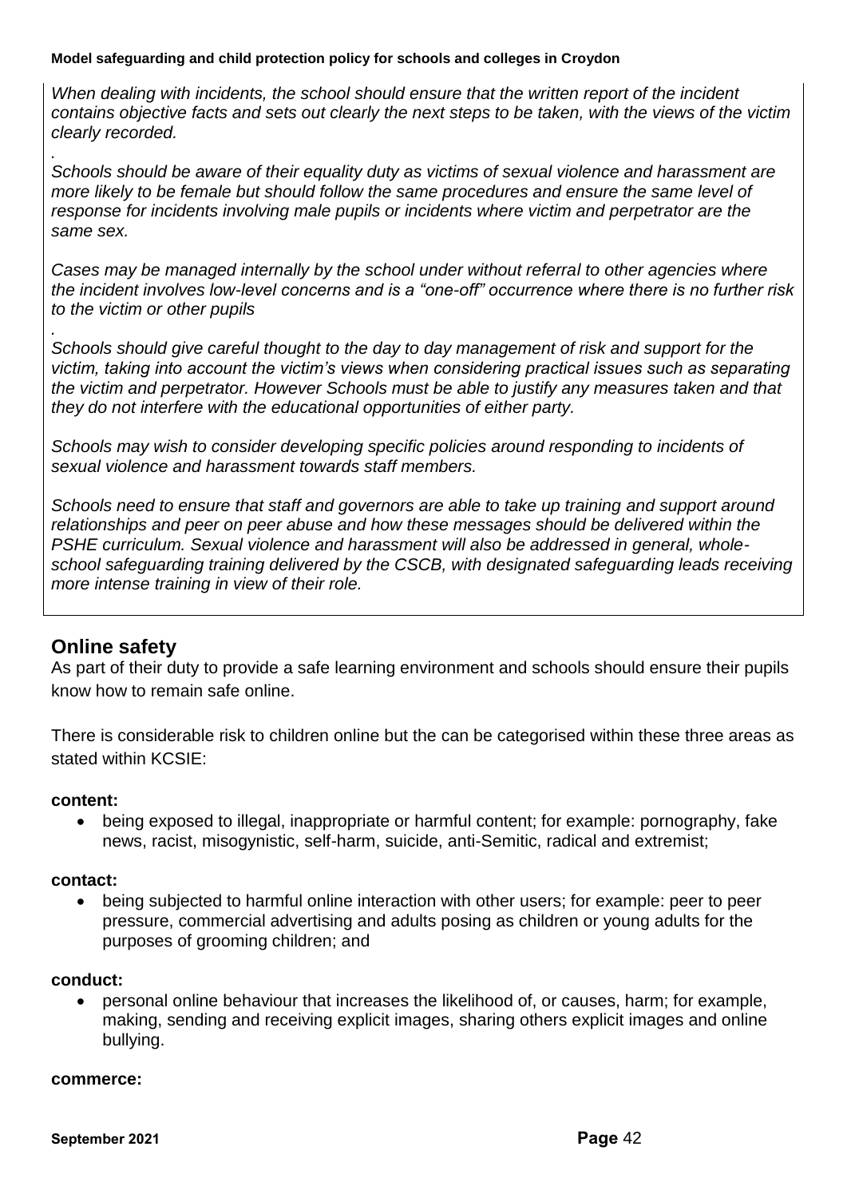*When dealing with incidents, the school should ensure that the written report of the incident contains objective facts and sets out clearly the next steps to be taken, with the views of the victim clearly recorded.*

*.*

*Schools should be aware of their equality duty as victims of sexual violence and harassment are more likely to be female but should follow the same procedures and ensure the same level of response for incidents involving male pupils or incidents where victim and perpetrator are the same sex.*

*Cases may be managed internally by the school under without referral to other agencies where the incident involves low-level concerns and is a "one-off" occurrence where there is no further risk to the victim or other pupils*

*.*

*Schools should give careful thought to the day to day management of risk and support for the victim, taking into account the victim's views when considering practical issues such as separating the victim and perpetrator. However Schools must be able to justify any measures taken and that they do not interfere with the educational opportunities of either party.*

*Schools may wish to consider developing specific policies around responding to incidents of sexual violence and harassment towards staff members.*

*Schools need to ensure that staff and governors are able to take up training and support around relationships and peer on peer abuse and how these messages should be delivered within the PSHE curriculum. Sexual violence and harassment will also be addressed in general, whole-school safeguarding training delivered by the CSCB, with designated safeguarding leads receiving more intense training in view of their role.*

## Online safety

As part of their duty to provide a safe learning environment and schools should ensure their pupils know how to remain safe online.

There is considerable risk to children online but the can be categorised within these three areas as stated within KCSIE:

**content:**

- being exposed to illegal, inappropriate or harmful content; for example: pornography, fake news, racist, misogynistic, self-harm, suicide, anti-Semitic, radical and extremist;

**contact:**

- being subjected to harmful online interaction with other users; for example: peer to peer pressure, commercial advertising and adults posing as children or young adults for the purposes of grooming children; and

**conduct:**

- personal online behaviour that increases the likelihood of, or causes, harm; for example, making, sending and receiving explicit images, sharing others explicit images and online bullying.

**commerce:**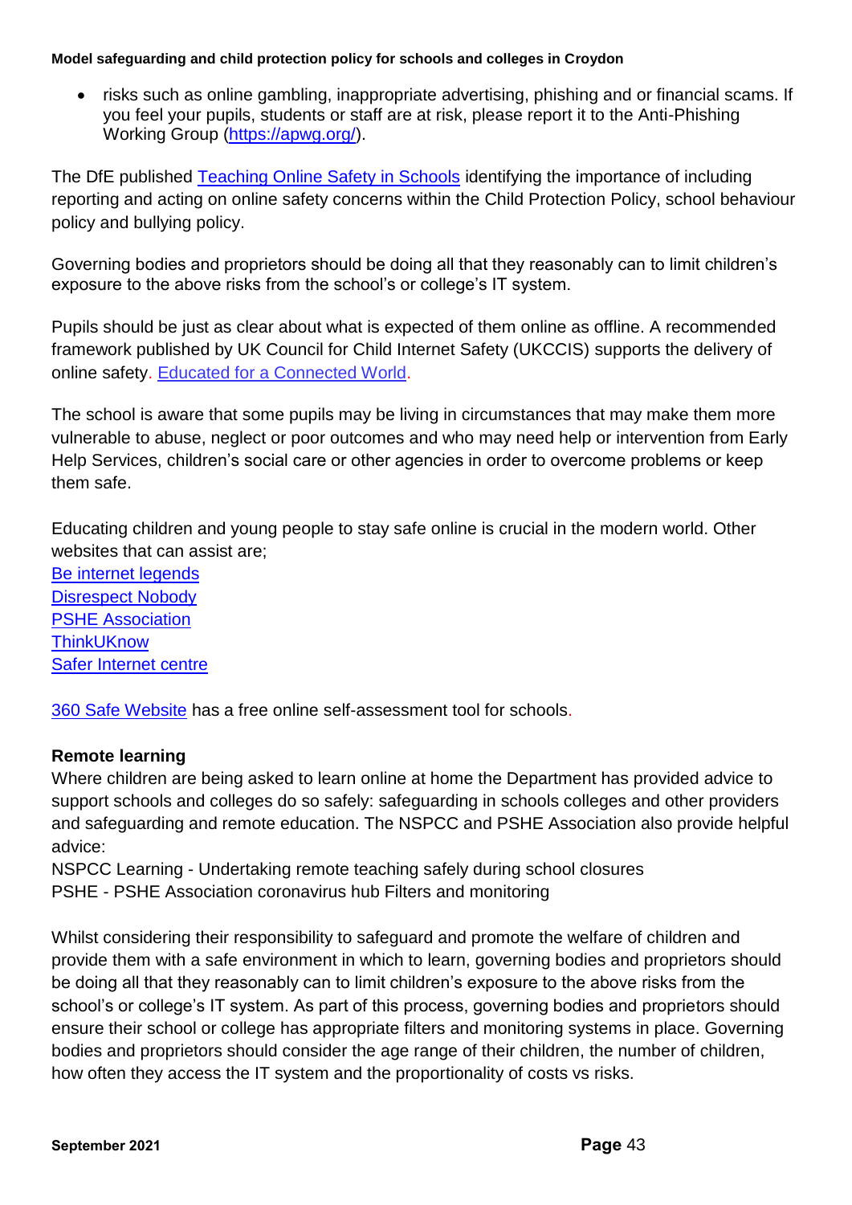- risks such as online gambling, inappropriate advertising, phishing and or financial scams. If you feel your pupils, students or staff are at risk, please report it to the Anti-Phishing Working Group (https://apwg.org/).

The DfE published Teaching Online Safety in Schools identifying the importance of including reporting and acting on online safety concerns within the Child Protection Policy, school behaviour policy and bullying policy.

Governing bodies and proprietors should be doing all that they reasonably can to limit children's exposure to the above risks from the school's or college's IT system.

Pupils should be just as clear about what is expected of them online as offline. A recommended framework published by UK Council for Child Internet Safety (UKCCIS) supports the delivery of online safety. Educated for a Connected World.

The school is aware that some pupils may be living in circumstances that may make them more vulnerable to abuse, neglect or poor outcomes and who may need help or intervention from Early Help Services, children's social care or other agencies in order to overcome problems or keep them safe.

Educating children and young people to stay safe online is crucial in the modern world. Other websites that can assist are;
Be internet legends
Disrespect Nobody
PSHE Association
ThinkUKnow
Safer Internet centre

360 Safe Website has a free online self-assessment tool for schools.

**Remote learning**
Where children are being asked to learn online at home the Department has provided advice to support schools and colleges do so safely: safeguarding in schools colleges and other providers and safeguarding and remote education. The NSPCC and PSHE Association also provide helpful advice:
NSPCC Learning - Undertaking remote teaching safely during school closures
PSHE - PSHE Association coronavirus hub Filters and monitoring

Whilst considering their responsibility to safeguard and promote the welfare of children and provide them with a safe environment in which to learn, governing bodies and proprietors should be doing all that they reasonably can to limit children's exposure to the above risks from the school's or college's IT system. As part of this process, governing bodies and proprietors should ensure their school or college has appropriate filters and monitoring systems in place. Governing bodies and proprietors should consider the age range of their children, the number of children, how often they access the IT system and the proportionality of costs vs risks.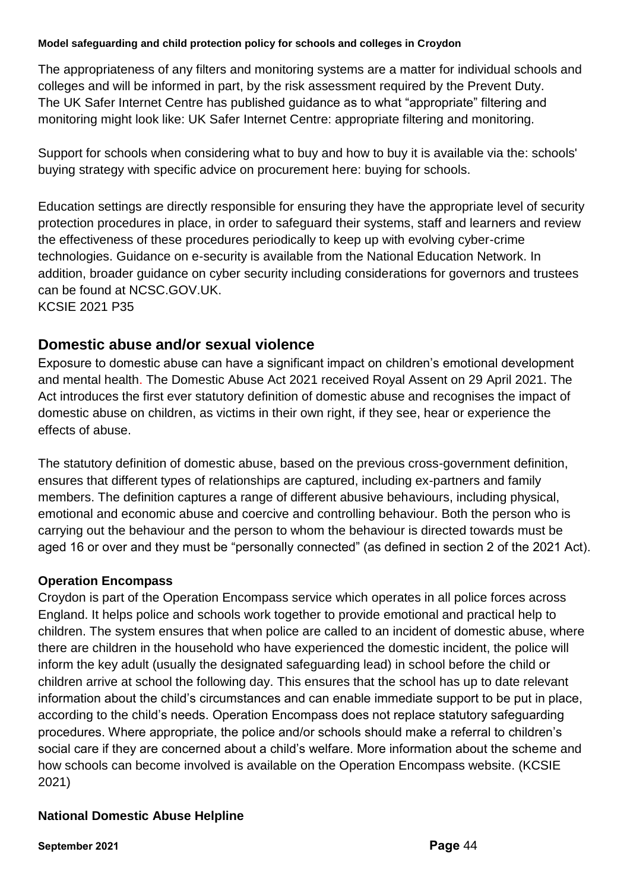The appropriateness of any filters and monitoring systems are a matter for individual schools and colleges and will be informed in part, by the risk assessment required by the Prevent Duty. The UK Safer Internet Centre has published guidance as to what "appropriate" filtering and monitoring might look like: UK Safer Internet Centre: appropriate filtering and monitoring.

Support for schools when considering what to buy and how to buy it is available via the: schools' buying strategy with specific advice on procurement here: buying for schools.

Education settings are directly responsible for ensuring they have the appropriate level of security protection procedures in place, in order to safeguard their systems, staff and learners and review the effectiveness of these procedures periodically to keep up with evolving cyber-crime technologies. Guidance on e-security is available from the National Education Network. In addition, broader guidance on cyber security including considerations for governors and trustees can be found at NCSC.GOV.UK.
KCSIE 2021 P35

## Domestic abuse and/or sexual violence

Exposure to domestic abuse can have a significant impact on children's emotional development and mental health. The Domestic Abuse Act 2021 received Royal Assent on 29 April 2021. The Act introduces the first ever statutory definition of domestic abuse and recognises the impact of domestic abuse on children, as victims in their own right, if they see, hear or experience the effects of abuse.

The statutory definition of domestic abuse, based on the previous cross-government definition, ensures that different types of relationships are captured, including ex-partners and family members. The definition captures a range of different abusive behaviours, including physical, emotional and economic abuse and coercive and controlling behaviour. Both the person who is carrying out the behaviour and the person to whom the behaviour is directed towards must be aged 16 or over and they must be "personally connected" (as defined in section 2 of the 2021 Act).

### Operation Encompass

Croydon is part of the Operation Encompass service which operates in all police forces across England. It helps police and schools work together to provide emotional and practical help to children. The system ensures that when police are called to an incident of domestic abuse, where there are children in the household who have experienced the domestic incident, the police will inform the key adult (usually the designated safeguarding lead) in school before the child or children arrive at school the following day. This ensures that the school has up to date relevant information about the child's circumstances and can enable immediate support to be put in place, according to the child's needs. Operation Encompass does not replace statutory safeguarding procedures. Where appropriate, the police and/or schools should make a referral to children's social care if they are concerned about a child's welfare. More information about the scheme and how schools can become involved is available on the Operation Encompass website. (KCSIE 2021)

### National Domestic Abuse Helpline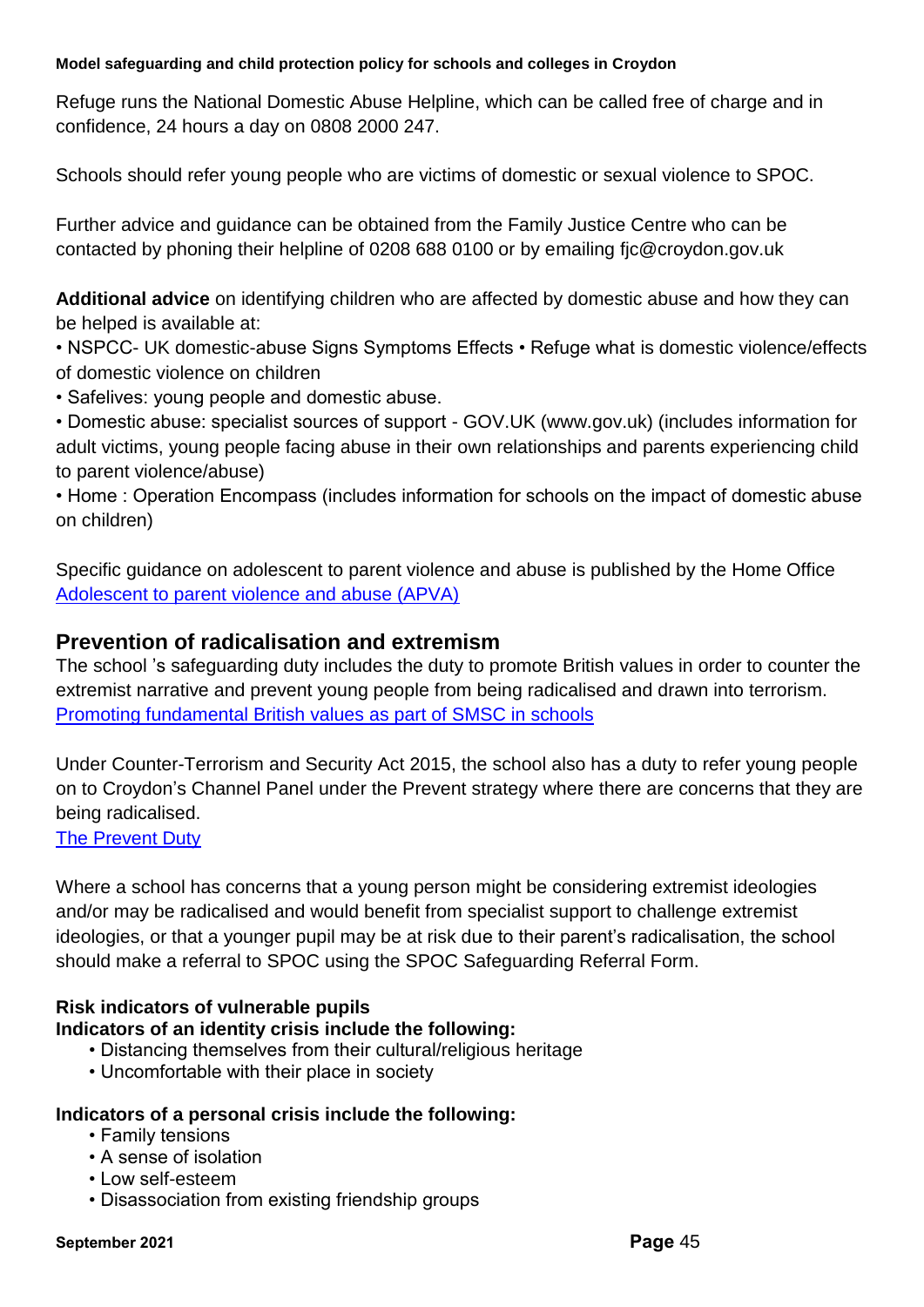Refuge runs the National Domestic Abuse Helpline, which can be called free of charge and in confidence, 24 hours a day on 0808 2000 247.

Schools should refer young people who are victims of domestic or sexual violence to SPOC.

Further advice and guidance can be obtained from the Family Justice Centre who can be contacted by phoning their helpline of 0208 688 0100 or by emailing fjc@croydon.gov.uk

**Additional advice** on identifying children who are affected by domestic abuse and how they can be helped is available at:

- NSPCC- UK domestic-abuse Signs Symptoms Effects • Refuge what is domestic violence/effects of domestic violence on children
- Safelives: young people and domestic abuse.
- Domestic abuse: specialist sources of support - GOV.UK (www.gov.uk) (includes information for adult victims, young people facing abuse in their own relationships and parents experiencing child to parent violence/abuse)
- Home : Operation Encompass (includes information for schools on the impact of domestic abuse on children)

Specific guidance on adolescent to parent violence and abuse is published by the Home Office [Adolescent to parent violence and abuse (APVA)]()

## Prevention of radicalisation and extremism

The school 's safeguarding duty includes the duty to promote British values in order to counter the extremist narrative and prevent young people from being radicalised and drawn into terrorism. [Promoting fundamental British values as part of SMSC in schools]()

Under Counter-Terrorism and Security Act 2015, the school also has a duty to refer young people on to Croydon's Channel Panel under the Prevent strategy where there are concerns that they are being radicalised.
[The Prevent Duty]()

Where a school has concerns that a young person might be considering extremist ideologies and/or may be radicalised and would benefit from specialist support to challenge extremist ideologies, or that a younger pupil may be at risk due to their parent's radicalisation, the school should make a referral to SPOC using the SPOC Safeguarding Referral Form.

**Risk indicators of vulnerable pupils**

**Indicators of an identity crisis include the following:**

- Distancing themselves from their cultural/religious heritage
- Uncomfortable with their place in society

**Indicators of a personal crisis include the following:**

- Family tensions
- A sense of isolation
- Low self-esteem
- Disassociation from existing friendship groups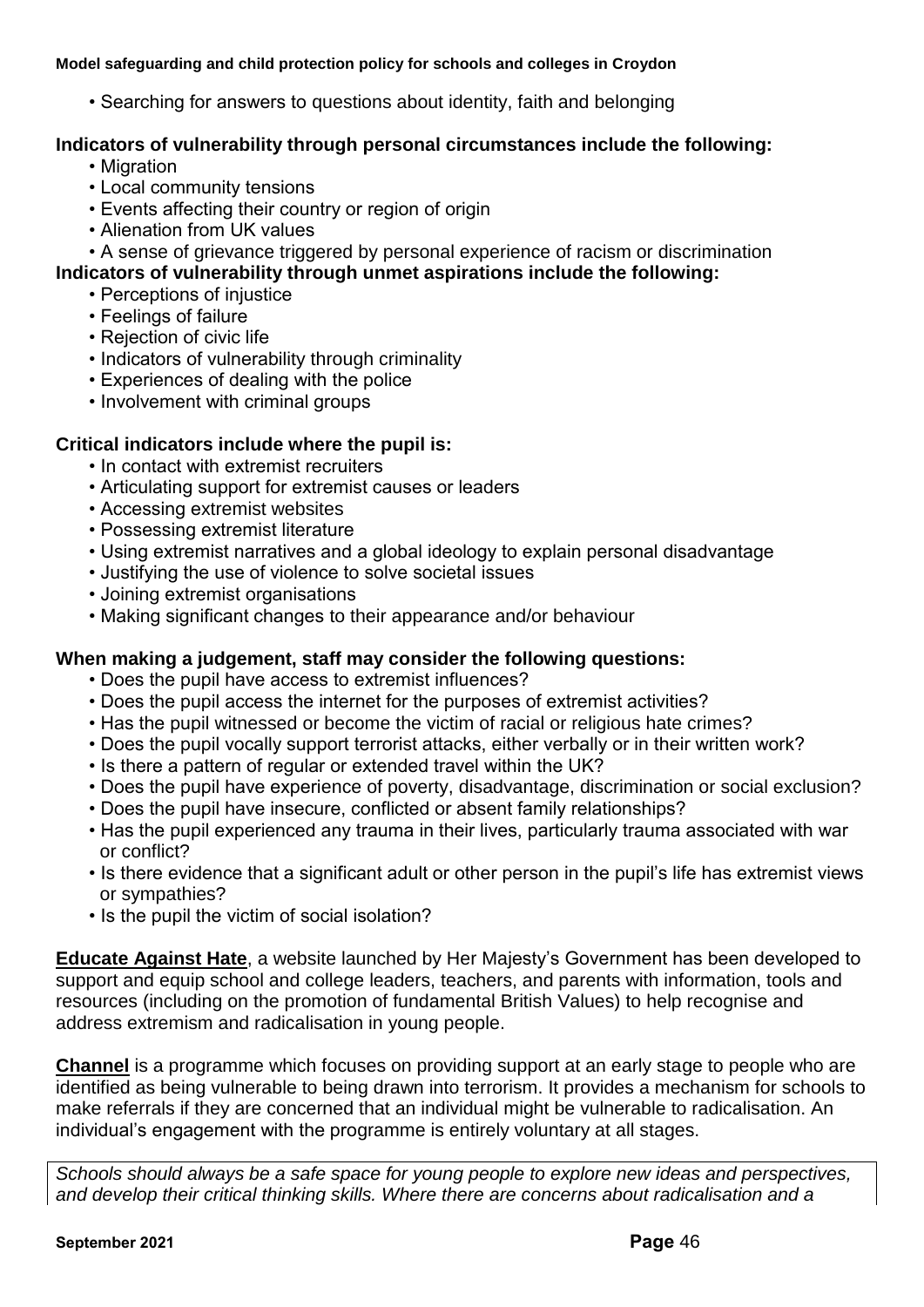- Searching for answers to questions about identity, faith and belonging

**Indicators of vulnerability through personal circumstances include the following:**

- Migration
- Local community tensions
- Events affecting their country or region of origin
- Alienation from UK values
- A sense of grievance triggered by personal experience of racism or discrimination

**Indicators of vulnerability through unmet aspirations include the following:**

- Perceptions of injustice
- Feelings of failure
- Rejection of civic life
- Indicators of vulnerability through criminality
- Experiences of dealing with the police
- Involvement with criminal groups

**Critical indicators include where the pupil is:**

- In contact with extremist recruiters
- Articulating support for extremist causes or leaders
- Accessing extremist websites
- Possessing extremist literature
- Using extremist narratives and a global ideology to explain personal disadvantage
- Justifying the use of violence to solve societal issues
- Joining extremist organisations
- Making significant changes to their appearance and/or behaviour

**When making a judgement, staff may consider the following questions:**

- Does the pupil have access to extremist influences?
- Does the pupil access the internet for the purposes of extremist activities?
- Has the pupil witnessed or become the victim of racial or religious hate crimes?
- Does the pupil vocally support terrorist attacks, either verbally or in their written work?
- Is there a pattern of regular or extended travel within the UK?
- Does the pupil have experience of poverty, disadvantage, discrimination or social exclusion?
- Does the pupil have insecure, conflicted or absent family relationships?
- Has the pupil experienced any trauma in their lives, particularly trauma associated with war or conflict?
- Is there evidence that a significant adult or other person in the pupil's life has extremist views or sympathies?
- Is the pupil the victim of social isolation?

**Educate Against Hate**, a website launched by Her Majesty's Government has been developed to support and equip school and college leaders, teachers, and parents with information, tools and resources (including on the promotion of fundamental British Values) to help recognise and address extremism and radicalisation in young people.

**Channel** is a programme which focuses on providing support at an early stage to people who are identified as being vulnerable to being drawn into terrorism. It provides a mechanism for schools to make referrals if they are concerned that an individual might be vulnerable to radicalisation. An individual's engagement with the programme is entirely voluntary at all stages.

*Schools should always be a safe space for young people to explore new ideas and perspectives, and develop their critical thinking skills. Where there are concerns about radicalisation and a*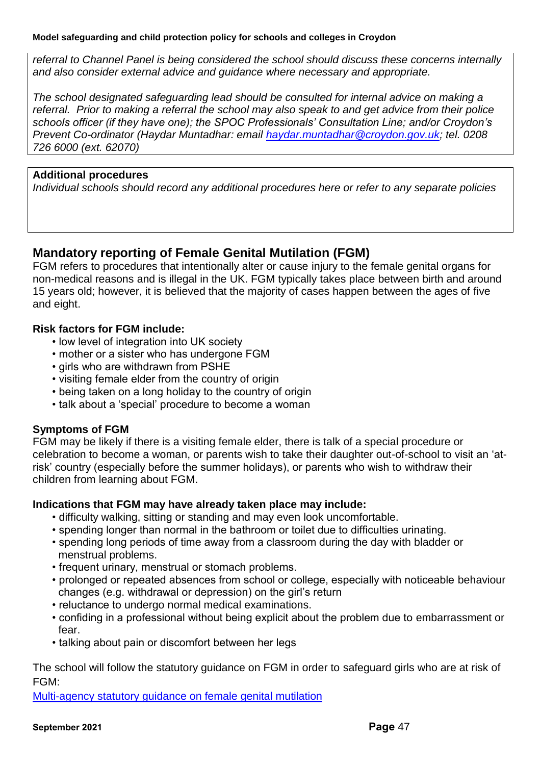*referral to Channel Panel is being considered the school should discuss these concerns internally and also consider external advice and guidance where necessary and appropriate.*

*The school designated safeguarding lead should be consulted for internal advice on making a referral. Prior to making a referral the school may also speak to and get advice from their police schools officer (if they have one); the SPOC Professionals' Consultation Line; and/or Croydon's Prevent Co-ordinator (Haydar Muntadhar: email [haydar.muntadhar@croydon.gov.uk](mailto:haydar.muntadhar@croydon.gov.uk); tel. 0208 726 6000 (ext. 62070)*

**Additional procedures**
*Individual schools should record any additional procedures here or refer to any separate policies*

## Mandatory reporting of Female Genital Mutilation (FGM)

FGM refers to procedures that intentionally alter or cause injury to the female genital organs for non-medical reasons and is illegal in the UK. FGM typically takes place between birth and around 15 years old; however, it is believed that the majority of cases happen between the ages of five and eight.

### Risk factors for FGM include:

- low level of integration into UK society
- mother or a sister who has undergone FGM
- girls who are withdrawn from PSHE
- visiting female elder from the country of origin
- being taken on a long holiday to the country of origin
- talk about a 'special' procedure to become a woman

### Symptoms of FGM

FGM may be likely if there is a visiting female elder, there is talk of a special procedure or celebration to become a woman, or parents wish to take their daughter out-of-school to visit an 'at-risk' country (especially before the summer holidays), or parents who wish to withdraw their children from learning about FGM.

### Indications that FGM may have already taken place may include:

- difficulty walking, sitting or standing and may even look uncomfortable.
- spending longer than normal in the bathroom or toilet due to difficulties urinating.
- spending long periods of time away from a classroom during the day with bladder or menstrual problems.
- frequent urinary, menstrual or stomach problems.
- prolonged or repeated absences from school or college, especially with noticeable behaviour changes (e.g. withdrawal or depression) on the girl's return
- reluctance to undergo normal medical examinations.
- confiding in a professional without being explicit about the problem due to embarrassment or fear.
- talking about pain or discomfort between her legs

The school will follow the statutory guidance on FGM in order to safeguard girls who are at risk of FGM:

[Multi-agency statutory guidance on female genital mutilation]()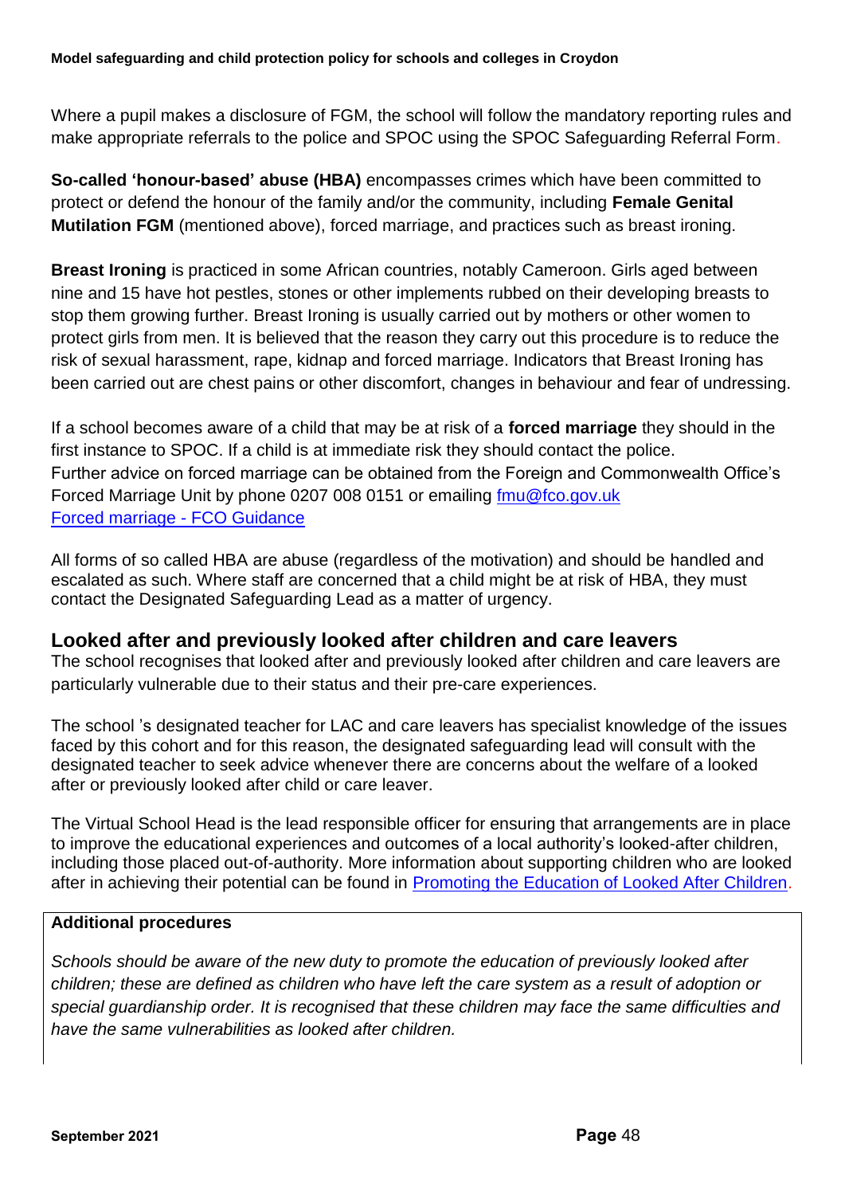Where a pupil makes a disclosure of FGM, the school will follow the mandatory reporting rules and make appropriate referrals to the police and SPOC using the SPOC Safeguarding Referral Form.

**So-called 'honour-based' abuse (HBA)** encompasses crimes which have been committed to protect or defend the honour of the family and/or the community, including **Female Genital Mutilation FGM** (mentioned above), forced marriage, and practices such as breast ironing.

**Breast Ironing** is practiced in some African countries, notably Cameroon. Girls aged between nine and 15 have hot pestles, stones or other implements rubbed on their developing breasts to stop them growing further. Breast Ironing is usually carried out by mothers or other women to protect girls from men. It is believed that the reason they carry out this procedure is to reduce the risk of sexual harassment, rape, kidnap and forced marriage. Indicators that Breast Ironing has been carried out are chest pains or other discomfort, changes in behaviour and fear of undressing.

If a school becomes aware of a child that may be at risk of a **forced marriage** they should in the first instance to SPOC. If a child is at immediate risk they should contact the police. Further advice on forced marriage can be obtained from the Foreign and Commonwealth Office's Forced Marriage Unit by phone 0207 008 0151 or emailing [fmu@fco.gov.uk](mailto:fmu@fco.gov.uk)
[Forced marriage - FCO Guidance]()

All forms of so called HBA are abuse (regardless of the motivation) and should be handled and escalated as such. Where staff are concerned that a child might be at risk of HBA, they must contact the Designated Safeguarding Lead as a matter of urgency.

## Looked after and previously looked after children and care leavers

The school recognises that looked after and previously looked after children and care leavers are particularly vulnerable due to their status and their pre-care experiences.

The school 's designated teacher for LAC and care leavers has specialist knowledge of the issues faced by this cohort and for this reason, the designated safeguarding lead will consult with the designated teacher to seek advice whenever there are concerns about the welfare of a looked after or previously looked after child or care leaver.

The Virtual School Head is the lead responsible officer for ensuring that arrangements are in place to improve the educational experiences and outcomes of a local authority's looked-after children, including those placed out-of-authority. More information about supporting children who are looked after in achieving their potential can be found in [Promoting the Education of Looked After Children]().

**Additional procedures**

*Schools should be aware of the new duty to promote the education of previously looked after children; these are defined as children who have left the care system as a result of adoption or special guardianship order. It is recognised that these children may face the same difficulties and have the same vulnerabilities as looked after children.*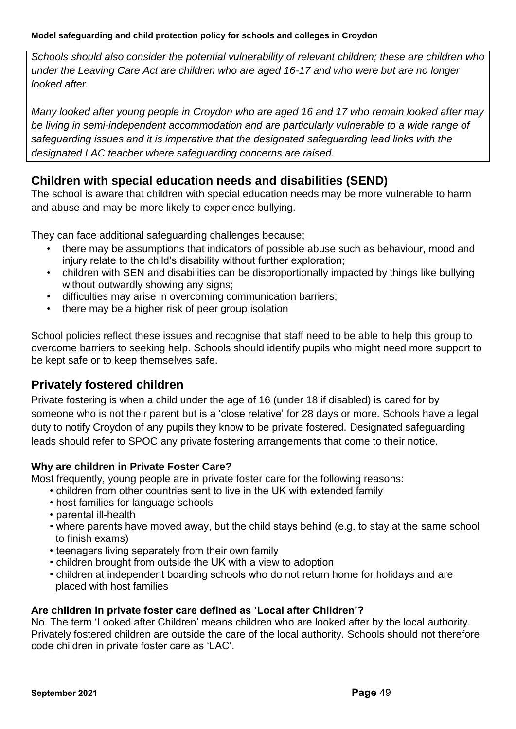*Schools should also consider the potential vulnerability of relevant children; these are children who under the Leaving Care Act are children who are aged 16-17 and who were but are no longer looked after.*

*Many looked after young people in Croydon who are aged 16 and 17 who remain looked after may be living in semi-independent accommodation and are particularly vulnerable to a wide range of safeguarding issues and it is imperative that the designated safeguarding lead links with the designated LAC teacher where safeguarding concerns are raised.*

## Children with special education needs and disabilities (SEND)

The school is aware that children with special education needs may be more vulnerable to harm and abuse and may be more likely to experience bullying.

They can face additional safeguarding challenges because;

- there may be assumptions that indicators of possible abuse such as behaviour, mood and injury relate to the child's disability without further exploration;
- children with SEN and disabilities can be disproportionally impacted by things like bullying without outwardly showing any signs;
- difficulties may arise in overcoming communication barriers;
- there may be a higher risk of peer group isolation

School policies reflect these issues and recognise that staff need to be able to help this group to overcome barriers to seeking help. Schools should identify pupils who might need more support to be kept safe or to keep themselves safe.

## Privately fostered children

Private fostering is when a child under the age of 16 (under 18 if disabled) is cared for by someone who is not their parent but is a 'close relative' for 28 days or more. Schools have a legal duty to notify Croydon of any pupils they know to be private fostered. Designated safeguarding leads should refer to SPOC any private fostering arrangements that come to their notice.

### Why are children in Private Foster Care?

Most frequently, young people are in private foster care for the following reasons:

- children from other countries sent to live in the UK with extended family
- host families for language schools
- parental ill-health
- where parents have moved away, but the child stays behind (e.g. to stay at the same school to finish exams)
- teenagers living separately from their own family
- children brought from outside the UK with a view to adoption
- children at independent boarding schools who do not return home for holidays and are placed with host families

### Are children in private foster care defined as 'Local after Children'?

No. The term 'Looked after Children' means children who are looked after by the local authority. Privately fostered children are outside the care of the local authority. Schools should not therefore code children in private foster care as 'LAC'.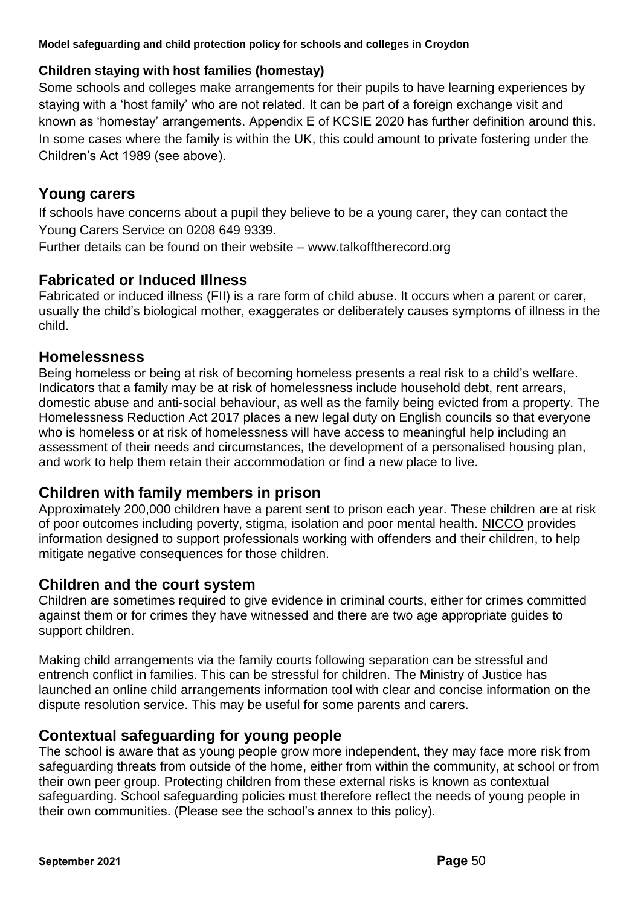**Children staying with host families (homestay)**

Some schools and colleges make arrangements for their pupils to have learning experiences by staying with a 'host family' who are not related. It can be part of a foreign exchange visit and known as 'homestay' arrangements. Appendix E of KCSIE 2020 has further definition around this. In some cases where the family is within the UK, this could amount to private fostering under the Children's Act 1989 (see above).

## Young carers

If schools have concerns about a pupil they believe to be a young carer, they can contact the Young Carers Service on 0208 649 9339.

Further details can be found on their website – www.talkofftherecord.org

## Fabricated or Induced Illness

Fabricated or induced illness (FII) is a rare form of child abuse. It occurs when a parent or carer, usually the child's biological mother, exaggerates or deliberately causes symptoms of illness in the child.

## Homelessness

Being homeless or being at risk of becoming homeless presents a real risk to a child's welfare. Indicators that a family may be at risk of homelessness include household debt, rent arrears, domestic abuse and anti-social behaviour, as well as the family being evicted from a property. The Homelessness Reduction Act 2017 places a new legal duty on English councils so that everyone who is homeless or at risk of homelessness will have access to meaningful help including an assessment of their needs and circumstances, the development of a personalised housing plan, and work to help them retain their accommodation or find a new place to live.

## Children with family members in prison

Approximately 200,000 children have a parent sent to prison each year. These children are at risk of poor outcomes including poverty, stigma, isolation and poor mental health. NICCO provides information designed to support professionals working with offenders and their children, to help mitigate negative consequences for those children.

## Children and the court system

Children are sometimes required to give evidence in criminal courts, either for crimes committed against them or for crimes they have witnessed and there are two age appropriate guides to support children.

Making child arrangements via the family courts following separation can be stressful and entrench conflict in families. This can be stressful for children. The Ministry of Justice has launched an online child arrangements information tool with clear and concise information on the dispute resolution service. This may be useful for some parents and carers.

## Contextual safeguarding for young people

The school is aware that as young people grow more independent, they may face more risk from safeguarding threats from outside of the home, either from within the community, at school or from their own peer group. Protecting children from these external risks is known as contextual safeguarding. School safeguarding policies must therefore reflect the needs of young people in their own communities. (Please see the school's annex to this policy).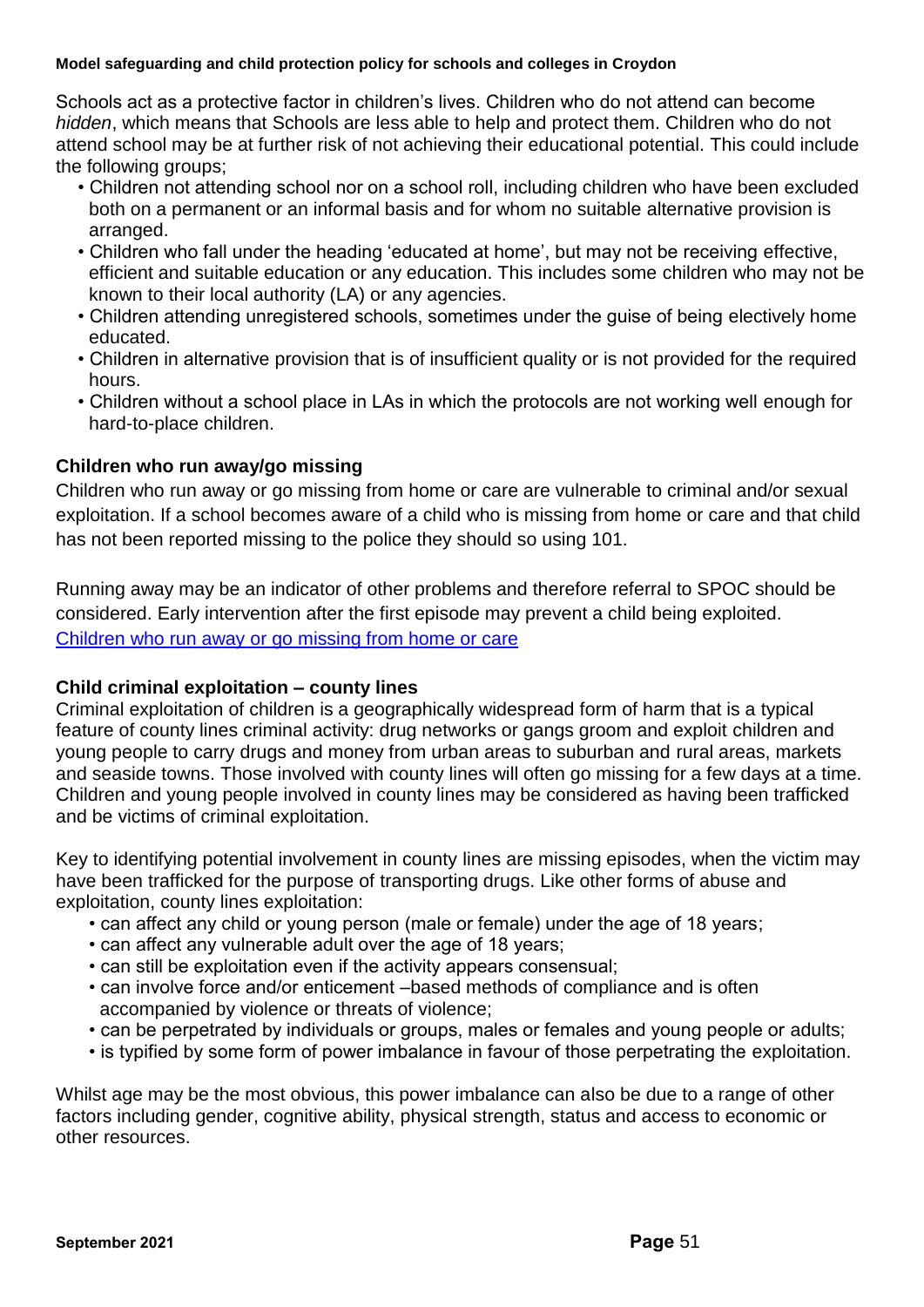Schools act as a protective factor in children's lives. Children who do not attend can become *hidden*, which means that Schools are less able to help and protect them. Children who do not attend school may be at further risk of not achieving their educational potential. This could include the following groups;

- Children not attending school nor on a school roll, including children who have been excluded both on a permanent or an informal basis and for whom no suitable alternative provision is arranged.
- Children who fall under the heading 'educated at home', but may not be receiving effective, efficient and suitable education or any education. This includes some children who may not be known to their local authority (LA) or any agencies.
- Children attending unregistered schools, sometimes under the guise of being electively home educated.
- Children in alternative provision that is of insufficient quality or is not provided for the required hours.
- Children without a school place in LAs in which the protocols are not working well enough for hard-to-place children.

### Children who run away/go missing

Children who run away or go missing from home or care are vulnerable to criminal and/or sexual exploitation. If a school becomes aware of a child who is missing from home or care and that child has not been reported missing to the police they should so using 101.

Running away may be an indicator of other problems and therefore referral to SPOC should be considered. Early intervention after the first episode may prevent a child being exploited.
[Children who run away or go missing from home or care]

### Child criminal exploitation – county lines

Criminal exploitation of children is a geographically widespread form of harm that is a typical feature of county lines criminal activity: drug networks or gangs groom and exploit children and young people to carry drugs and money from urban areas to suburban and rural areas, markets and seaside towns. Those involved with county lines will often go missing for a few days at a time. Children and young people involved in county lines may be considered as having been trafficked and be victims of criminal exploitation.

Key to identifying potential involvement in county lines are missing episodes, when the victim may have been trafficked for the purpose of transporting drugs. Like other forms of abuse and exploitation, county lines exploitation:

- can affect any child or young person (male or female) under the age of 18 years;
- can affect any vulnerable adult over the age of 18 years;
- can still be exploitation even if the activity appears consensual;
- can involve force and/or enticement –based methods of compliance and is often accompanied by violence or threats of violence;
- can be perpetrated by individuals or groups, males or females and young people or adults;
- is typified by some form of power imbalance in favour of those perpetrating the exploitation.

Whilst age may be the most obvious, this power imbalance can also be due to a range of other factors including gender, cognitive ability, physical strength, status and access to economic or other resources.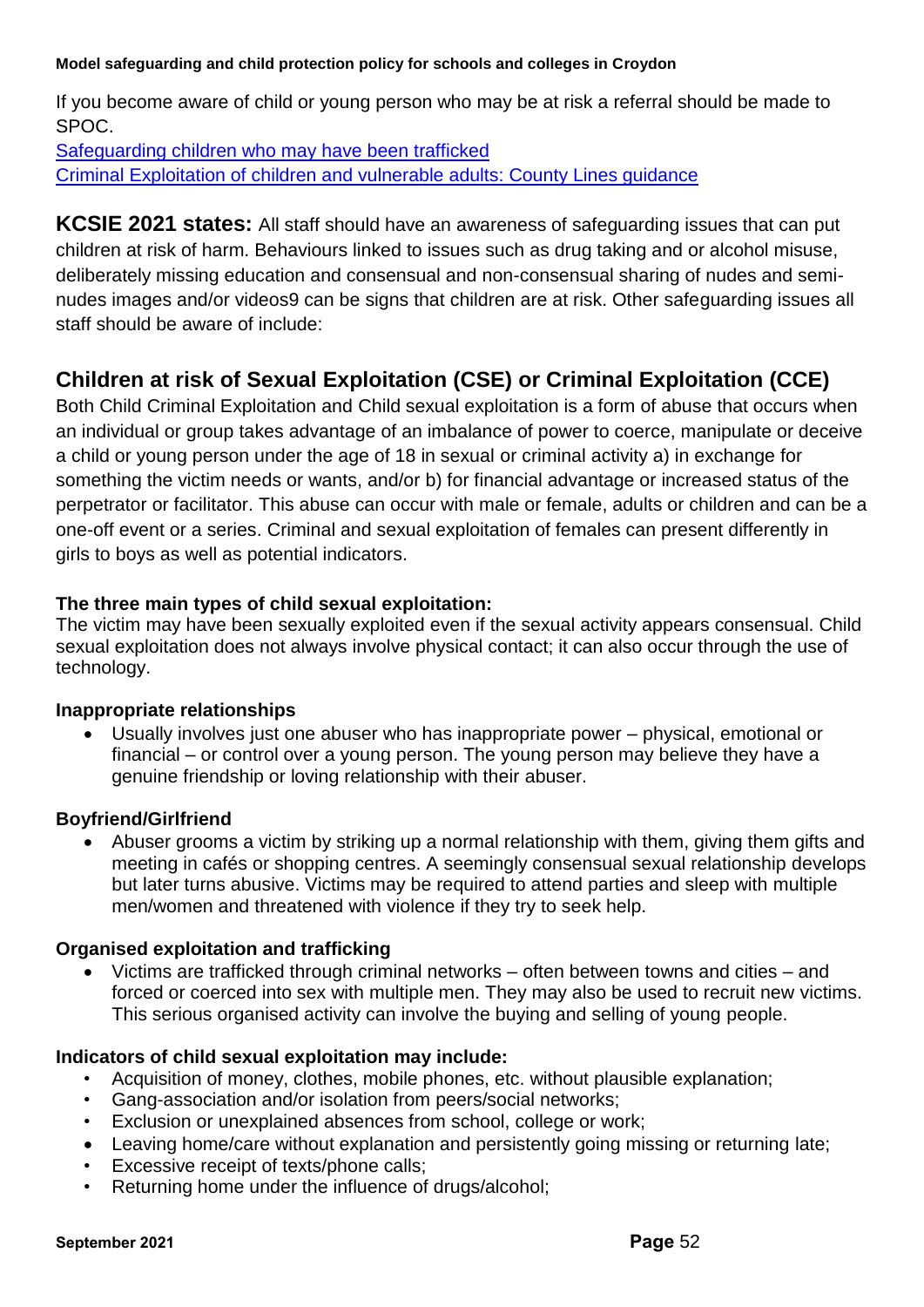If you become aware of child or young person who may be at risk a referral should be made to SPOC.

[Safeguarding children who may have been trafficked](#)
[Criminal Exploitation of children and vulnerable adults: County Lines guidance](#)

**KCSIE 2021 states:** All staff should have an awareness of safeguarding issues that can put children at risk of harm. Behaviours linked to issues such as drug taking and or alcohol misuse, deliberately missing education and consensual and non-consensual sharing of nudes and semi-nudes images and/or videos9 can be signs that children are at risk. Other safeguarding issues all staff should be aware of include:

## Children at risk of Sexual Exploitation (CSE) or Criminal Exploitation (CCE)

Both Child Criminal Exploitation and Child sexual exploitation is a form of abuse that occurs when an individual or group takes advantage of an imbalance of power to coerce, manipulate or deceive a child or young person under the age of 18 in sexual or criminal activity a) in exchange for something the victim needs or wants, and/or b) for financial advantage or increased status of the perpetrator or facilitator. This abuse can occur with male or female, adults or children and can be a one-off event or a series. Criminal and sexual exploitation of females can present differently in girls to boys as well as potential indicators.

**The three main types of child sexual exploitation:**

The victim may have been sexually exploited even if the sexual activity appears consensual. Child sexual exploitation does not always involve physical contact; it can also occur through the use of technology.

**Inappropriate relationships**

- Usually involves just one abuser who has inappropriate power – physical, emotional or financial – or control over a young person. The young person may believe they have a genuine friendship or loving relationship with their abuser.

**Boyfriend/Girlfriend**

- Abuser grooms a victim by striking up a normal relationship with them, giving them gifts and meeting in cafés or shopping centres. A seemingly consensual sexual relationship develops but later turns abusive. Victims may be required to attend parties and sleep with multiple men/women and threatened with violence if they try to seek help.

**Organised exploitation and trafficking**

- Victims are trafficked through criminal networks – often between towns and cities – and forced or coerced into sex with multiple men. They may also be used to recruit new victims. This serious organised activity can involve the buying and selling of young people.

**Indicators of child sexual exploitation may include:**

- Acquisition of money, clothes, mobile phones, etc. without plausible explanation;
- Gang-association and/or isolation from peers/social networks;
- Exclusion or unexplained absences from school, college or work;
- Leaving home/care without explanation and persistently going missing or returning late;
- Excessive receipt of texts/phone calls;
- Returning home under the influence of drugs/alcohol;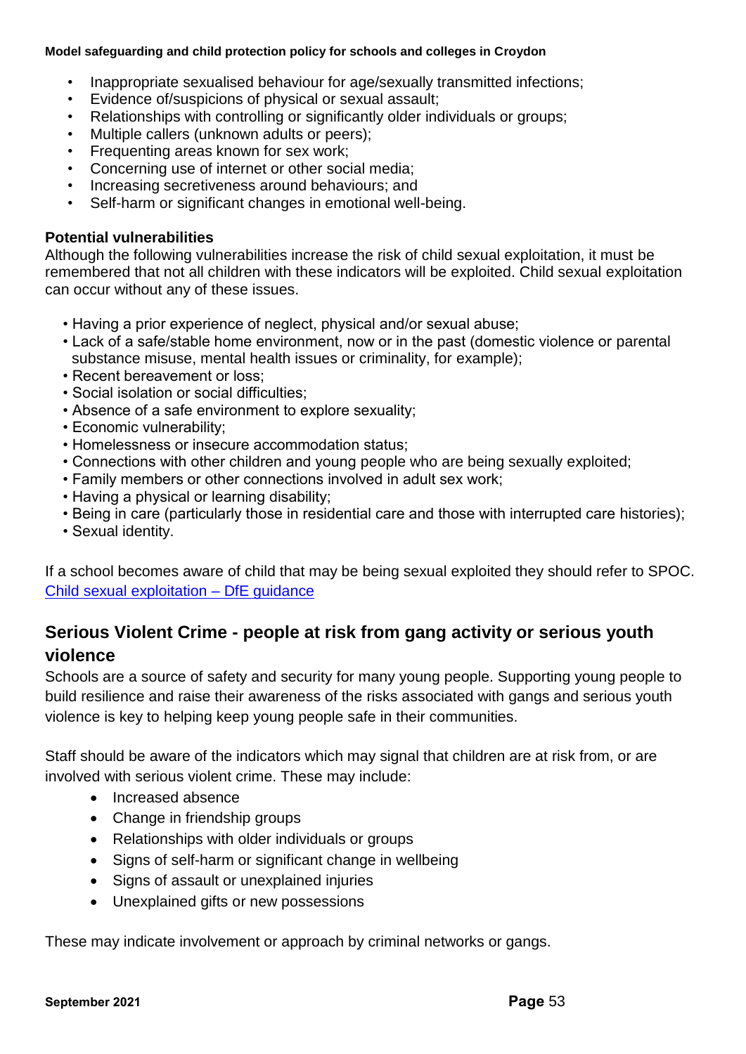- Inappropriate sexualised behaviour for age/sexually transmitted infections;
- Evidence of/suspicions of physical or sexual assault;
- Relationships with controlling or significantly older individuals or groups;
- Multiple callers (unknown adults or peers);
- Frequenting areas known for sex work;
- Concerning use of internet or other social media;
- Increasing secretiveness around behaviours; and
- Self-harm or significant changes in emotional well-being.

**Potential vulnerabilities**
Although the following vulnerabilities increase the risk of child sexual exploitation, it must be remembered that not all children with these indicators will be exploited. Child sexual exploitation can occur without any of these issues.

- Having a prior experience of neglect, physical and/or sexual abuse;
- Lack of a safe/stable home environment, now or in the past (domestic violence or parental substance misuse, mental health issues or criminality, for example);
- Recent bereavement or loss;
- Social isolation or social difficulties;
- Absence of a safe environment to explore sexuality;
- Economic vulnerability;
- Homelessness or insecure accommodation status;
- Connections with other children and young people who are being sexually exploited;
- Family members or other connections involved in adult sex work;
- Having a physical or learning disability;
- Being in care (particularly those in residential care and those with interrupted care histories);
- Sexual identity.

If a school becomes aware of child that may be being sexual exploited they should refer to SPOC.
[Child sexual exploitation – DfE guidance]

## Serious Violent Crime - people at risk from gang activity or serious youth violence

Schools are a source of safety and security for many young people. Supporting young people to build resilience and raise their awareness of the risks associated with gangs and serious youth violence is key to helping keep young people safe in their communities.

Staff should be aware of the indicators which may signal that children are at risk from, or are involved with serious violent crime. These may include:

- Increased absence
- Change in friendship groups
- Relationships with older individuals or groups
- Signs of self-harm or significant change in wellbeing
- Signs of assault or unexplained injuries
- Unexplained gifts or new possessions

These may indicate involvement or approach by criminal networks or gangs.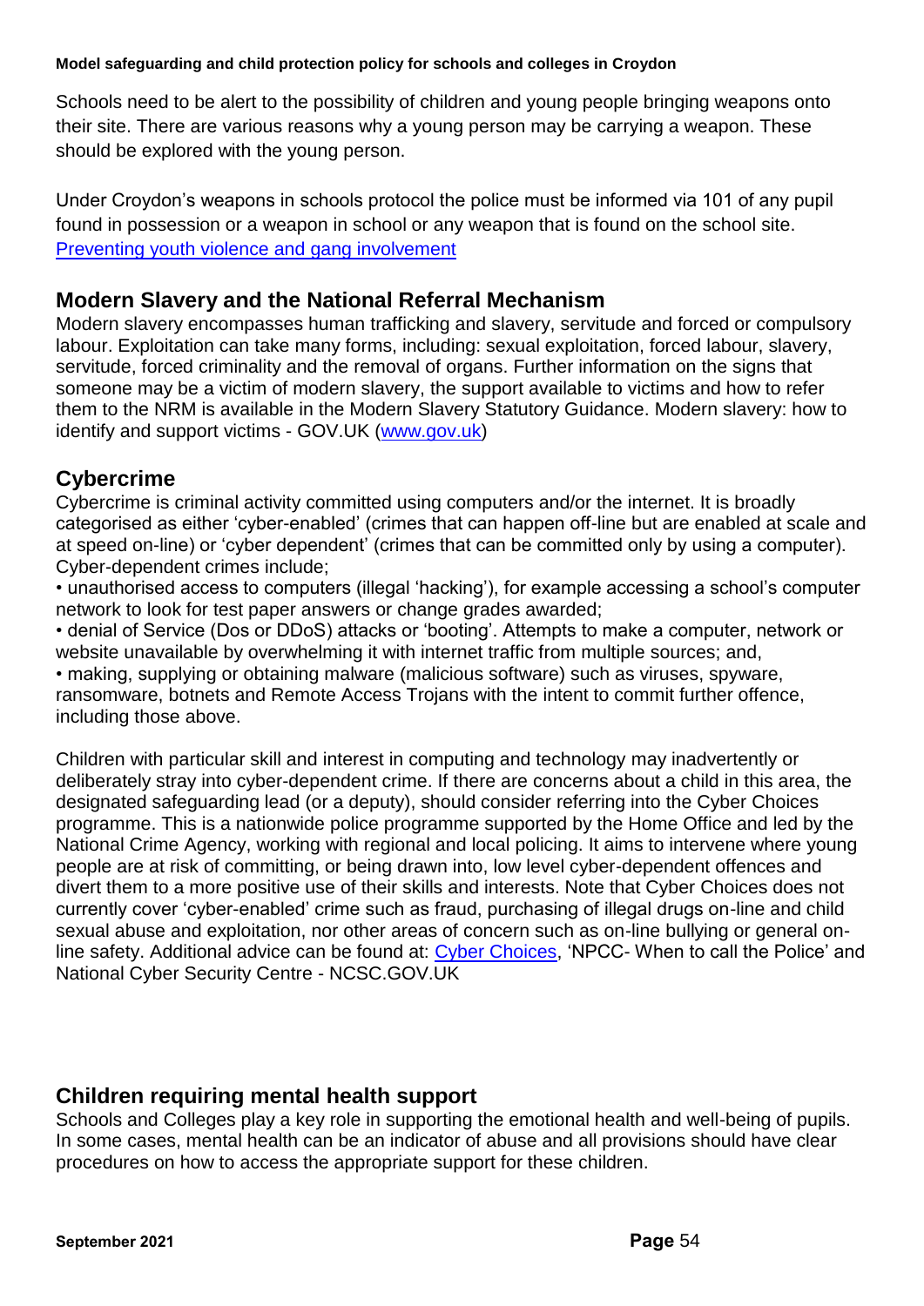Schools need to be alert to the possibility of children and young people bringing weapons onto their site. There are various reasons why a young person may be carrying a weapon. These should be explored with the young person.

Under Croydon's weapons in schools protocol the police must be informed via 101 of any pupil found in possession or a weapon in school or any weapon that is found on the school site. [Preventing youth violence and gang involvement]

## Modern Slavery and the National Referral Mechanism

Modern slavery encompasses human trafficking and slavery, servitude and forced or compulsory labour. Exploitation can take many forms, including: sexual exploitation, forced labour, slavery, servitude, forced criminality and the removal of organs. Further information on the signs that someone may be a victim of modern slavery, the support available to victims and how to refer them to the NRM is available in the Modern Slavery Statutory Guidance. Modern slavery: how to identify and support victims - GOV.UK (www.gov.uk)

## Cybercrime

Cybercrime is criminal activity committed using computers and/or the internet. It is broadly categorised as either 'cyber-enabled' (crimes that can happen off-line but are enabled at scale and at speed on-line) or 'cyber dependent' (crimes that can be committed only by using a computer). Cyber-dependent crimes include;

- unauthorised access to computers (illegal 'hacking'), for example accessing a school's computer network to look for test paper answers or change grades awarded;
- denial of Service (Dos or DDoS) attacks or 'booting'. Attempts to make a computer, network or website unavailable by overwhelming it with internet traffic from multiple sources; and,
- making, supplying or obtaining malware (malicious software) such as viruses, spyware, ransomware, botnets and Remote Access Trojans with the intent to commit further offence, including those above.

Children with particular skill and interest in computing and technology may inadvertently or deliberately stray into cyber-dependent crime. If there are concerns about a child in this area, the designated safeguarding lead (or a deputy), should consider referring into the Cyber Choices programme. This is a nationwide police programme supported by the Home Office and led by the National Crime Agency, working with regional and local policing. It aims to intervene where young people are at risk of committing, or being drawn into, low level cyber-dependent offences and divert them to a more positive use of their skills and interests. Note that Cyber Choices does not currently cover 'cyber-enabled' crime such as fraud, purchasing of illegal drugs on-line and child sexual abuse and exploitation, nor other areas of concern such as on-line bullying or general on-line safety. Additional advice can be found at: Cyber Choices, 'NPCC- When to call the Police' and National Cyber Security Centre - NCSC.GOV.UK

## Children requiring mental health support

Schools and Colleges play a key role in supporting the emotional health and well-being of pupils. In some cases, mental health can be an indicator of abuse and all provisions should have clear procedures on how to access the appropriate support for these children.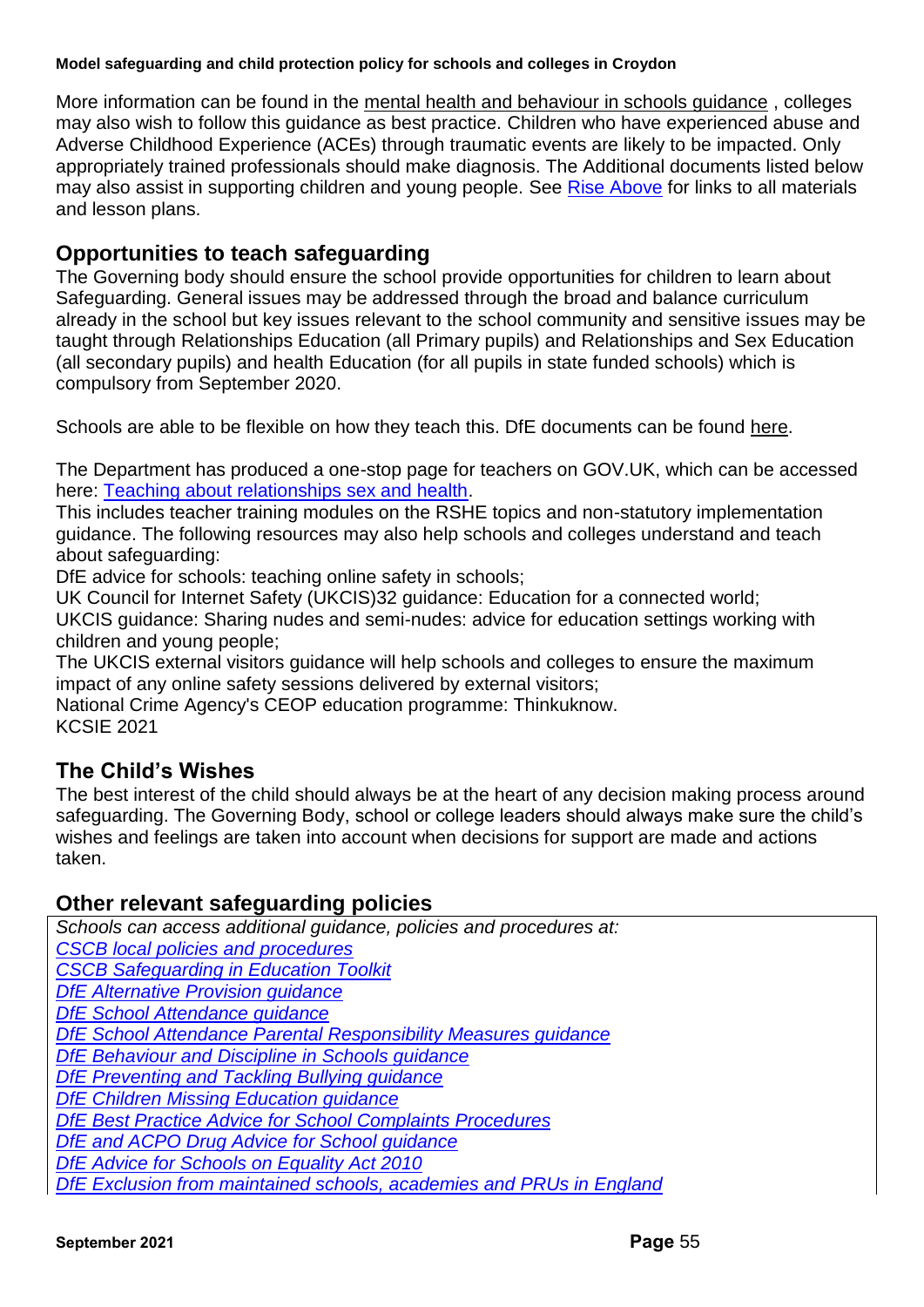More information can be found in the mental health and behaviour in schools guidance , colleges may also wish to follow this guidance as best practice. Children who have experienced abuse and Adverse Childhood Experience (ACEs) through traumatic events are likely to be impacted. Only appropriately trained professionals should make diagnosis. The Additional documents listed below may also assist in supporting children and young people. See Rise Above for links to all materials and lesson plans.

## Opportunities to teach safeguarding

The Governing body should ensure the school provide opportunities for children to learn about Safeguarding. General issues may be addressed through the broad and balance curriculum already in the school but key issues relevant to the school community and sensitive issues may be taught through Relationships Education (all Primary pupils) and Relationships and Sex Education (all secondary pupils) and health Education (for all pupils in state funded schools) which is compulsory from September 2020.

Schools are able to be flexible on how they teach this. DfE documents can be found here.

The Department has produced a one-stop page for teachers on GOV.UK, which can be accessed here: Teaching about relationships sex and health.
This includes teacher training modules on the RSHE topics and non-statutory implementation guidance. The following resources may also help schools and colleges understand and teach about safeguarding:
DfE advice for schools: teaching online safety in schools;
UK Council for Internet Safety (UKCIS)32 guidance: Education for a connected world;
UKCIS guidance: Sharing nudes and semi-nudes: advice for education settings working with children and young people;
The UKCIS external visitors guidance will help schools and colleges to ensure the maximum impact of any online safety sessions delivered by external visitors;
National Crime Agency's CEOP education programme: Thinkuknow.
KCSIE 2021

## The Child's Wishes

The best interest of the child should always be at the heart of any decision making process around safeguarding. The Governing Body, school or college leaders should always make sure the child's wishes and feelings are taken into account when decisions for support are made and actions taken.

## Other relevant safeguarding policies

*Schools can access additional guidance, policies and procedures at:*
*CSCB local policies and procedures*
*CSCB Safeguarding in Education Toolkit*
*DfE Alternative Provision guidance*
*DfE School Attendance guidance*
*DfE School Attendance Parental Responsibility Measures guidance*
*DfE Behaviour and Discipline in Schools guidance*
*DfE Preventing and Tackling Bullying guidance*
*DfE Children Missing Education guidance*
*DfE Best Practice Advice for School Complaints Procedures*
*DfE and ACPO Drug Advice for School guidance*
*DfE Advice for Schools on Equality Act 2010*
*DfE Exclusion from maintained schools, academies and PRUs in England*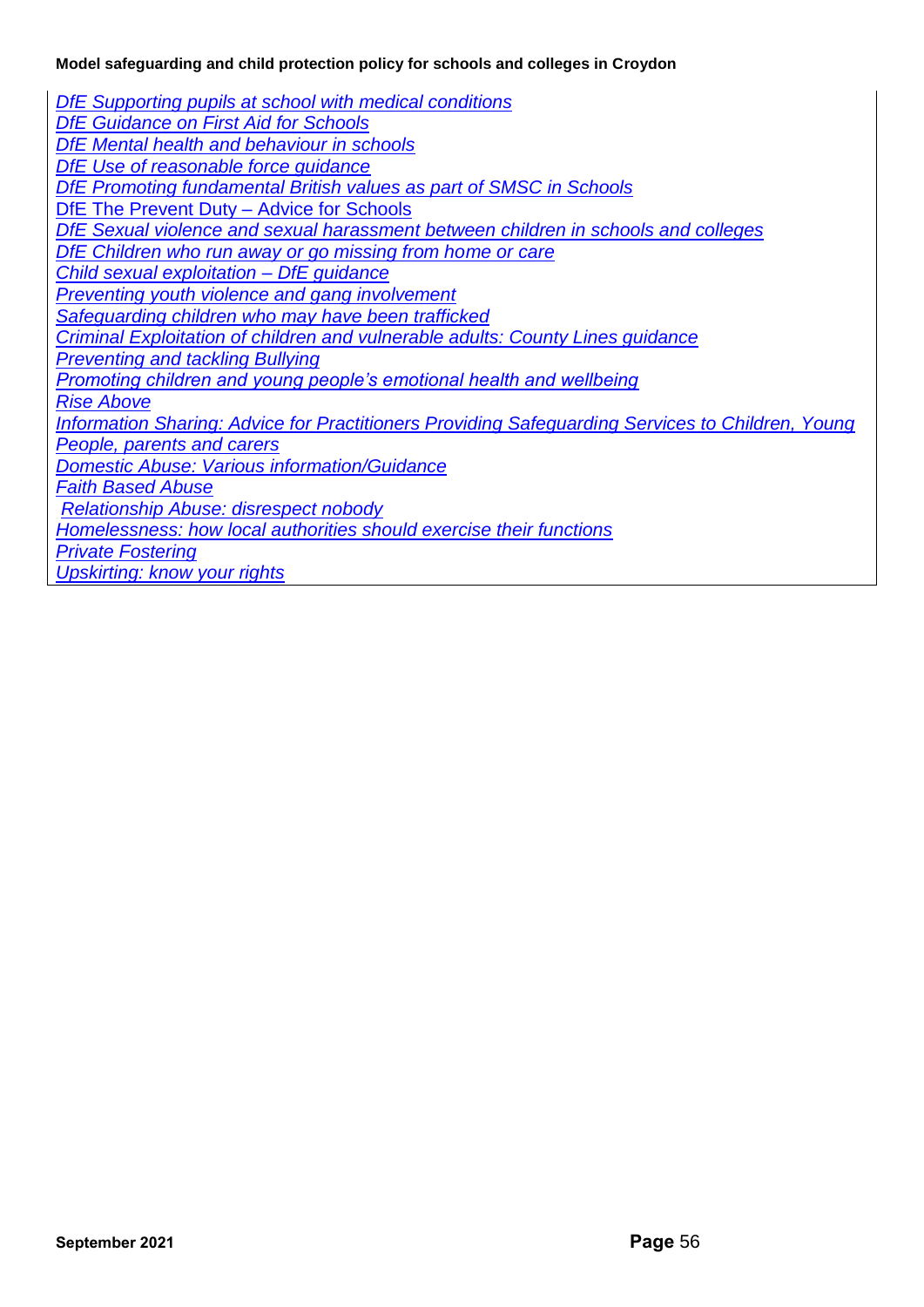*DfE Supporting pupils at school with medical conditions*
*DfE Guidance on First Aid for Schools*
*DfE Mental health and behaviour in schools*
*DfE Use of reasonable force guidance*
*DfE Promoting fundamental British values as part of SMSC in Schools*
DfE The Prevent Duty – Advice for Schools
*DfE Sexual violence and sexual harassment between children in schools and colleges*
*DfE Children who run away or go missing from home or care*
*Child sexual exploitation – DfE guidance*
*Preventing youth violence and gang involvement*
*Safeguarding children who may have been trafficked*
*Criminal Exploitation of children and vulnerable adults: County Lines guidance*
*Preventing and tackling Bullying*
*Promoting children and young people's emotional health and wellbeing*
*Rise Above*
*Information Sharing: Advice for Practitioners Providing Safeguarding Services to Children, Young People, parents and carers*
*Domestic Abuse: Various information/Guidance*
*Faith Based Abuse*
*Relationship Abuse: disrespect nobody*
*Homelessness: how local authorities should exercise their functions*
*Private Fostering*
*Upskirting: know your rights*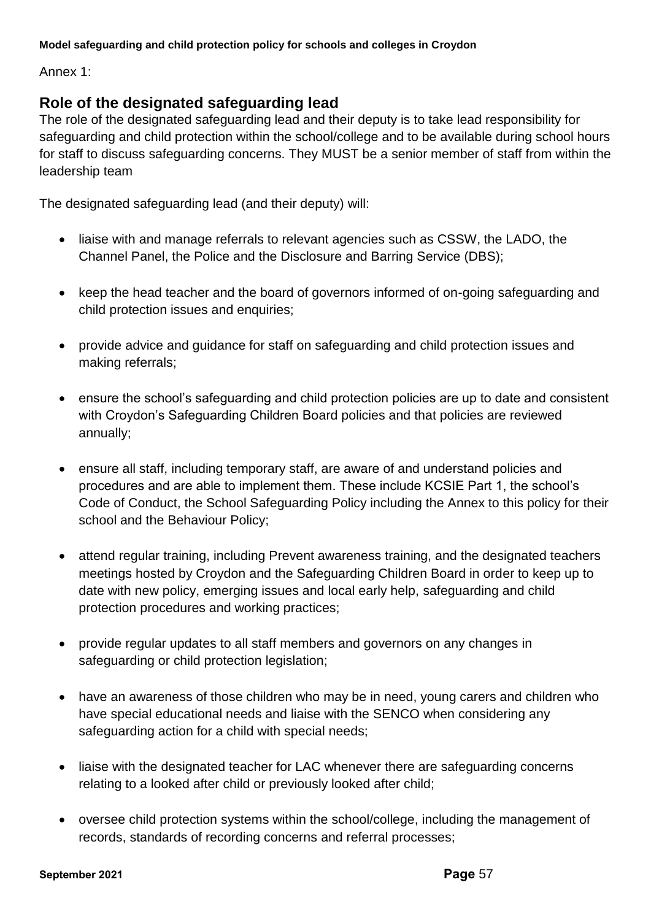Annex 1:

## Role of the designated safeguarding lead

The role of the designated safeguarding lead and their deputy is to take lead responsibility for safeguarding and child protection within the school/college and to be available during school hours for staff to discuss safeguarding concerns. They MUST be a senior member of staff from within the leadership team

The designated safeguarding lead (and their deputy) will:

- liaise with and manage referrals to relevant agencies such as CSSW, the LADO, the Channel Panel, the Police and the Disclosure and Barring Service (DBS);
- keep the head teacher and the board of governors informed of on-going safeguarding and child protection issues and enquiries;
- provide advice and guidance for staff on safeguarding and child protection issues and making referrals;
- ensure the school's safeguarding and child protection policies are up to date and consistent with Croydon's Safeguarding Children Board policies and that policies are reviewed annually;
- ensure all staff, including temporary staff, are aware of and understand policies and procedures and are able to implement them. These include KCSIE Part 1, the school's Code of Conduct, the School Safeguarding Policy including the Annex to this policy for their school and the Behaviour Policy;
- attend regular training, including Prevent awareness training, and the designated teachers meetings hosted by Croydon and the Safeguarding Children Board in order to keep up to date with new policy, emerging issues and local early help, safeguarding and child protection procedures and working practices;
- provide regular updates to all staff members and governors on any changes in safeguarding or child protection legislation;
- have an awareness of those children who may be in need, young carers and children who have special educational needs and liaise with the SENCO when considering any safeguarding action for a child with special needs;
- liaise with the designated teacher for LAC whenever there are safeguarding concerns relating to a looked after child or previously looked after child;
- oversee child protection systems within the school/college, including the management of records, standards of recording concerns and referral processes;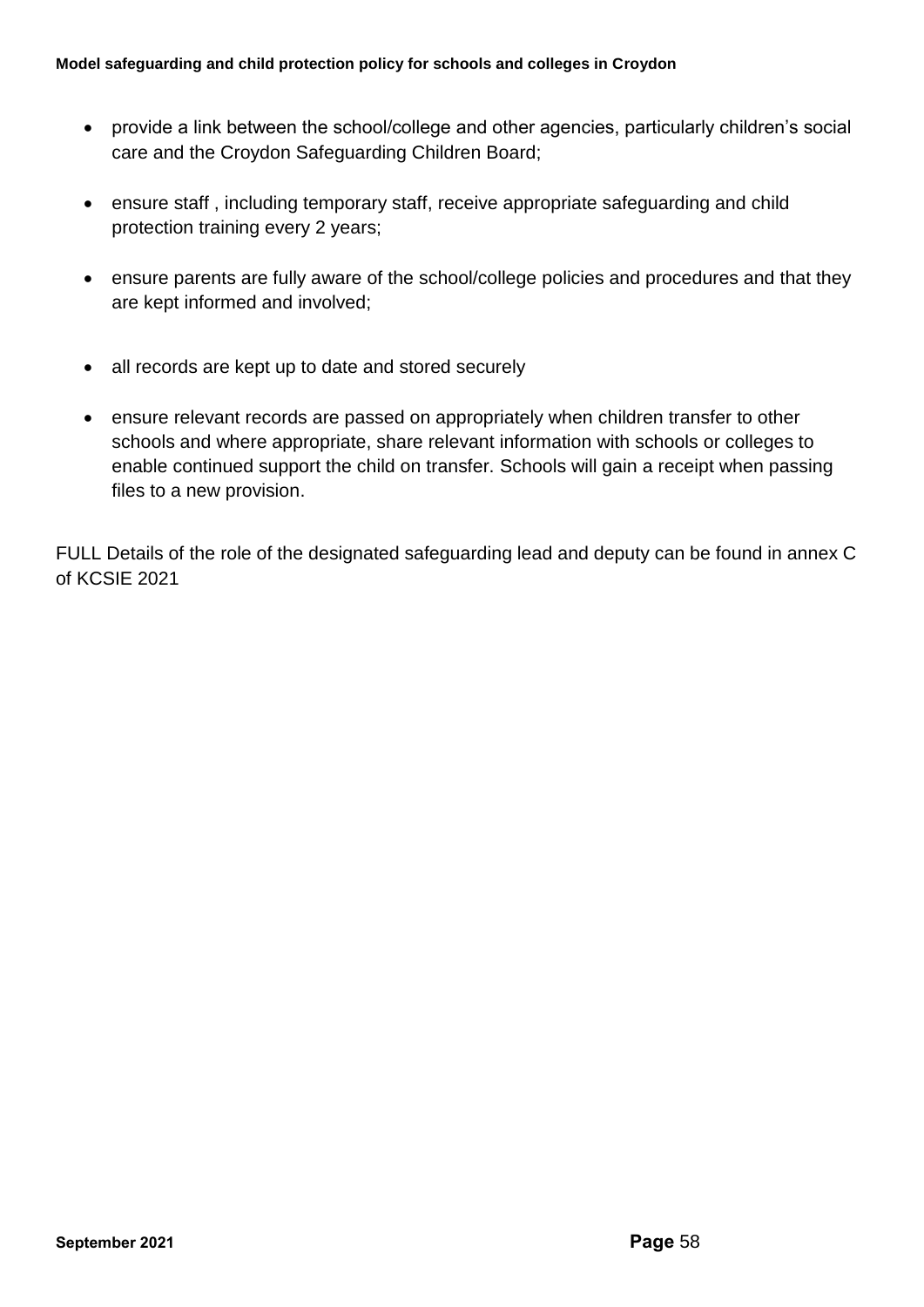- provide a link between the school/college and other agencies, particularly children's social care and the Croydon Safeguarding Children Board;

- ensure staff , including temporary staff, receive appropriate safeguarding and child protection training every 2 years;

- ensure parents are fully aware of the school/college policies and procedures and that they are kept informed and involved;

- all records are kept up to date and stored securely

- ensure relevant records are passed on appropriately when children transfer to other schools and where appropriate, share relevant information with schools or colleges to enable continued support the child on transfer. Schools will gain a receipt when passing files to a new provision.

FULL Details of the role of the designated safeguarding lead and deputy can be found in annex C of KCSIE 2021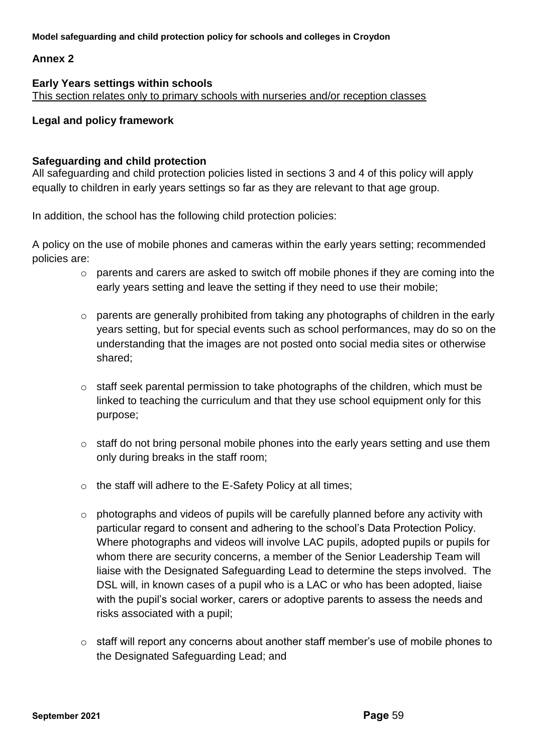## Annex 2

### Early Years settings within schools

This section relates only to primary schools with nurseries and/or reception classes

### Legal and policy framework

### Safeguarding and child protection

All safeguarding and child protection policies listed in sections 3 and 4 of this policy will apply equally to children in early years settings so far as they are relevant to that age group.

In addition, the school has the following child protection policies:

A policy on the use of mobile phones and cameras within the early years setting; recommended policies are:

- parents and carers are asked to switch off mobile phones if they are coming into the early years setting and leave the setting if they need to use their mobile;
- parents are generally prohibited from taking any photographs of children in the early years setting, but for special events such as school performances, may do so on the understanding that the images are not posted onto social media sites or otherwise shared;
- staff seek parental permission to take photographs of the children, which must be linked to teaching the curriculum and that they use school equipment only for this purpose;
- staff do not bring personal mobile phones into the early years setting and use them only during breaks in the staff room;
- the staff will adhere to the E-Safety Policy at all times;
- photographs and videos of pupils will be carefully planned before any activity with particular regard to consent and adhering to the school's Data Protection Policy. Where photographs and videos will involve LAC pupils, adopted pupils or pupils for whom there are security concerns, a member of the Senior Leadership Team will liaise with the Designated Safeguarding Lead to determine the steps involved. The DSL will, in known cases of a pupil who is a LAC or who has been adopted, liaise with the pupil's social worker, carers or adoptive parents to assess the needs and risks associated with a pupil;
- staff will report any concerns about another staff member's use of mobile phones to the Designated Safeguarding Lead; and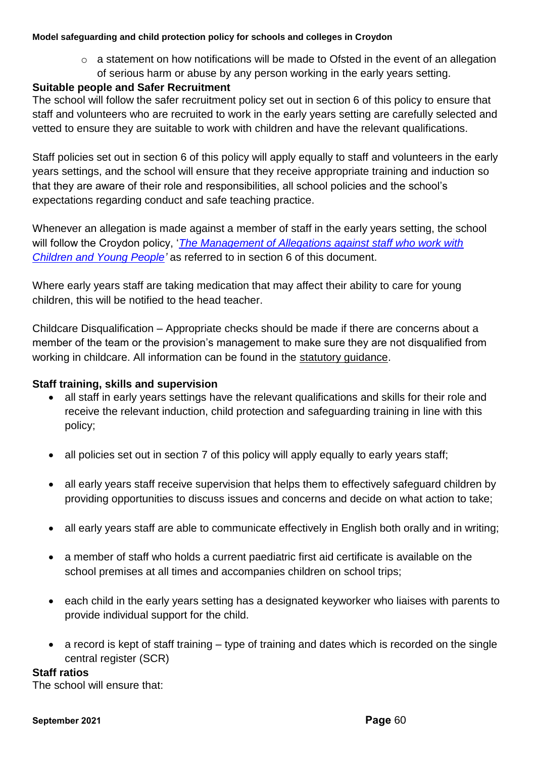- a statement on how notifications will be made to Ofsted in the event of an allegation of serious harm or abuse by any person working in the early years setting.

**Suitable people and Safer Recruitment**

The school will follow the safer recruitment policy set out in section 6 of this policy to ensure that staff and volunteers who are recruited to work in the early years setting are carefully selected and vetted to ensure they are suitable to work with children and have the relevant qualifications.

Staff policies set out in section 6 of this policy will apply equally to staff and volunteers in the early years settings, and the school will ensure that they receive appropriate training and induction so that they are aware of their role and responsibilities, all school policies and the school's expectations regarding conduct and safe teaching practice.

Whenever an allegation is made against a member of staff in the early years setting, the school will follow the Croydon policy, '*The Management of Allegations against staff who work with Children and Young People*' as referred to in section 6 of this document.

Where early years staff are taking medication that may affect their ability to care for young children, this will be notified to the head teacher.

Childcare Disqualification – Appropriate checks should be made if there are concerns about a member of the team or the provision's management to make sure they are not disqualified from working in childcare. All information can be found in the statutory guidance.

**Staff training, skills and supervision**

- all staff in early years settings have the relevant qualifications and skills for their role and receive the relevant induction, child protection and safeguarding training in line with this policy;
- all policies set out in section 7 of this policy will apply equally to early years staff;
- all early years staff receive supervision that helps them to effectively safeguard children by providing opportunities to discuss issues and concerns and decide on what action to take;
- all early years staff are able to communicate effectively in English both orally and in writing;
- a member of staff who holds a current paediatric first aid certificate is available on the school premises at all times and accompanies children on school trips;
- each child in the early years setting has a designated keyworker who liaises with parents to provide individual support for the child.
- a record is kept of staff training – type of training and dates which is recorded on the single central register (SCR)

**Staff ratios**

The school will ensure that: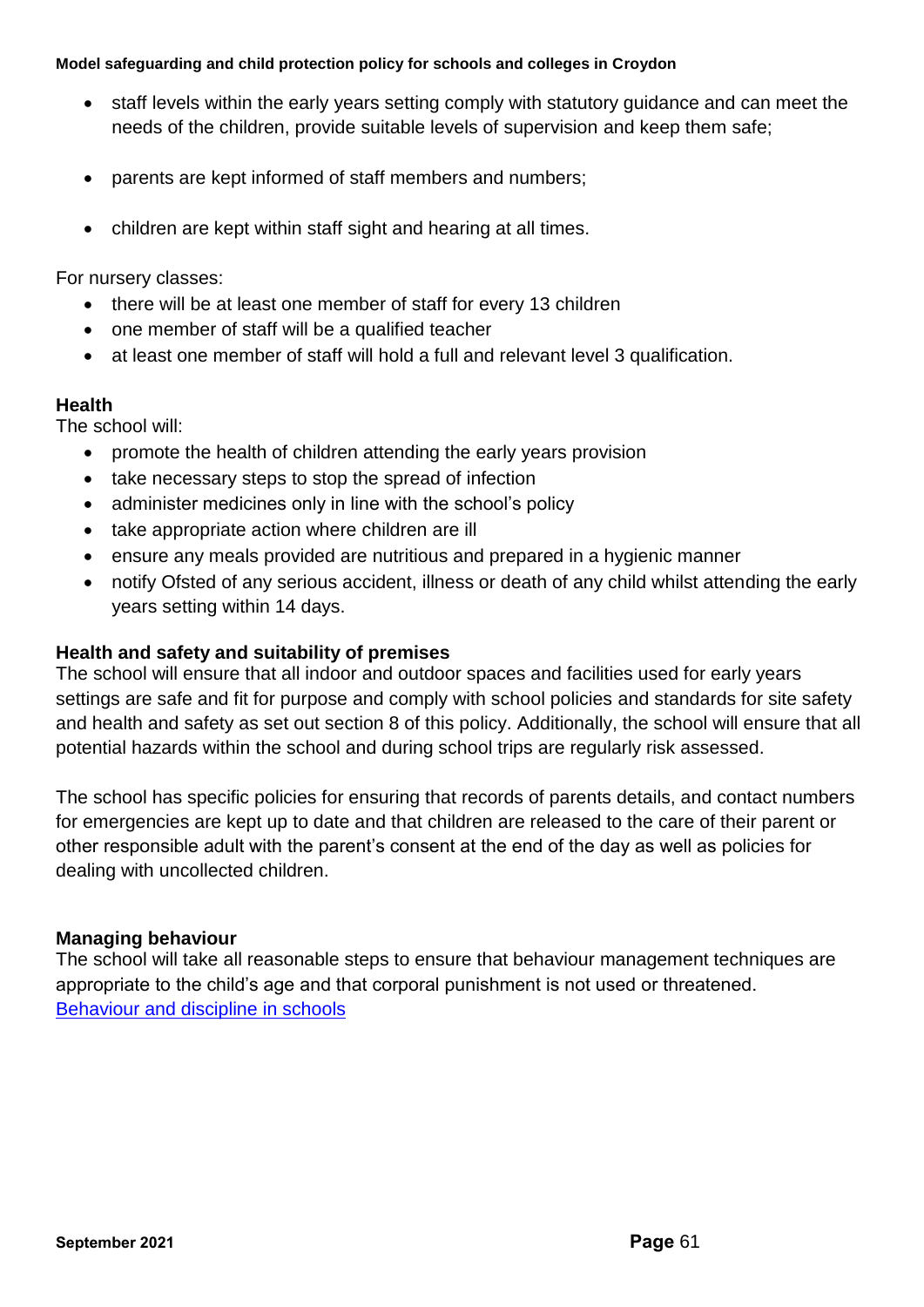- staff levels within the early years setting comply with statutory guidance and can meet the needs of the children, provide suitable levels of supervision and keep them safe;
- parents are kept informed of staff members and numbers;
- children are kept within staff sight and hearing at all times.

For nursery classes:

- there will be at least one member of staff for every 13 children
- one member of staff will be a qualified teacher
- at least one member of staff will hold a full and relevant level 3 qualification.

**Health**

The school will:

- promote the health of children attending the early years provision
- take necessary steps to stop the spread of infection
- administer medicines only in line with the school's policy
- take appropriate action where children are ill
- ensure any meals provided are nutritious and prepared in a hygienic manner
- notify Ofsted of any serious accident, illness or death of any child whilst attending the early years setting within 14 days.

**Health and safety and suitability of premises**

The school will ensure that all indoor and outdoor spaces and facilities used for early years settings are safe and fit for purpose and comply with school policies and standards for site safety and health and safety as set out section 8 of this policy. Additionally, the school will ensure that all potential hazards within the school and during school trips are regularly risk assessed.

The school has specific policies for ensuring that records of parents details, and contact numbers for emergencies are kept up to date and that children are released to the care of their parent or other responsible adult with the parent's consent at the end of the day as well as policies for dealing with uncollected children.

**Managing behaviour**

The school will take all reasonable steps to ensure that behaviour management techniques are appropriate to the child's age and that corporal punishment is not used or threatened.
[Behaviour and discipline in schools]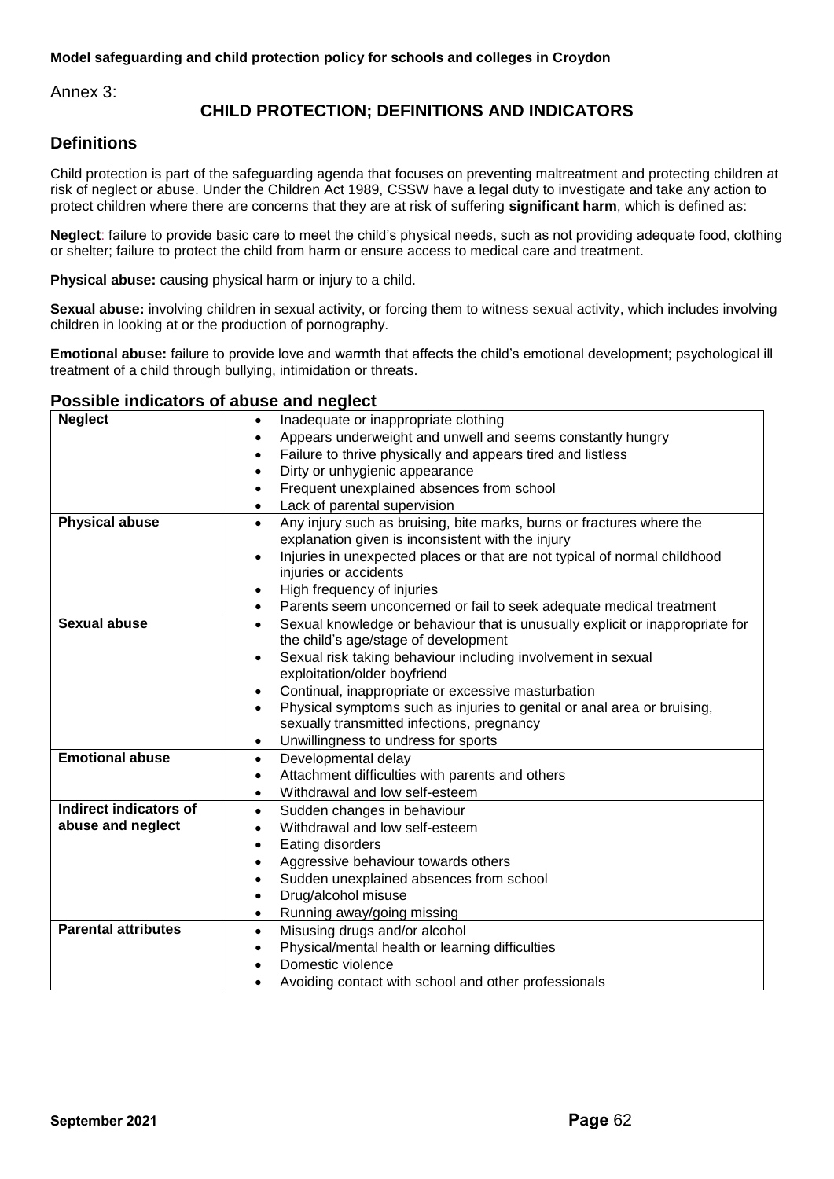Annex 3:

# CHILD PROTECTION; DEFINITIONS AND INDICATORS

## Definitions

Child protection is part of the safeguarding agenda that focuses on preventing maltreatment and protecting children at risk of neglect or abuse. Under the Children Act 1989, CSSW have a legal duty to investigate and take any action to protect children where there are concerns that they are at risk of suffering **significant harm**, which is defined as:

**Neglect**: failure to provide basic care to meet the child's physical needs, such as not providing adequate food, clothing or shelter; failure to protect the child from harm or ensure access to medical care and treatment.

**Physical abuse:** causing physical harm or injury to a child.

**Sexual abuse:** involving children in sexual activity, or forcing them to witness sexual activity, which includes involving children in looking at or the production of pornography.

**Emotional abuse:** failure to provide love and warmth that affects the child's emotional development; psychological ill treatment of a child through bullying, intimidation or threats.

## Possible indicators of abuse and neglect

| | |
|---|---|
| **Neglect** | • Inadequate or inappropriate clothing<br>• Appears underweight and unwell and seems constantly hungry<br>• Failure to thrive physically and appears tired and listless<br>• Dirty or unhygienic appearance<br>• Frequent unexplained absences from school<br>• Lack of parental supervision |
| **Physical abuse** | • Any injury such as bruising, bite marks, burns or fractures where the explanation given is inconsistent with the injury<br>• Injuries in unexpected places or that are not typical of normal childhood injuries or accidents<br>• High frequency of injuries<br>• Parents seem unconcerned or fail to seek adequate medical treatment |
| **Sexual abuse** | • Sexual knowledge or behaviour that is unusually explicit or inappropriate for the child's age/stage of development<br>• Sexual risk taking behaviour including involvement in sexual exploitation/older boyfriend<br>• Continual, inappropriate or excessive masturbation<br>• Physical symptoms such as injuries to genital or anal area or bruising, sexually transmitted infections, pregnancy<br>• Unwillingness to undress for sports |
| **Emotional abuse** | • Developmental delay<br>• Attachment difficulties with parents and others<br>• Withdrawal and low self-esteem |
| **Indirect indicators of abuse and neglect** | • Sudden changes in behaviour<br>• Withdrawal and low self-esteem<br>• Eating disorders<br>• Aggressive behaviour towards others<br>• Sudden unexplained absences from school<br>• Drug/alcohol misuse<br>• Running away/going missing |
| **Parental attributes** | • Misusing drugs and/or alcohol<br>• Physical/mental health or learning difficulties<br>• Domestic violence<br>• Avoiding contact with school and other professionals |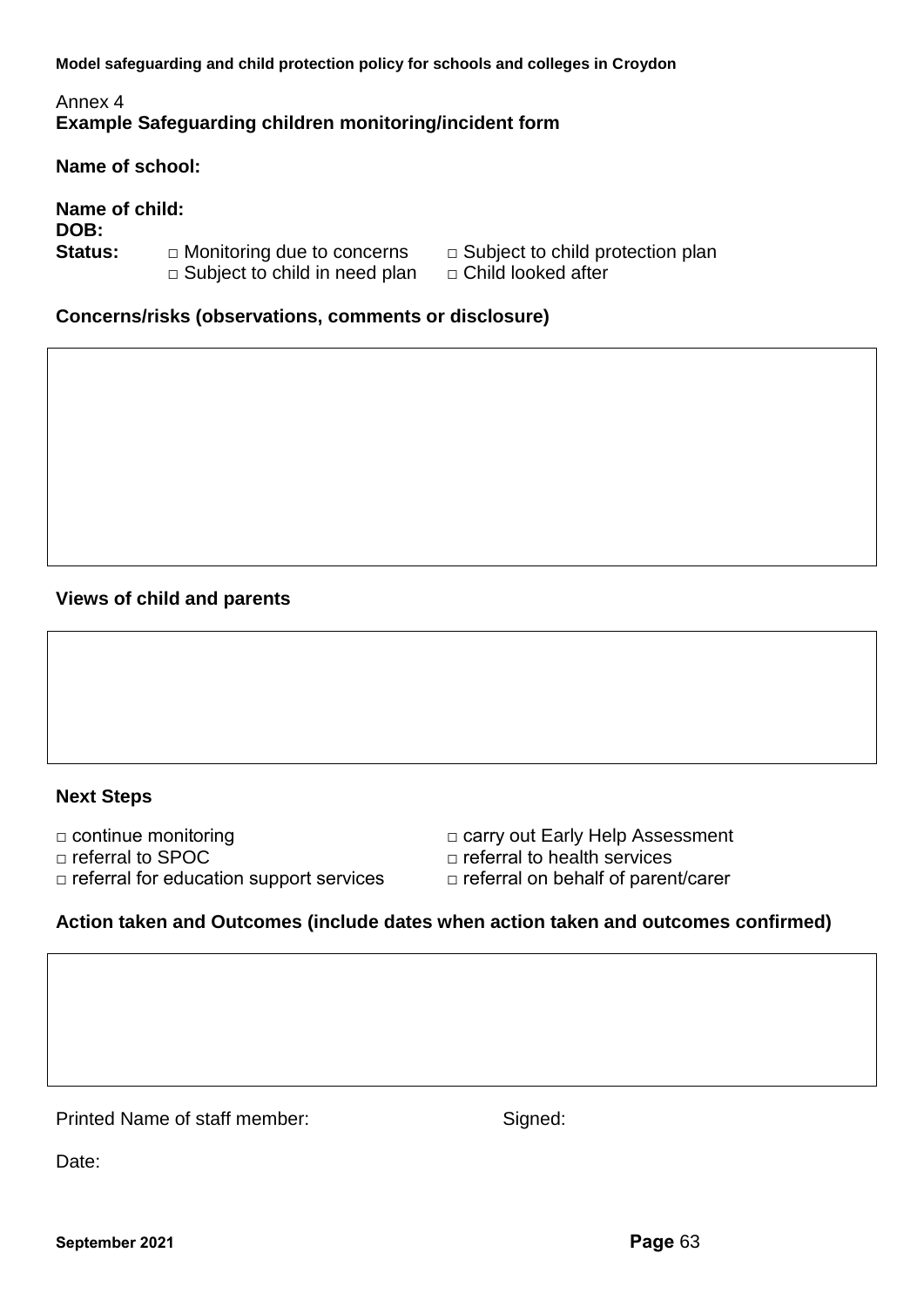Annex 4

**Example Safeguarding children monitoring/incident form**

**Name of school:**

**Name of child:**

**DOB:**

**Status:**
- □ Monitoring due to concerns
- □ Subject to child protection plan
- □ Subject to child in need plan
- □ Child looked after

**Concerns/risks (observations, comments or disclosure)**

|   |
|---|
|   |

**Views of child and parents**

|   |
|---|
|   |

**Next Steps**

- □ continue monitoring
- □ carry out Early Help Assessment
- □ referral to SPOC
- □ referral to health services
- □ referral for education support services
- □ referral on behalf of parent/carer

**Action taken and Outcomes (include dates when action taken and outcomes confirmed)**

|   |
|---|
|   |

Printed Name of staff member: Signed:

Date: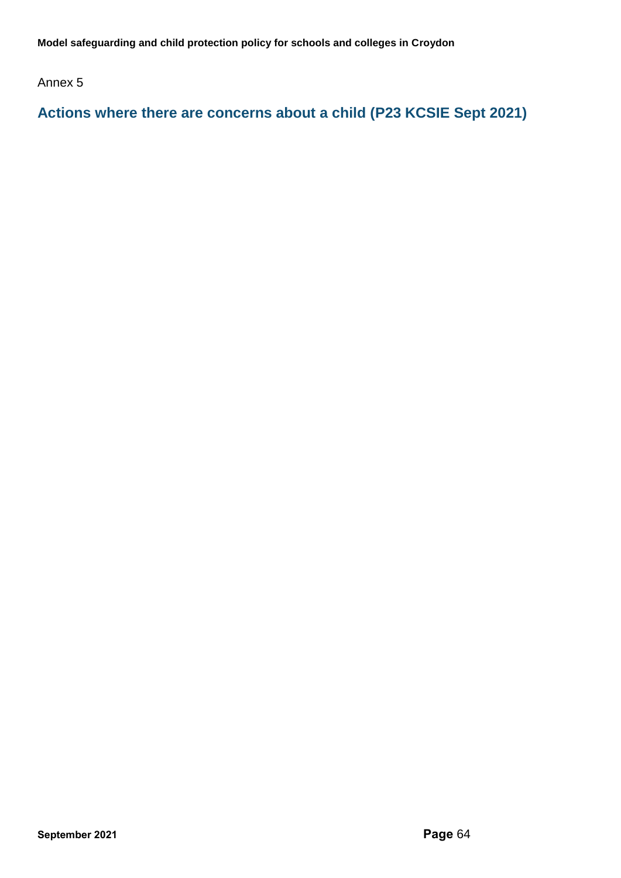Annex 5

## Actions where there are concerns about a child (P23 KCSIE Sept 2021)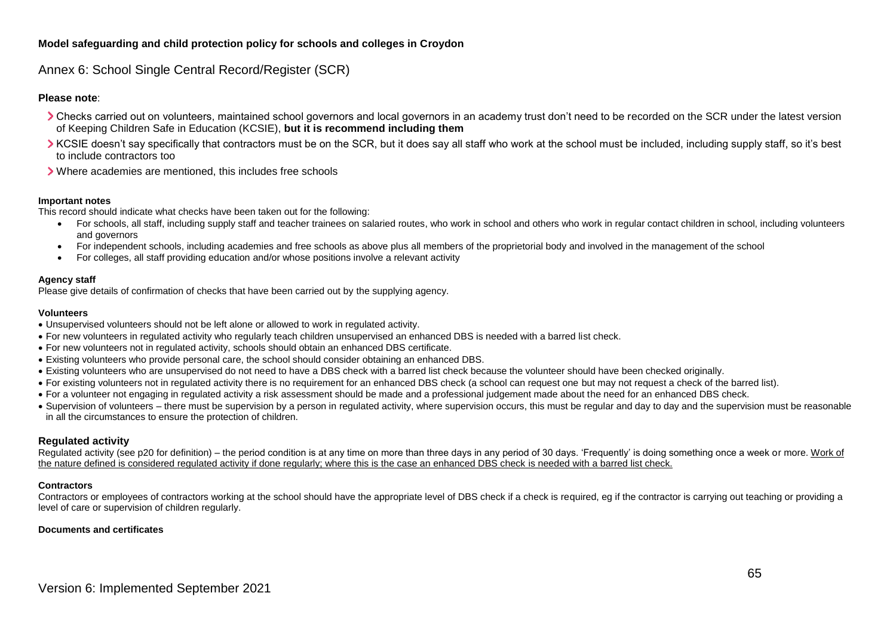Annex 6: School Single Central Record/Register (SCR)

**Please note**:

- Checks carried out on volunteers, maintained school governors and local governors in an academy trust don't need to be recorded on the SCR under the latest version of Keeping Children Safe in Education (KCSIE), **but it is recommend including them**
- KCSIE doesn't say specifically that contractors must be on the SCR, but it does say all staff who work at the school must be included, including supply staff, so it's best to include contractors too
- Where academies are mentioned, this includes free schools

#### Important notes

This record should indicate what checks have been taken out for the following:

- For schools, all staff, including supply staff and teacher trainees on salaried routes, who work in school and others who work in regular contact children in school, including volunteers and governors
- For independent schools, including academies and free schools as above plus all members of the proprietorial body and involved in the management of the school
- For colleges, all staff providing education and/or whose positions involve a relevant activity

#### Agency staff

Please give details of confirmation of checks that have been carried out by the supplying agency.

#### Volunteers

- Unsupervised volunteers should not be left alone or allowed to work in regulated activity.
- For new volunteers in regulated activity who regularly teach children unsupervised an enhanced DBS is needed with a barred list check.
- For new volunteers not in regulated activity, schools should obtain an enhanced DBS certificate.
- Existing volunteers who provide personal care, the school should consider obtaining an enhanced DBS.
- Existing volunteers who are unsupervised do not need to have a DBS check with a barred list check because the volunteer should have been checked originally.
- For existing volunteers not in regulated activity there is no requirement for an enhanced DBS check (a school can request one but may not request a check of the barred list).
- For a volunteer not engaging in regulated activity a risk assessment should be made and a professional judgement made about the need for an enhanced DBS check.
- Supervision of volunteers – there must be supervision by a person in regulated activity, where supervision occurs, this must be regular and day to day and the supervision must be reasonable in all the circumstances to ensure the protection of children.

### Regulated activity

Regulated activity (see p20 for definition) – the period condition is at any time on more than three days in any period of 30 days. 'Frequently' is doing something once a week or more. Work of the nature defined is considered regulated activity if done regularly; where this is the case an enhanced DBS check is needed with a barred list check.

#### Contractors

Contractors or employees of contractors working at the school should have the appropriate level of DBS check if a check is required, eg if the contractor is carrying out teaching or providing a level of care or supervision of children regularly.

#### Documents and certificates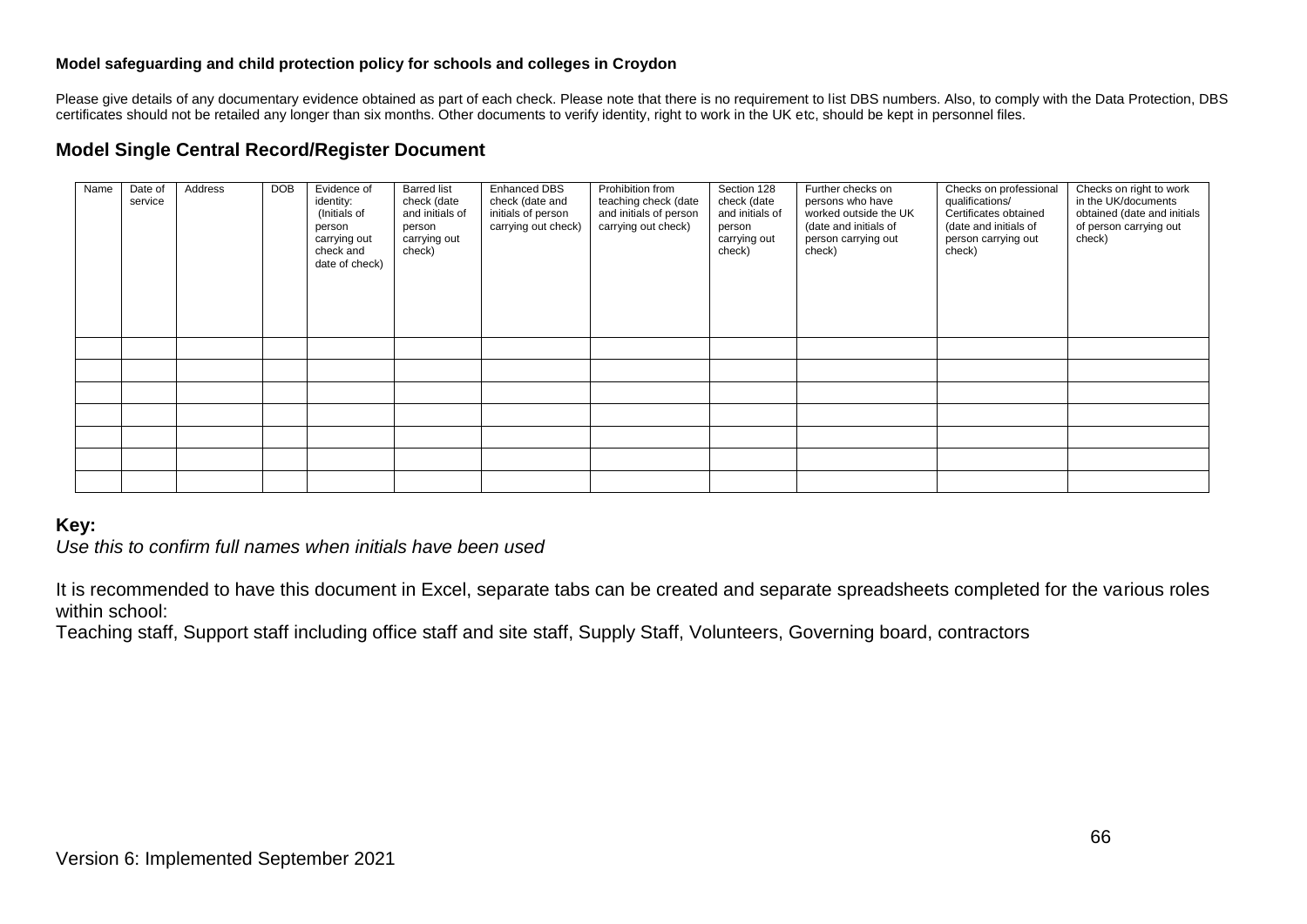**Model safeguarding and child protection policy for schools and colleges in Croydon**

Please give details of any documentary evidence obtained as part of each check. Please note that there is no requirement to list DBS numbers. Also, to comply with the Data Protection, DBS certificates should not be retailed any longer than six months. Other documents to verify identity, right to work in the UK etc, should be kept in personnel files.

## Model Single Central Record/Register Document

| Name | Date of service | Address | DOB | Evidence of identity: (Initials of person carrying out check and date of check) | Barred list check (date and initials of person carrying out check) | Enhanced DBS check (date and initials of person carrying out check) | Prohibition from teaching check (date and initials of person carrying out check) | Section 128 check (date and initials of person carrying out check) | Further checks on persons who have worked outside the UK (date and initials of person carrying out check) | Checks on professional qualifications/ Certificates obtained (date and initials of person carrying out check) | Checks on right to work in the UK/documents obtained (date and initials of person carrying out check) |
|---|---|---|---|---|---|---|---|---|---|---|---|
| | | | | | | | | | | | |
| | | | | | | | | | | | |
| | | | | | | | | | | | |
| | | | | | | | | | | | |
| | | | | | | | | | | | |
| | | | | | | | | | | | |
| | | | | | | | | | | | |

**Key:**

*Use this to confirm full names when initials have been used*

It is recommended to have this document in Excel, separate tabs can be created and separate spreadsheets completed for the various roles within school:

Teaching staff, Support staff including office staff and site staff, Supply Staff, Volunteers, Governing board, contractors